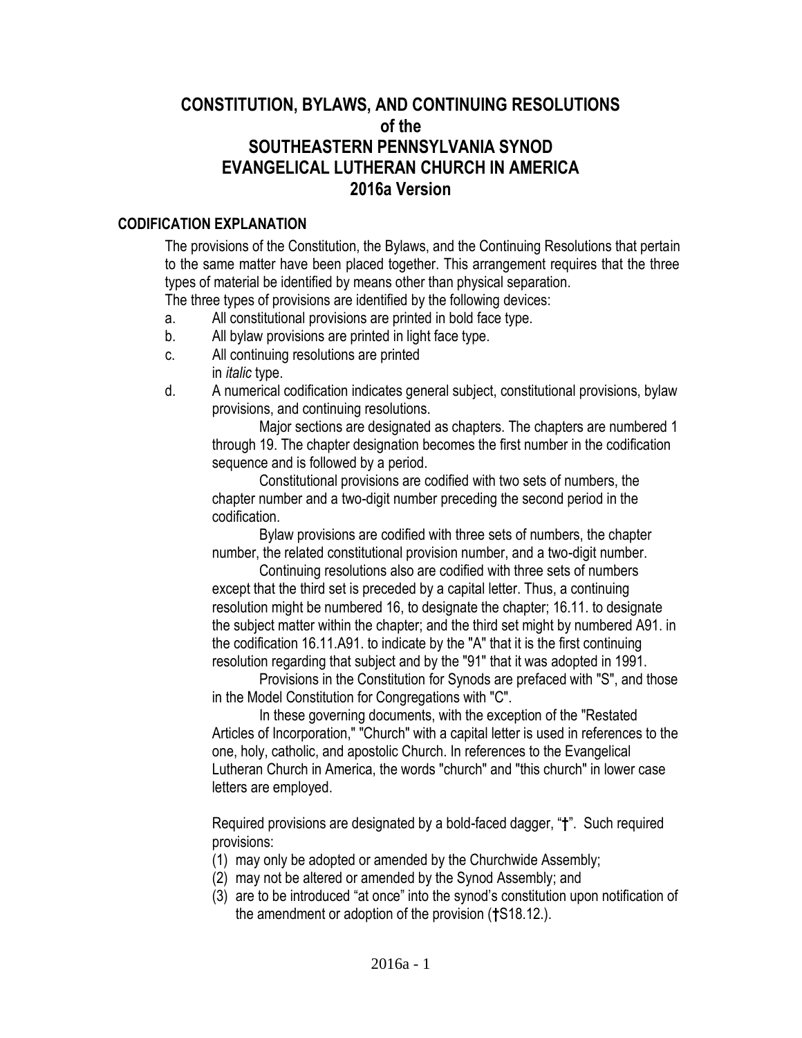# CONSTITUTION, BYLAWS, AND CONTINUING RESOLUTIONS of the SOUTHEASTERN PENNSYLVANIA SYNOD EVANGELICAL LUTHERAN CHURCH IN AMERICA 2016a Version

## CODIFICATION EXPLANATION

The provisions of the Constitution, the Bylaws, and the Continuing Resolutions that pertain to the same matter have been placed together. This arrangement requires that the three types of material be identified by means other than physical separation.

The three types of provisions are identified by the following devices:

a. All constitutional provisions are printed in bold face type.

b. All bylaw provisions are printed in light face type.

c. All continuing resolutions are printed in *italic* type.

d. A numerical codification indicates general subject, constitutional provisions, bylaw provisions, and continuing resolutions.

Major sections are designated as chapters. The chapters are numbered 1 through 19. The chapter designation becomes the first number in the codification sequence and is followed by a period.

Constitutional provisions are codified with two sets of numbers, the chapter number and a two-digit number preceding the second period in the codification.

Bylaw provisions are codified with three sets of numbers, the chapter number, the related constitutional provision number, and a two-digit number.

Continuing resolutions also are codified with three sets of numbers except that the third set is preceded by a capital letter. Thus, a continuing resolution might be numbered 16, to designate the chapter; 16.11. to designate the subject matter within the chapter; and the third set might by numbered A91. in the codification 16.11.A91. to indicate by the "A" that it is the first continuing resolution regarding that subject and by the "91" that it was adopted in 1991.

Provisions in the Constitution for Synods are prefaced with "S", and those in the Model Constitution for Congregations with "C".

In these governing documents, with the exception of the "Restated Articles of Incorporation," "Church" with a capital letter is used in references to the one, holy, catholic, and apostolic Church. In references to the Evangelical Lutheran Church in America, the words "church" and "this church" in lower case letters are employed.

Required provisions are designated by a bold-faced dagger, "**†**". Such required provisions:

(1) may only be adopted or amended by the Churchwide Assembly;

(2) may not be altered or amended by the Synod Assembly; and

(3) are to be introduced "at once" into the synod's constitution upon notification of the amendment or adoption of the provision (**†**S18.12.).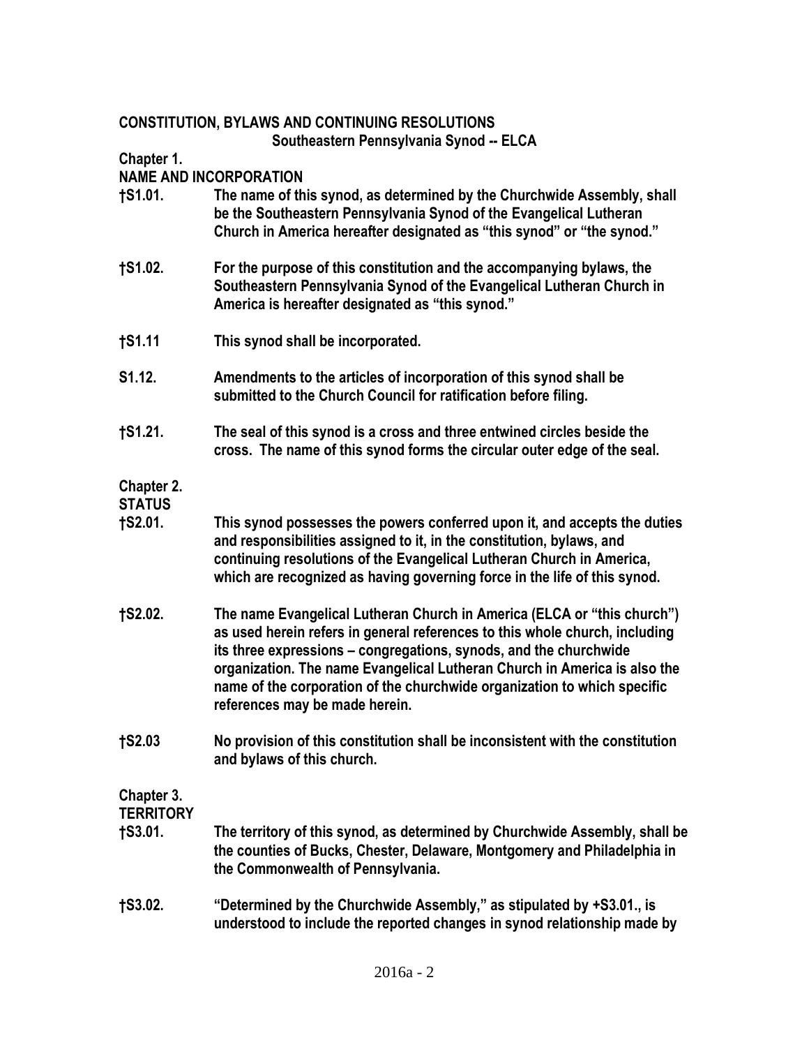**CONSTITUTION, BYLAWS AND CONTINUING RESOLUTIONS**
**Southeastern Pennsylvania Synod -- ELCA**

**Chapter 1.**
**NAME AND INCORPORATION**

**†S1.01.** **The name of this synod, as determined by the Churchwide Assembly, shall be the Southeastern Pennsylvania Synod of the Evangelical Lutheran Church in America hereafter designated as "this synod" or "the synod."**

**†S1.02.** **For the purpose of this constitution and the accompanying bylaws, the Southeastern Pennsylvania Synod of the Evangelical Lutheran Church in America is hereafter designated as "this synod."**

**†S1.11** **This synod shall be incorporated.**

**S1.12.** **Amendments to the articles of incorporation of this synod shall be submitted to the Church Council for ratification before filing.**

**†S1.21.** **The seal of this synod is a cross and three entwined circles beside the cross. The name of this synod forms the circular outer edge of the seal.**

**Chapter 2.**
**STATUS**

**†S2.01.** **This synod possesses the powers conferred upon it, and accepts the duties and responsibilities assigned to it, in the constitution, bylaws, and continuing resolutions of the Evangelical Lutheran Church in America, which are recognized as having governing force in the life of this synod.**

**†S2.02.** **The name Evangelical Lutheran Church in America (ELCA or "this church") as used herein refers in general references to this whole church, including its three expressions – congregations, synods, and the churchwide organization. The name Evangelical Lutheran Church in America is also the name of the corporation of the churchwide organization to which specific references may be made herein.**

**†S2.03** **No provision of this constitution shall be inconsistent with the constitution and bylaws of this church.**

**Chapter 3.**
**TERRITORY**

**†S3.01.** **The territory of this synod, as determined by Churchwide Assembly, shall be the counties of Bucks, Chester, Delaware, Montgomery and Philadelphia in the Commonwealth of Pennsylvania.**

**†S3.02.** **"Determined by the Churchwide Assembly," as stipulated by +S3.01., is understood to include the reported changes in synod relationship made by**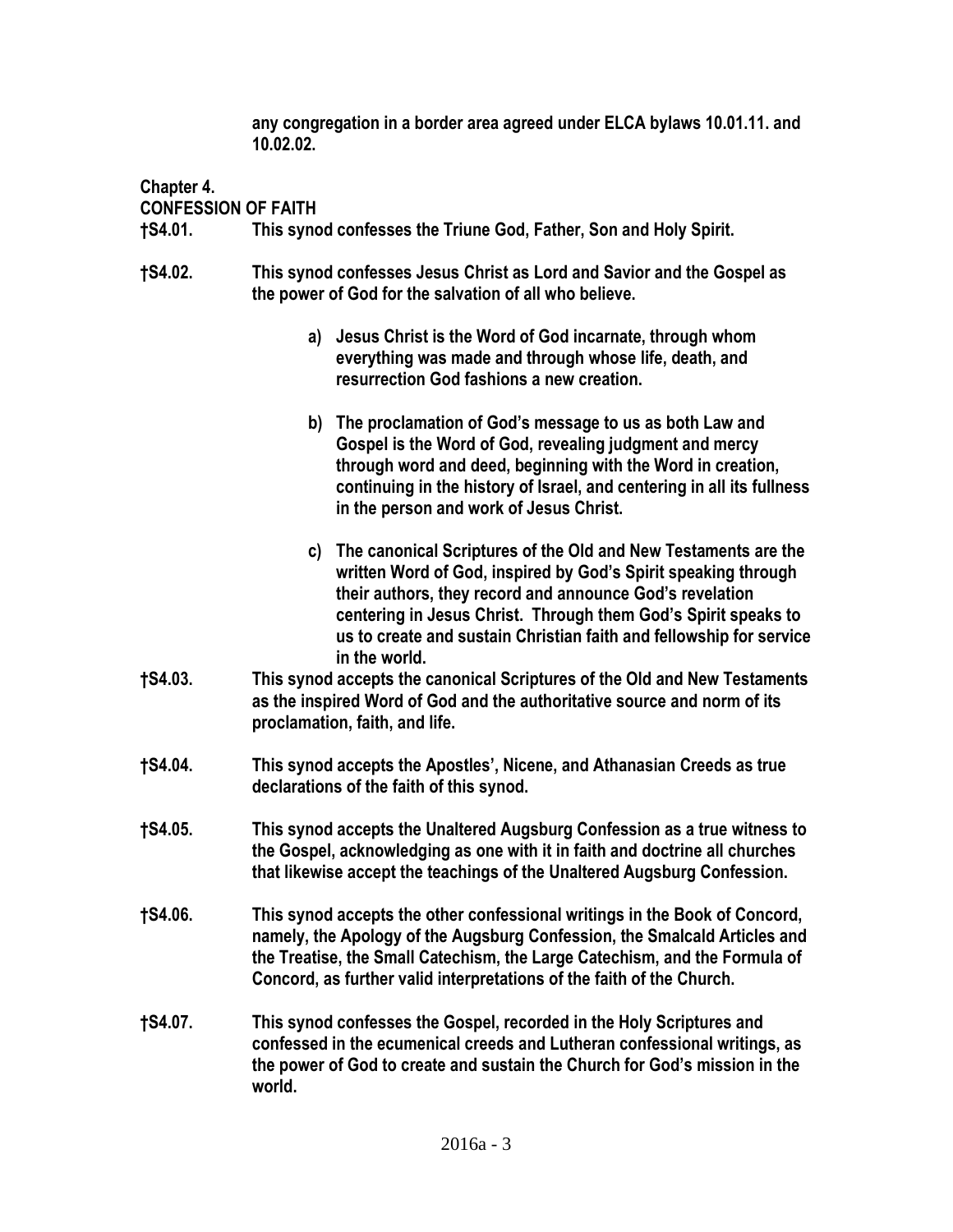**any congregation in a border area agreed under ELCA bylaws 10.01.11. and 10.02.02.**

## Chapter 4.
## CONFESSION OF FAITH

**†S4.01.** **This synod confesses the Triune God, Father, Son and Holy Spirit.**

**†S4.02.** **This synod confesses Jesus Christ as Lord and Savior and the Gospel as the power of God for the salvation of all who believe.**

a) **Jesus Christ is the Word of God incarnate, through whom everything was made and through whose life, death, and resurrection God fashions a new creation.**

b) **The proclamation of God's message to us as both Law and Gospel is the Word of God, revealing judgment and mercy through word and deed, beginning with the Word in creation, continuing in the history of Israel, and centering in all its fullness in the person and work of Jesus Christ.**

c) **The canonical Scriptures of the Old and New Testaments are the written Word of God, inspired by God's Spirit speaking through their authors, they record and announce God's revelation centering in Jesus Christ. Through them God's Spirit speaks to us to create and sustain Christian faith and fellowship for service in the world.**

**†S4.03.** **This synod accepts the canonical Scriptures of the Old and New Testaments as the inspired Word of God and the authoritative source and norm of its proclamation, faith, and life.**

**†S4.04.** **This synod accepts the Apostles', Nicene, and Athanasian Creeds as true declarations of the faith of this synod.**

**†S4.05.** **This synod accepts the Unaltered Augsburg Confession as a true witness to the Gospel, acknowledging as one with it in faith and doctrine all churches that likewise accept the teachings of the Unaltered Augsburg Confession.**

**†S4.06.** **This synod accepts the other confessional writings in the Book of Concord, namely, the Apology of the Augsburg Confession, the Smalcald Articles and the Treatise, the Small Catechism, the Large Catechism, and the Formula of Concord, as further valid interpretations of the faith of the Church.**

**†S4.07.** **This synod confesses the Gospel, recorded in the Holy Scriptures and confessed in the ecumenical creeds and Lutheran confessional writings, as the power of God to create and sustain the Church for God's mission in the world.**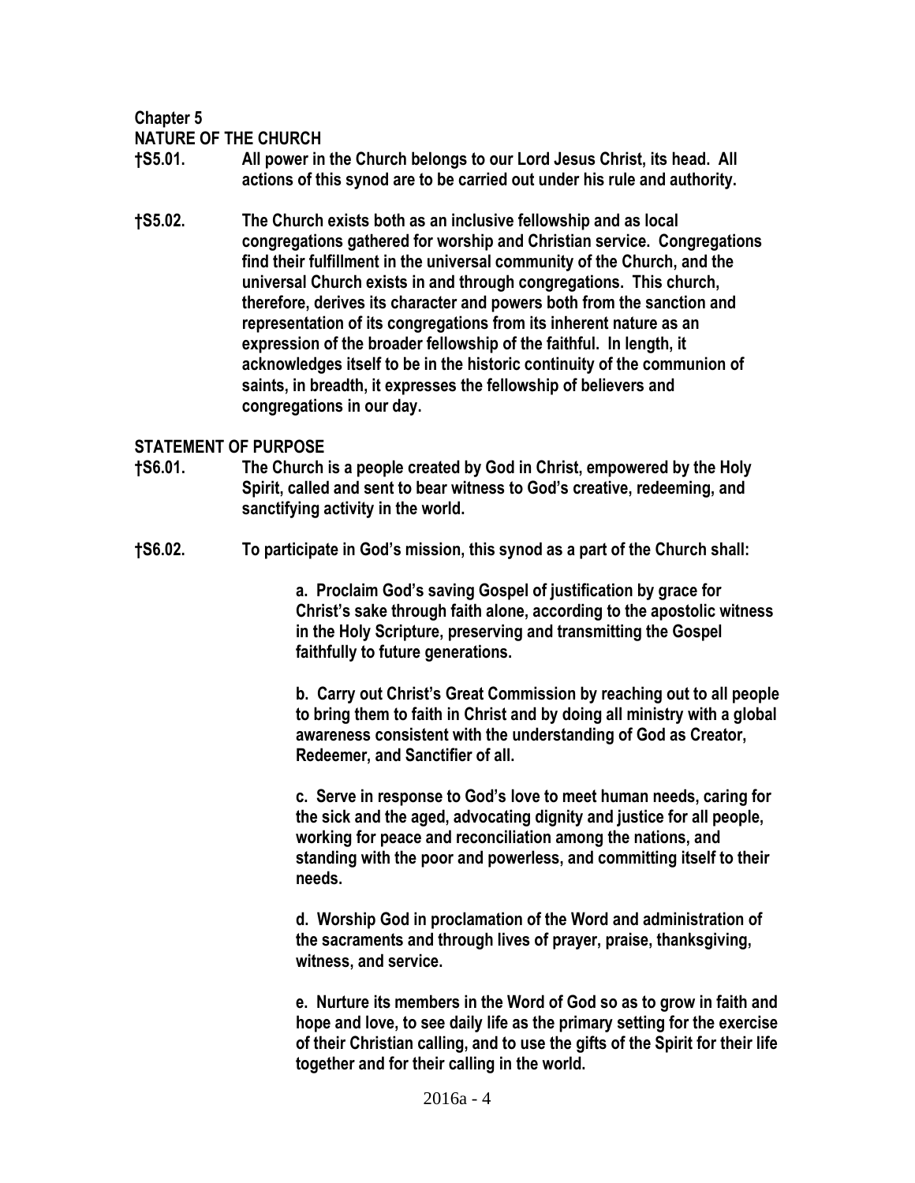**Chapter 5**
**NATURE OF THE CHURCH**

**†S5.01.** **All power in the Church belongs to our Lord Jesus Christ, its head. All actions of this synod are to be carried out under his rule and authority.**

**†S5.02.** **The Church exists both as an inclusive fellowship and as local congregations gathered for worship and Christian service. Congregations find their fulfillment in the universal community of the Church, and the universal Church exists in and through congregations. This church, therefore, derives its character and powers both from the sanction and representation of its congregations from its inherent nature as an expression of the broader fellowship of the faithful. In length, it acknowledges itself to be in the historic continuity of the communion of saints, in breadth, it expresses the fellowship of believers and congregations in our day.**

**STATEMENT OF PURPOSE**

**†S6.01.** **The Church is a people created by God in Christ, empowered by the Holy Spirit, called and sent to bear witness to God's creative, redeeming, and sanctifying activity in the world.**

**†S6.02.** **To participate in God's mission, this synod as a part of the Church shall:**

**a. Proclaim God's saving Gospel of justification by grace for Christ's sake through faith alone, according to the apostolic witness in the Holy Scripture, preserving and transmitting the Gospel faithfully to future generations.**

**b. Carry out Christ's Great Commission by reaching out to all people to bring them to faith in Christ and by doing all ministry with a global awareness consistent with the understanding of God as Creator, Redeemer, and Sanctifier of all.**

**c. Serve in response to God's love to meet human needs, caring for the sick and the aged, advocating dignity and justice for all people, working for peace and reconciliation among the nations, and standing with the poor and powerless, and committing itself to their needs.**

**d. Worship God in proclamation of the Word and administration of the sacraments and through lives of prayer, praise, thanksgiving, witness, and service.**

**e. Nurture its members in the Word of God so as to grow in faith and hope and love, to see daily life as the primary setting for the exercise of their Christian calling, and to use the gifts of the Spirit for their life together and for their calling in the world.**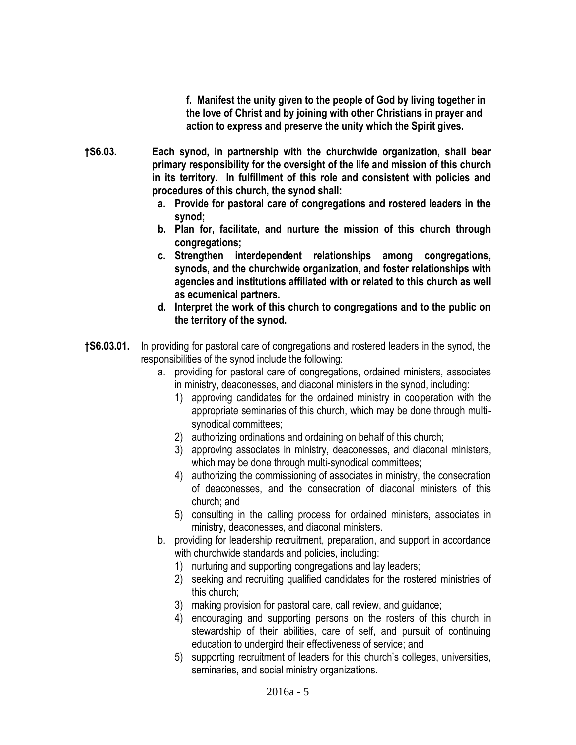**f. Manifest the unity given to the people of God by living together in the love of Christ and by joining with other Christians in prayer and action to express and preserve the unity which the Spirit gives.**

**†S6.03. Each synod, in partnership with the churchwide organization, shall bear primary responsibility for the oversight of the life and mission of this church in its territory. In fulfillment of this role and consistent with policies and procedures of this church, the synod shall:**

**a. Provide for pastoral care of congregations and rostered leaders in the synod;**

**b. Plan for, facilitate, and nurture the mission of this church through congregations;**

**c. Strengthen interdependent relationships among congregations, synods, and the churchwide organization, and foster relationships with agencies and institutions affiliated with or related to this church as well as ecumenical partners.**

**d. Interpret the work of this church to congregations and to the public on the territory of the synod.**

**†S6.03.01.** In providing for pastoral care of congregations and rostered leaders in the synod, the responsibilities of the synod include the following:

a. providing for pastoral care of congregations, ordained ministers, associates in ministry, deaconesses, and diaconal ministers in the synod, including:
   1) approving candidates for the ordained ministry in cooperation with the appropriate seminaries of this church, which may be done through multi-synodical committees;
   2) authorizing ordinations and ordaining on behalf of this church;
   3) approving associates in ministry, deaconesses, and diaconal ministers, which may be done through multi-synodical committees;
   4) authorizing the commissioning of associates in ministry, the consecration of deaconesses, and the consecration of diaconal ministers of this church; and
   5) consulting in the calling process for ordained ministers, associates in ministry, deaconesses, and diaconal ministers.

b. providing for leadership recruitment, preparation, and support in accordance with churchwide standards and policies, including:
   1) nurturing and supporting congregations and lay leaders;
   2) seeking and recruiting qualified candidates for the rostered ministries of this church;
   3) making provision for pastoral care, call review, and guidance;
   4) encouraging and supporting persons on the rosters of this church in stewardship of their abilities, care of self, and pursuit of continuing education to undergird their effectiveness of service; and
   5) supporting recruitment of leaders for this church's colleges, universities, seminaries, and social ministry organizations.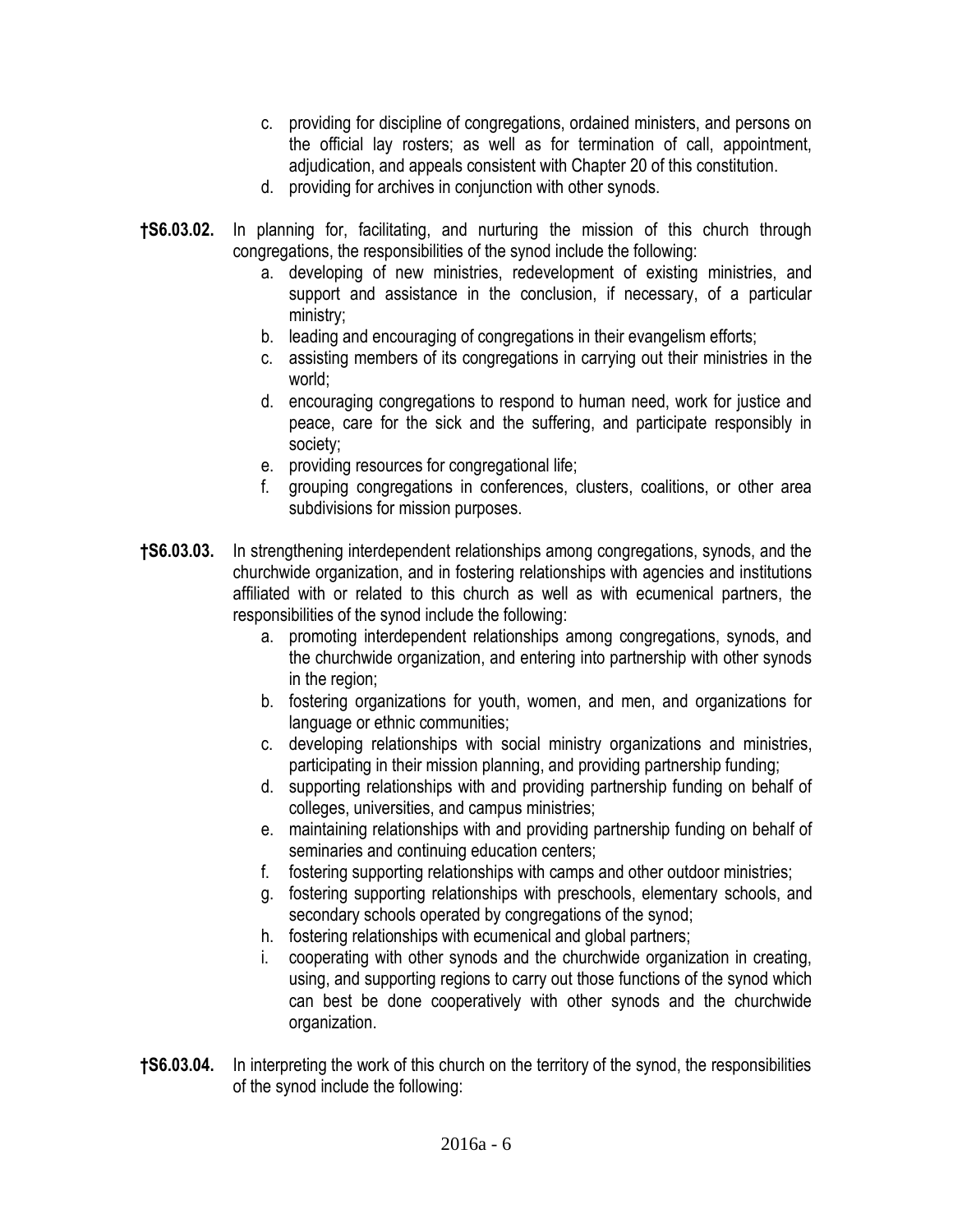c. providing for discipline of congregations, ordained ministers, and persons on the official lay rosters; as well as for termination of call, appointment, adjudication, and appeals consistent with Chapter 20 of this constitution.
d. providing for archives in conjunction with other synods.

**†S6.03.02.** In planning for, facilitating, and nurturing the mission of this church through congregations, the responsibilities of the synod include the following:

a. developing of new ministries, redevelopment of existing ministries, and support and assistance in the conclusion, if necessary, of a particular ministry;
b. leading and encouraging of congregations in their evangelism efforts;
c. assisting members of its congregations in carrying out their ministries in the world;
d. encouraging congregations to respond to human need, work for justice and peace, care for the sick and the suffering, and participate responsibly in society;
e. providing resources for congregational life;
f. grouping congregations in conferences, clusters, coalitions, or other area subdivisions for mission purposes.

**†S6.03.03.** In strengthening interdependent relationships among congregations, synods, and the churchwide organization, and in fostering relationships with agencies and institutions affiliated with or related to this church as well as with ecumenical partners, the responsibilities of the synod include the following:

a. promoting interdependent relationships among congregations, synods, and the churchwide organization, and entering into partnership with other synods in the region;
b. fostering organizations for youth, women, and men, and organizations for language or ethnic communities;
c. developing relationships with social ministry organizations and ministries, participating in their mission planning, and providing partnership funding;
d. supporting relationships with and providing partnership funding on behalf of colleges, universities, and campus ministries;
e. maintaining relationships with and providing partnership funding on behalf of seminaries and continuing education centers;
f. fostering supporting relationships with camps and other outdoor ministries;
g. fostering supporting relationships with preschools, elementary schools, and secondary schools operated by congregations of the synod;
h. fostering relationships with ecumenical and global partners;
i. cooperating with other synods and the churchwide organization in creating, using, and supporting regions to carry out those functions of the synod which can best be done cooperatively with other synods and the churchwide organization.

**†S6.03.04.** In interpreting the work of this church on the territory of the synod, the responsibilities of the synod include the following: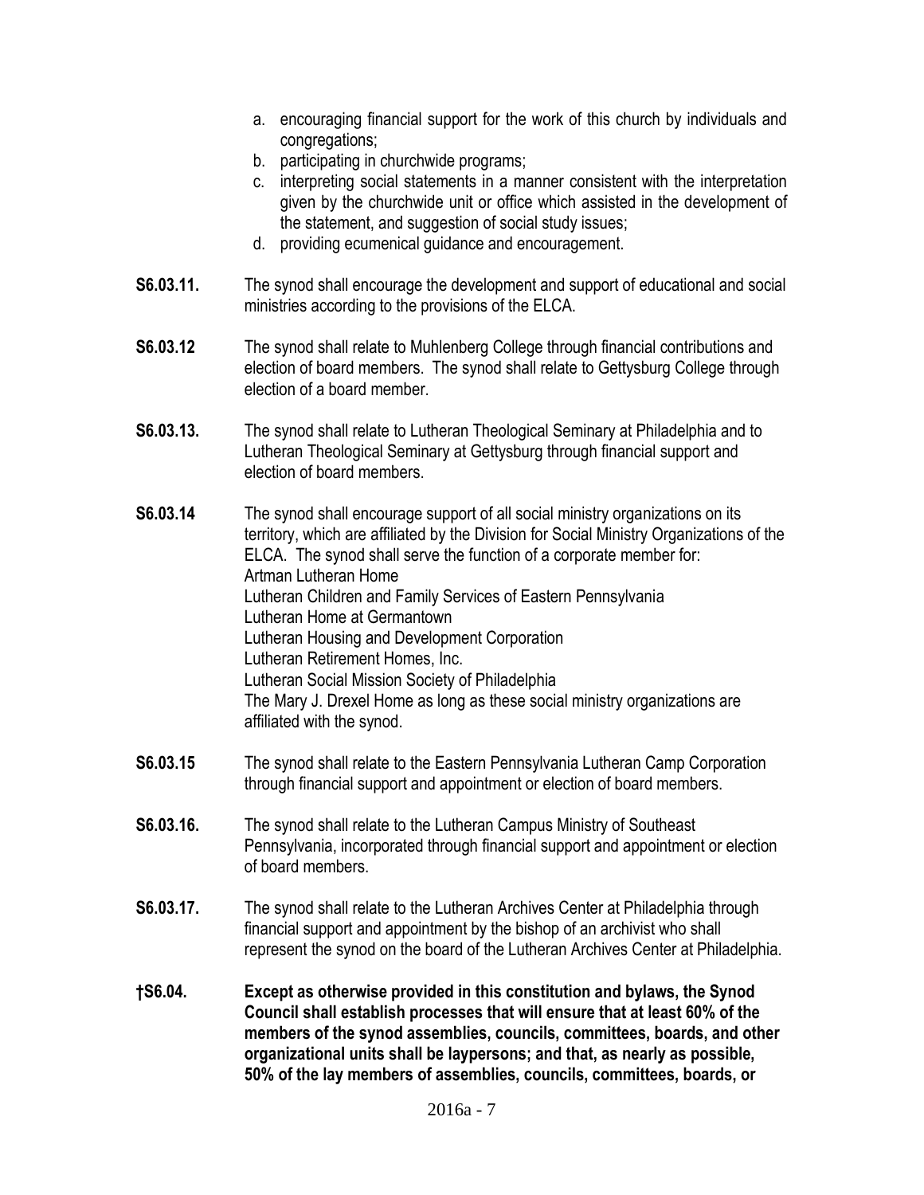a. encouraging financial support for the work of this church by individuals and congregations;
b. participating in churchwide programs;
c. interpreting social statements in a manner consistent with the interpretation given by the churchwide unit or office which assisted in the development of the statement, and suggestion of social study issues;
d. providing ecumenical guidance and encouragement.

**S6.03.11.** The synod shall encourage the development and support of educational and social ministries according to the provisions of the ELCA.

**S6.03.12** The synod shall relate to Muhlenberg College through financial contributions and election of board members. The synod shall relate to Gettysburg College through election of a board member.

**S6.03.13.** The synod shall relate to Lutheran Theological Seminary at Philadelphia and to Lutheran Theological Seminary at Gettysburg through financial support and election of board members.

**S6.03.14** The synod shall encourage support of all social ministry organizations on its territory, which are affiliated by the Division for Social Ministry Organizations of the ELCA. The synod shall serve the function of a corporate member for:
Artman Lutheran Home
Lutheran Children and Family Services of Eastern Pennsylvania
Lutheran Home at Germantown
Lutheran Housing and Development Corporation
Lutheran Retirement Homes, Inc.
Lutheran Social Mission Society of Philadelphia
The Mary J. Drexel Home as long as these social ministry organizations are affiliated with the synod.

**S6.03.15** The synod shall relate to the Eastern Pennsylvania Lutheran Camp Corporation through financial support and appointment or election of board members.

**S6.03.16.** The synod shall relate to the Lutheran Campus Ministry of Southeast Pennsylvania, incorporated through financial support and appointment or election of board members.

**S6.03.17.** The synod shall relate to the Lutheran Archives Center at Philadelphia through financial support and appointment by the bishop of an archivist who shall represent the synod on the board of the Lutheran Archives Center at Philadelphia.

**†S6.04. Except as otherwise provided in this constitution and bylaws, the Synod Council shall establish processes that will ensure that at least 60% of the members of the synod assemblies, councils, committees, boards, and other organizational units shall be laypersons; and that, as nearly as possible, 50% of the lay members of assemblies, councils, committees, boards, or**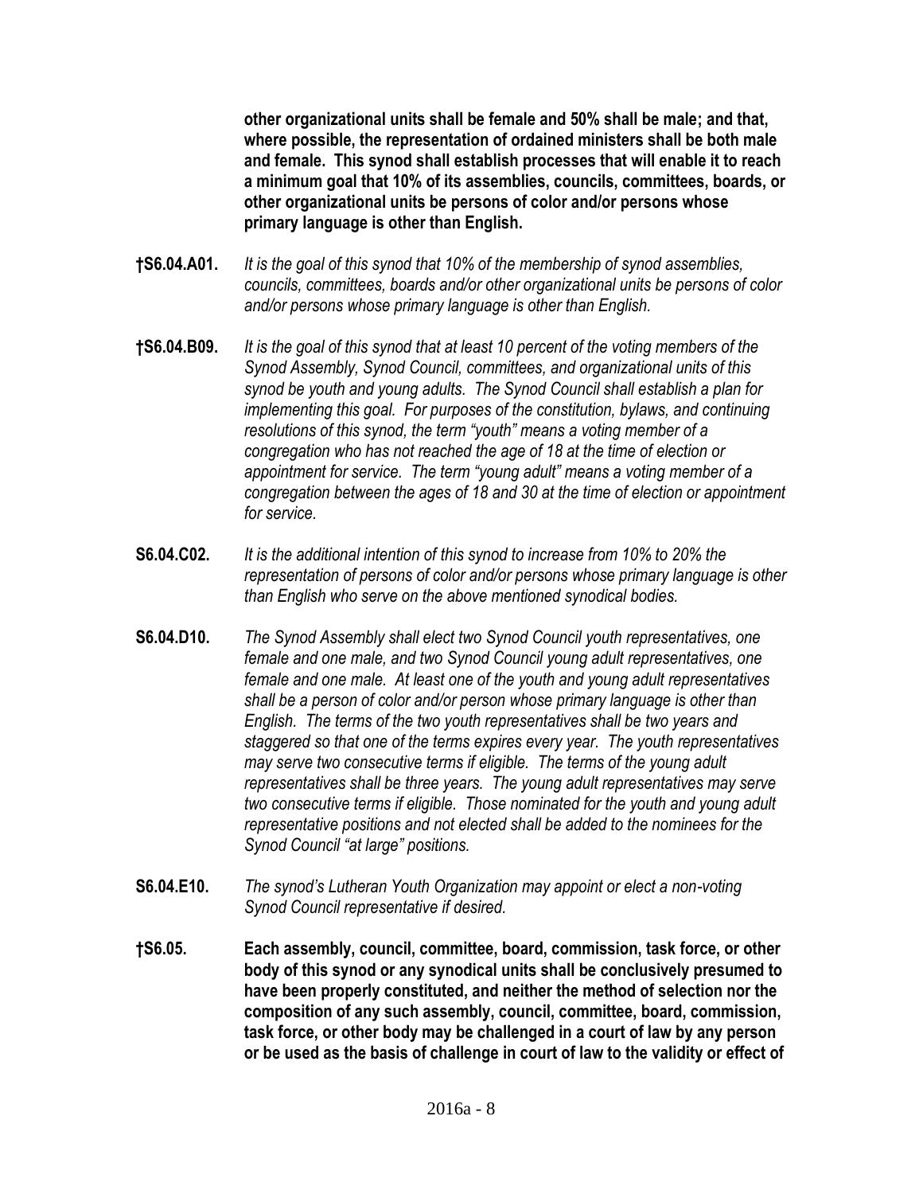**other organizational units shall be female and 50% shall be male; and that, where possible, the representation of ordained ministers shall be both male and female. This synod shall establish processes that will enable it to reach a minimum goal that 10% of its assemblies, councils, committees, boards, or other organizational units be persons of color and/or persons whose primary language is other than English.**

**†S6.04.A01.** *It is the goal of this synod that 10% of the membership of synod assemblies, councils, committees, boards and/or other organizational units be persons of color and/or persons whose primary language is other than English.*

**†S6.04.B09.** *It is the goal of this synod that at least 10 percent of the voting members of the Synod Assembly, Synod Council, committees, and organizational units of this synod be youth and young adults. The Synod Council shall establish a plan for implementing this goal. For purposes of the constitution, bylaws, and continuing resolutions of this synod, the term "youth" means a voting member of a congregation who has not reached the age of 18 at the time of election or appointment for service. The term "young adult" means a voting member of a congregation between the ages of 18 and 30 at the time of election or appointment for service.*

**S6.04.C02.** *It is the additional intention of this synod to increase from 10% to 20% the representation of persons of color and/or persons whose primary language is other than English who serve on the above mentioned synodical bodies.*

**S6.04.D10.** *The Synod Assembly shall elect two Synod Council youth representatives, one female and one male, and two Synod Council young adult representatives, one female and one male. At least one of the youth and young adult representatives shall be a person of color and/or person whose primary language is other than English. The terms of the two youth representatives shall be two years and staggered so that one of the terms expires every year. The youth representatives may serve two consecutive terms if eligible. The terms of the young adult representatives shall be three years. The young adult representatives may serve two consecutive terms if eligible. Those nominated for the youth and young adult representative positions and not elected shall be added to the nominees for the Synod Council "at large" positions.*

**S6.04.E10.** *The synod's Lutheran Youth Organization may appoint or elect a non-voting Synod Council representative if desired.*

**†S6.05.** **Each assembly, council, committee, board, commission, task force, or other body of this synod or any synodical units shall be conclusively presumed to have been properly constituted, and neither the method of selection nor the composition of any such assembly, council, committee, board, commission, task force, or other body may be challenged in a court of law by any person or be used as the basis of challenge in court of law to the validity or effect of**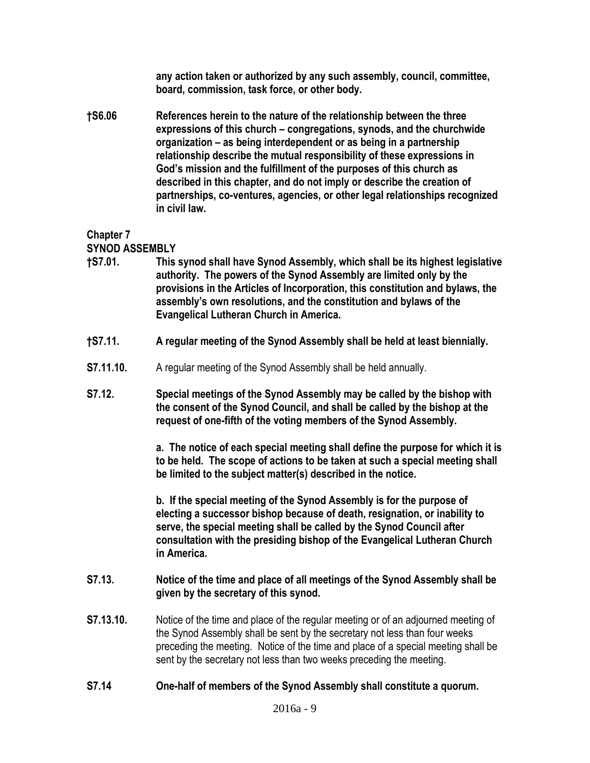**any action taken or authorized by any such assembly, council, committee, board, commission, task force, or other body.**

**†S6.06 References herein to the nature of the relationship between the three expressions of this church – congregations, synods, and the churchwide organization – as being interdependent or as being in a partnership relationship describe the mutual responsibility of these expressions in God's mission and the fulfillment of the purposes of this church as described in this chapter, and do not imply or describe the creation of partnerships, co-ventures, agencies, or other legal relationships recognized in civil law.**

## Chapter 7
## SYNOD ASSEMBLY

**†S7.01. This synod shall have Synod Assembly, which shall be its highest legislative authority. The powers of the Synod Assembly are limited only by the provisions in the Articles of Incorporation, this constitution and bylaws, the assembly's own resolutions, and the constitution and bylaws of the Evangelical Lutheran Church in America.**

**†S7.11. A regular meeting of the Synod Assembly shall be held at least biennially.**

**S7.11.10.** A regular meeting of the Synod Assembly shall be held annually.

**S7.12. Special meetings of the Synod Assembly may be called by the bishop with the consent of the Synod Council, and shall be called by the bishop at the request of one-fifth of the voting members of the Synod Assembly.**

**a. The notice of each special meeting shall define the purpose for which it is to be held. The scope of actions to be taken at such a special meeting shall be limited to the subject matter(s) described in the notice.**

**b. If the special meeting of the Synod Assembly is for the purpose of electing a successor bishop because of death, resignation, or inability to serve, the special meeting shall be called by the Synod Council after consultation with the presiding bishop of the Evangelical Lutheran Church in America.**

**S7.13. Notice of the time and place of all meetings of the Synod Assembly shall be given by the secretary of this synod.**

**S7.13.10.** Notice of the time and place of the regular meeting or of an adjourned meeting of the Synod Assembly shall be sent by the secretary not less than four weeks preceding the meeting. Notice of the time and place of a special meeting shall be sent by the secretary not less than two weeks preceding the meeting.

**S7.14 One-half of members of the Synod Assembly shall constitute a quorum.**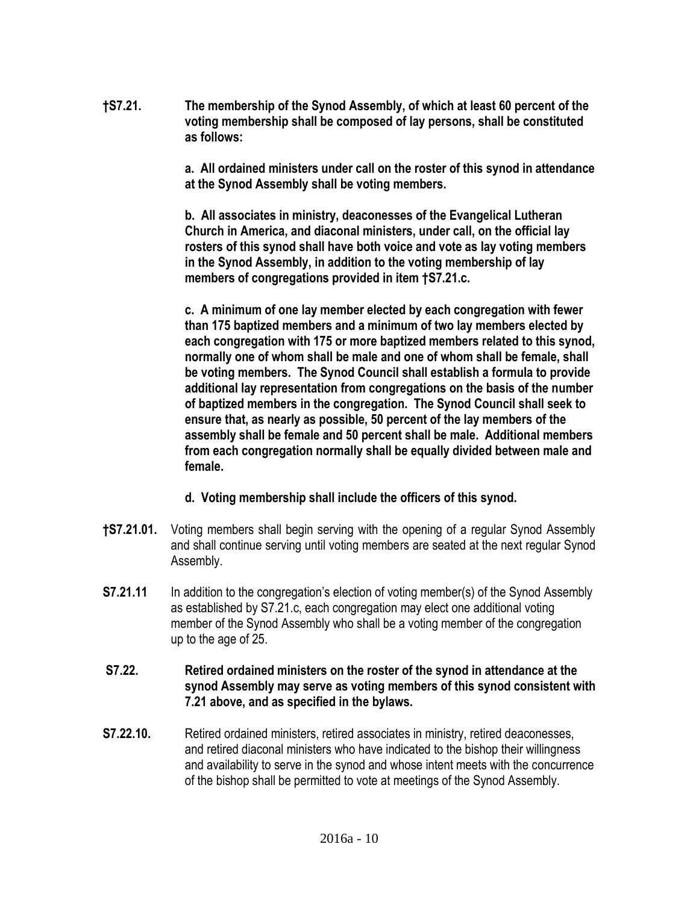**†S7.21. The membership of the Synod Assembly, of which at least 60 percent of the voting membership shall be composed of lay persons, shall be constituted as follows:**

**a. All ordained ministers under call on the roster of this synod in attendance at the Synod Assembly shall be voting members.**

**b. All associates in ministry, deaconesses of the Evangelical Lutheran Church in America, and diaconal ministers, under call, on the official lay rosters of this synod shall have both voice and vote as lay voting members in the Synod Assembly, in addition to the voting membership of lay members of congregations provided in item †S7.21.c.**

**c. A minimum of one lay member elected by each congregation with fewer than 175 baptized members and a minimum of two lay members elected by each congregation with 175 or more baptized members related to this synod, normally one of whom shall be male and one of whom shall be female, shall be voting members. The Synod Council shall establish a formula to provide additional lay representation from congregations on the basis of the number of baptized members in the congregation. The Synod Council shall seek to ensure that, as nearly as possible, 50 percent of the lay members of the assembly shall be female and 50 percent shall be male. Additional members from each congregation normally shall be equally divided between male and female.**

**d. Voting membership shall include the officers of this synod.**

**†S7.21.01.** Voting members shall begin serving with the opening of a regular Synod Assembly and shall continue serving until voting members are seated at the next regular Synod Assembly.

**S7.21.11** In addition to the congregation's election of voting member(s) of the Synod Assembly as established by S7.21.c, each congregation may elect one additional voting member of the Synod Assembly who shall be a voting member of the congregation up to the age of 25.

**S7.22. Retired ordained ministers on the roster of the synod in attendance at the synod Assembly may serve as voting members of this synod consistent with 7.21 above, and as specified in the bylaws.**

**S7.22.10.** Retired ordained ministers, retired associates in ministry, retired deaconesses, and retired diaconal ministers who have indicated to the bishop their willingness and availability to serve in the synod and whose intent meets with the concurrence of the bishop shall be permitted to vote at meetings of the Synod Assembly.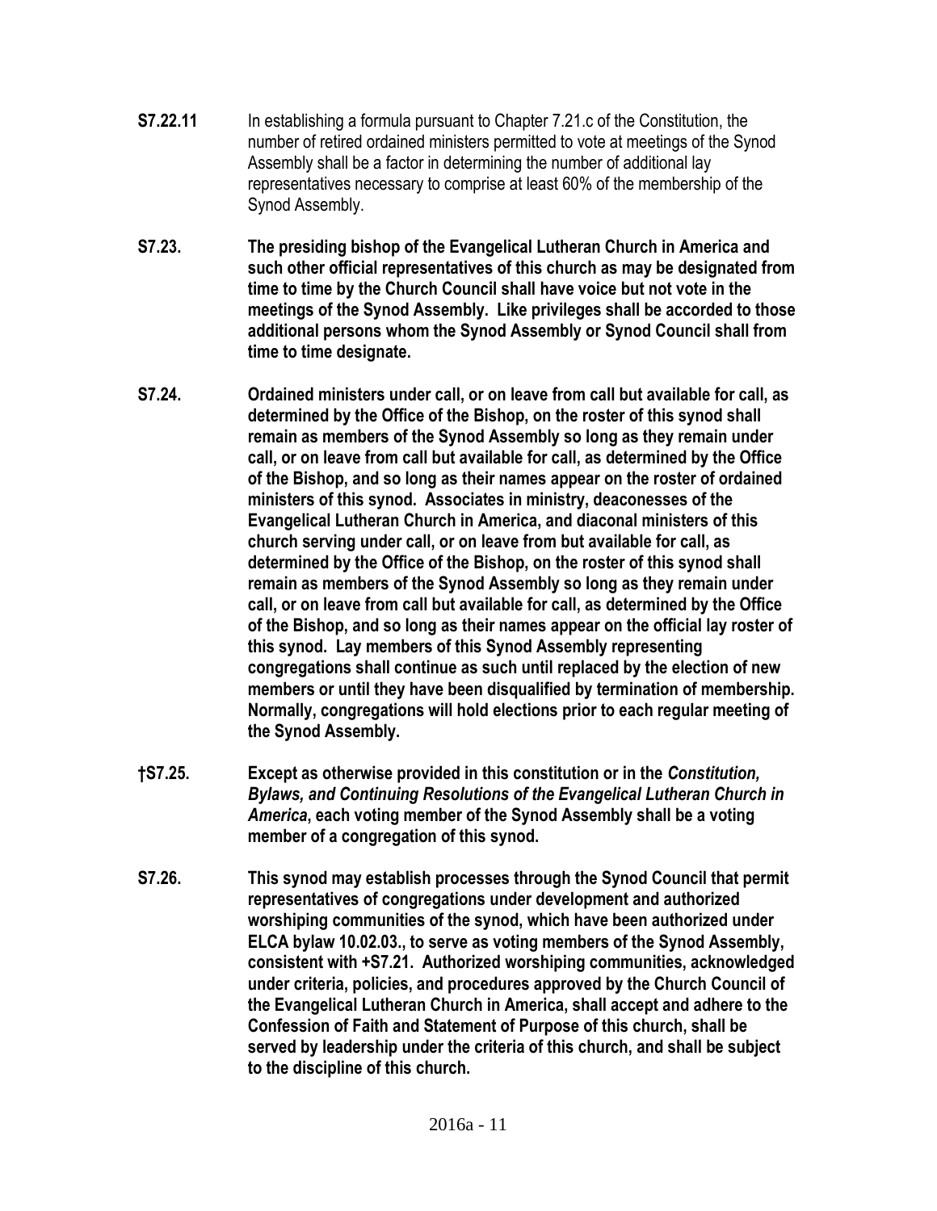**S7.22.11** In establishing a formula pursuant to Chapter 7.21.c of the Constitution, the number of retired ordained ministers permitted to vote at meetings of the Synod Assembly shall be a factor in determining the number of additional lay representatives necessary to comprise at least 60% of the membership of the Synod Assembly.

**S7.23. The presiding bishop of the Evangelical Lutheran Church in America and such other official representatives of this church as may be designated from time to time by the Church Council shall have voice but not vote in the meetings of the Synod Assembly. Like privileges shall be accorded to those additional persons whom the Synod Assembly or Synod Council shall from time to time designate.**

**S7.24. Ordained ministers under call, or on leave from call but available for call, as determined by the Office of the Bishop, on the roster of this synod shall remain as members of the Synod Assembly so long as they remain under call, or on leave from call but available for call, as determined by the Office of the Bishop, and so long as their names appear on the roster of ordained ministers of this synod. Associates in ministry, deaconesses of the Evangelical Lutheran Church in America, and diaconal ministers of this church serving under call, or on leave from but available for call, as determined by the Office of the Bishop, on the roster of this synod shall remain as members of the Synod Assembly so long as they remain under call, or on leave from call but available for call, as determined by the Office of the Bishop, and so long as their names appear on the official lay roster of this synod. Lay members of this Synod Assembly representing congregations shall continue as such until replaced by the election of new members or until they have been disqualified by termination of membership. Normally, congregations will hold elections prior to each regular meeting of the Synod Assembly.**

**†S7.25. Except as otherwise provided in this constitution or in the *Constitution, Bylaws, and Continuing Resolutions of the Evangelical Lutheran Church in America*, each voting member of the Synod Assembly shall be a voting member of a congregation of this synod.**

**S7.26. This synod may establish processes through the Synod Council that permit representatives of congregations under development and authorized worshiping communities of the synod, which have been authorized under ELCA bylaw 10.02.03., to serve as voting members of the Synod Assembly, consistent with +S7.21. Authorized worshiping communities, acknowledged under criteria, policies, and procedures approved by the Church Council of the Evangelical Lutheran Church in America, shall accept and adhere to the Confession of Faith and Statement of Purpose of this church, shall be served by leadership under the criteria of this church, and shall be subject to the discipline of this church.**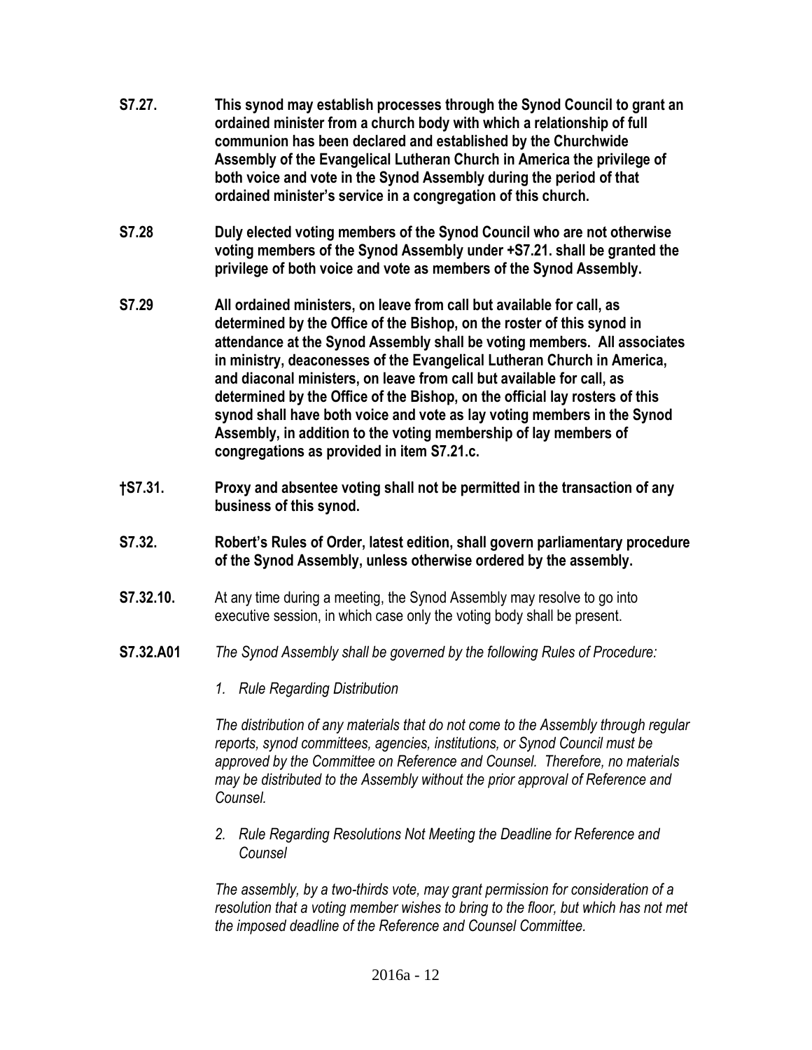**S7.27.** **This synod may establish processes through the Synod Council to grant an ordained minister from a church body with which a relationship of full communion has been declared and established by the Churchwide Assembly of the Evangelical Lutheran Church in America the privilege of both voice and vote in the Synod Assembly during the period of that ordained minister's service in a congregation of this church.**

**S7.28** **Duly elected voting members of the Synod Council who are not otherwise voting members of the Synod Assembly under +S7.21. shall be granted the privilege of both voice and vote as members of the Synod Assembly.**

**S7.29** **All ordained ministers, on leave from call but available for call, as determined by the Office of the Bishop, on the roster of this synod in attendance at the Synod Assembly shall be voting members. All associates in ministry, deaconesses of the Evangelical Lutheran Church in America, and diaconal ministers, on leave from call but available for call, as determined by the Office of the Bishop, on the official lay rosters of this synod shall have both voice and vote as lay voting members in the Synod Assembly, in addition to the voting membership of lay members of congregations as provided in item S7.21.c.**

**†S7.31.** **Proxy and absentee voting shall not be permitted in the transaction of any business of this synod.**

**S7.32.** **Robert's Rules of Order, latest edition, shall govern parliamentary procedure of the Synod Assembly, unless otherwise ordered by the assembly.**

**S7.32.10.** At any time during a meeting, the Synod Assembly may resolve to go into executive session, in which case only the voting body shall be present.

**S7.32.A01** *The Synod Assembly shall be governed by the following Rules of Procedure:*

1. *Rule Regarding Distribution*

   *The distribution of any materials that do not come to the Assembly through regular reports, synod committees, agencies, institutions, or Synod Council must be approved by the Committee on Reference and Counsel. Therefore, no materials may be distributed to the Assembly without the prior approval of Reference and Counsel.*

2. *Rule Regarding Resolutions Not Meeting the Deadline for Reference and Counsel*

   *The assembly, by a two-thirds vote, may grant permission for consideration of a resolution that a voting member wishes to bring to the floor, but which has not met the imposed deadline of the Reference and Counsel Committee.*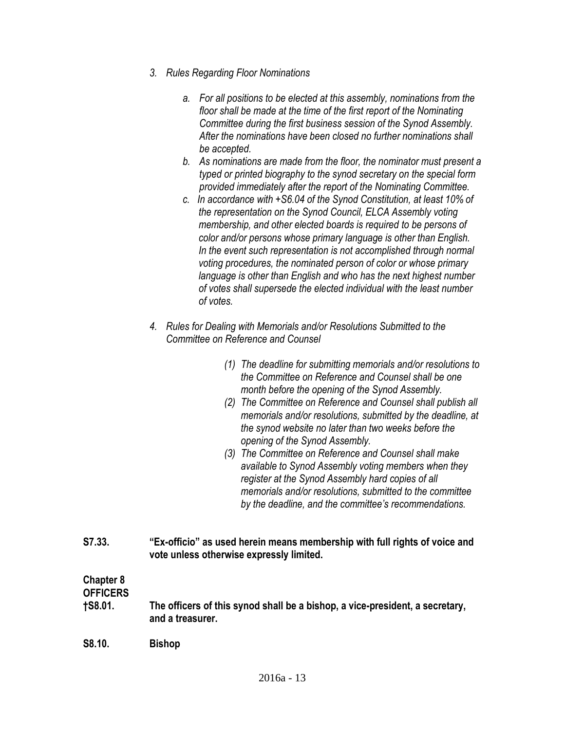*3. Rules Regarding Floor Nominations*

*a. For all positions to be elected at this assembly, nominations from the floor shall be made at the time of the first report of the Nominating Committee during the first business session of the Synod Assembly. After the nominations have been closed no further nominations shall be accepted.*

*b. As nominations are made from the floor, the nominator must present a typed or printed biography to the synod secretary on the special form provided immediately after the report of the Nominating Committee.*

*c. In accordance with +S6.04 of the Synod Constitution, at least 10% of the representation on the Synod Council, ELCA Assembly voting membership, and other elected boards is required to be persons of color and/or persons whose primary language is other than English. In the event such representation is not accomplished through normal voting procedures, the nominated person of color or whose primary language is other than English and who has the next highest number of votes shall supersede the elected individual with the least number of votes.*

*4. Rules for Dealing with Memorials and/or Resolutions Submitted to the Committee on Reference and Counsel*

*(1) The deadline for submitting memorials and/or resolutions to the Committee on Reference and Counsel shall be one month before the opening of the Synod Assembly.*

*(2) The Committee on Reference and Counsel shall publish all memorials and/or resolutions, submitted by the deadline, at the synod website no later than two weeks before the opening of the Synod Assembly.*

*(3) The Committee on Reference and Counsel shall make available to Synod Assembly voting members when they register at the Synod Assembly hard copies of all memorials and/or resolutions, submitted to the committee by the deadline, and the committee's recommendations.*

**S7.33.** **"Ex-officio" as used herein means membership with full rights of voice and vote unless otherwise expressly limited.**

## Chapter 8
## OFFICERS

**†S8.01.** **The officers of this synod shall be a bishop, a vice-president, a secretary, and a treasurer.**

**S8.10.** **Bishop**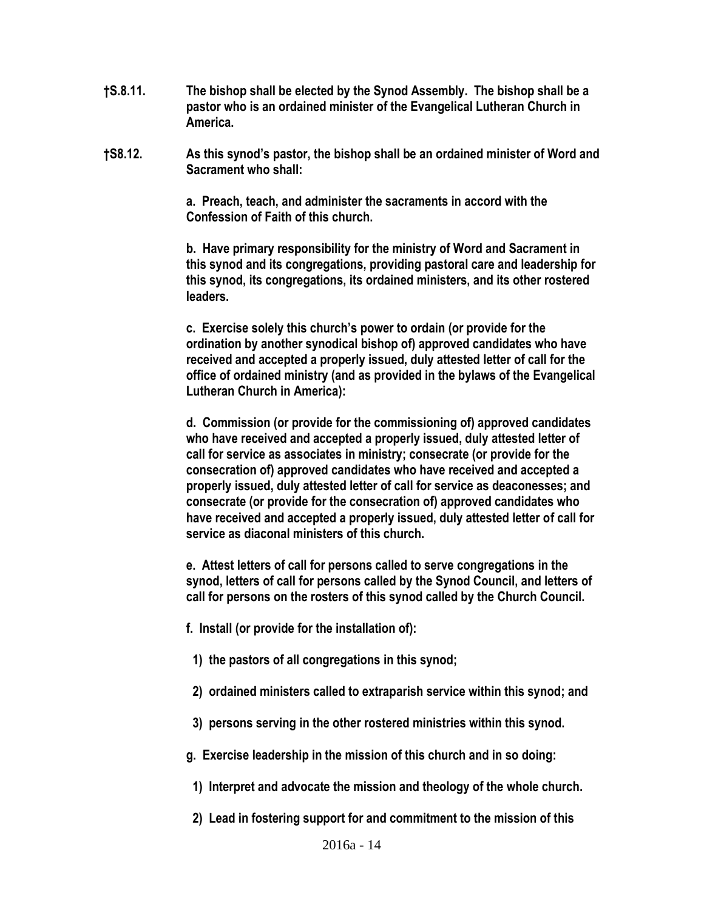**†S.8.11. The bishop shall be elected by the Synod Assembly. The bishop shall be a pastor who is an ordained minister of the Evangelical Lutheran Church in America.**

**†S8.12. As this synod's pastor, the bishop shall be an ordained minister of Word and Sacrament who shall:**

**a. Preach, teach, and administer the sacraments in accord with the Confession of Faith of this church.**

**b. Have primary responsibility for the ministry of Word and Sacrament in this synod and its congregations, providing pastoral care and leadership for this synod, its congregations, its ordained ministers, and its other rostered leaders.**

**c. Exercise solely this church's power to ordain (or provide for the ordination by another synodical bishop of) approved candidates who have received and accepted a properly issued, duly attested letter of call for the office of ordained ministry (and as provided in the bylaws of the Evangelical Lutheran Church in America):**

**d. Commission (or provide for the commissioning of) approved candidates who have received and accepted a properly issued, duly attested letter of call for service as associates in ministry; consecrate (or provide for the consecration of) approved candidates who have received and accepted a properly issued, duly attested letter of call for service as deaconesses; and consecrate (or provide for the consecration of) approved candidates who have received and accepted a properly issued, duly attested letter of call for service as diaconal ministers of this church.**

**e. Attest letters of call for persons called to serve congregations in the synod, letters of call for persons called by the Synod Council, and letters of call for persons on the rosters of this synod called by the Church Council.**

**f. Install (or provide for the installation of):**

**1) the pastors of all congregations in this synod;**

**2) ordained ministers called to extraparish service within this synod; and**

**3) persons serving in the other rostered ministries within this synod.**

**g. Exercise leadership in the mission of this church and in so doing:**

**1) Interpret and advocate the mission and theology of the whole church.**

**2) Lead in fostering support for and commitment to the mission of this**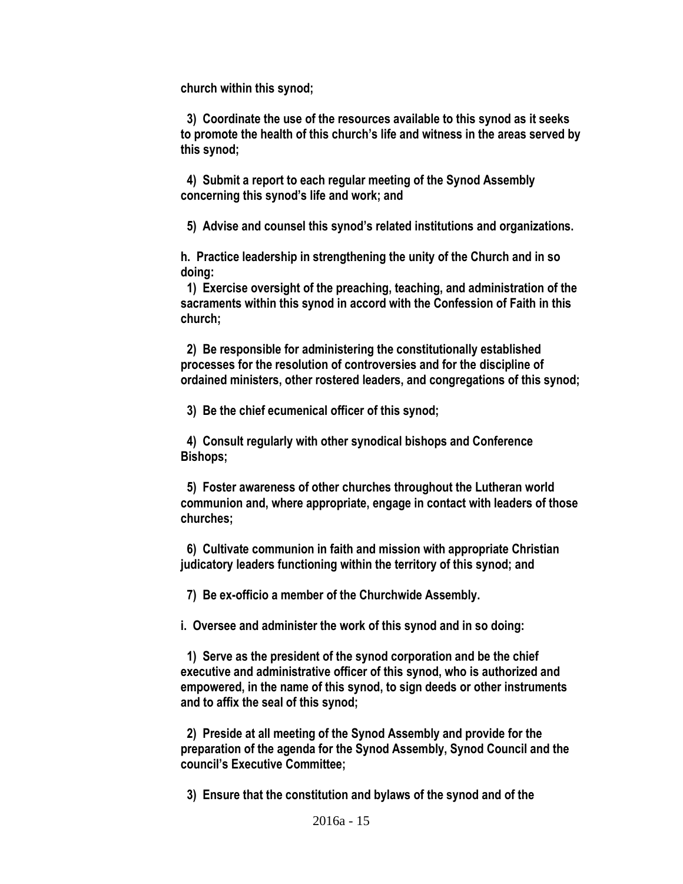**church within this synod;**

**3) Coordinate the use of the resources available to this synod as it seeks to promote the health of this church's life and witness in the areas served by this synod;**

**4) Submit a report to each regular meeting of the Synod Assembly concerning this synod's life and work; and**

**5) Advise and counsel this synod's related institutions and organizations.**

**h. Practice leadership in strengthening the unity of the Church and in so doing:**

**1) Exercise oversight of the preaching, teaching, and administration of the sacraments within this synod in accord with the Confession of Faith in this church;**

**2) Be responsible for administering the constitutionally established processes for the resolution of controversies and for the discipline of ordained ministers, other rostered leaders, and congregations of this synod;**

**3) Be the chief ecumenical officer of this synod;**

**4) Consult regularly with other synodical bishops and Conference Bishops;**

**5) Foster awareness of other churches throughout the Lutheran world communion and, where appropriate, engage in contact with leaders of those churches;**

**6) Cultivate communion in faith and mission with appropriate Christian judicatory leaders functioning within the territory of this synod; and**

**7) Be ex-officio a member of the Churchwide Assembly.**

**i. Oversee and administer the work of this synod and in so doing:**

**1) Serve as the president of the synod corporation and be the chief executive and administrative officer of this synod, who is authorized and empowered, in the name of this synod, to sign deeds or other instruments and to affix the seal of this synod;**

**2) Preside at all meeting of the Synod Assembly and provide for the preparation of the agenda for the Synod Assembly, Synod Council and the council's Executive Committee;**

**3) Ensure that the constitution and bylaws of the synod and of the**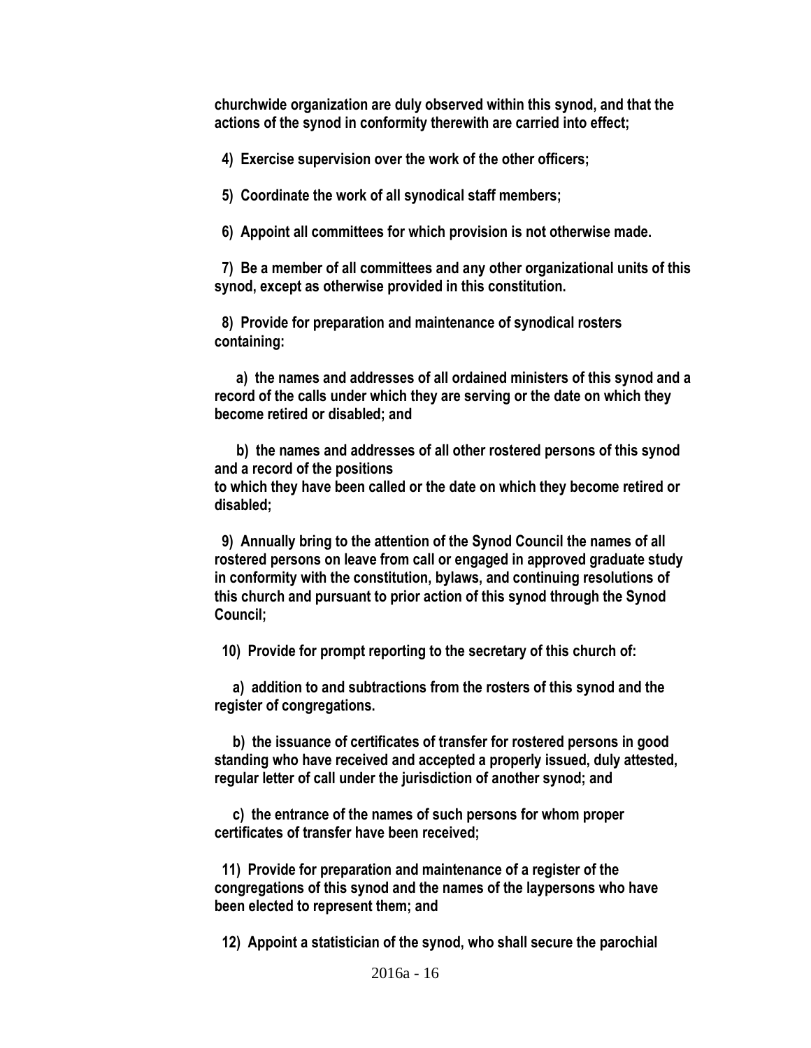**churchwide organization are duly observed within this synod, and that the actions of the synod in conformity therewith are carried into effect;**

**4) Exercise supervision over the work of the other officers;**

**5) Coordinate the work of all synodical staff members;**

**6) Appoint all committees for which provision is not otherwise made.**

**7) Be a member of all committees and any other organizational units of this synod, except as otherwise provided in this constitution.**

**8) Provide for preparation and maintenance of synodical rosters containing:**

**a) the names and addresses of all ordained ministers of this synod and a record of the calls under which they are serving or the date on which they become retired or disabled; and**

**b) the names and addresses of all other rostered persons of this synod and a record of the positions to which they have been called or the date on which they become retired or disabled;**

**9) Annually bring to the attention of the Synod Council the names of all rostered persons on leave from call or engaged in approved graduate study in conformity with the constitution, bylaws, and continuing resolutions of this church and pursuant to prior action of this synod through the Synod Council;**

**10) Provide for prompt reporting to the secretary of this church of:**

**a) addition to and subtractions from the rosters of this synod and the register of congregations.**

**b) the issuance of certificates of transfer for rostered persons in good standing who have received and accepted a properly issued, duly attested, regular letter of call under the jurisdiction of another synod; and**

**c) the entrance of the names of such persons for whom proper certificates of transfer have been received;**

**11) Provide for preparation and maintenance of a register of the congregations of this synod and the names of the laypersons who have been elected to represent them; and**

**12) Appoint a statistician of the synod, who shall secure the parochial**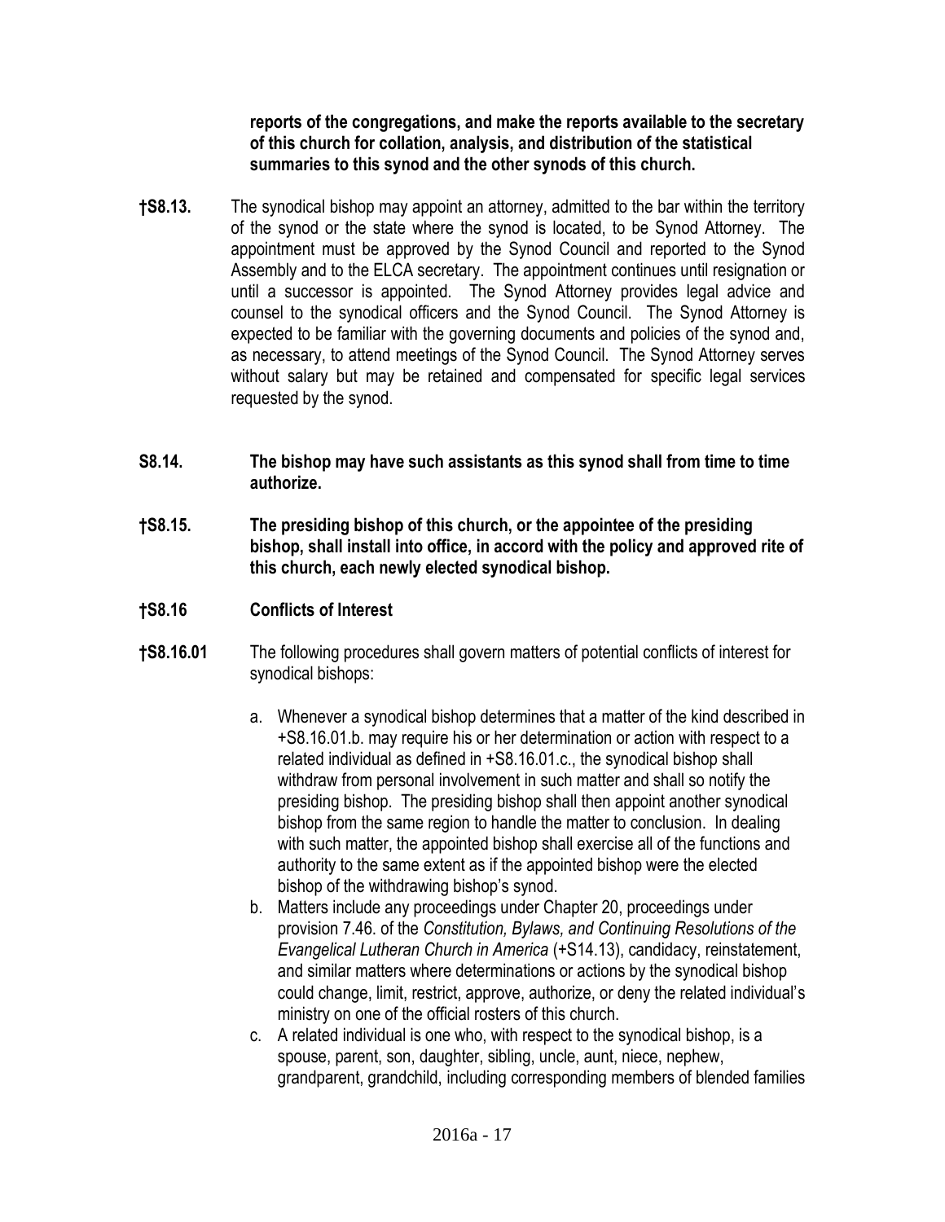**reports of the congregations, and make the reports available to the secretary of this church for collation, analysis, and distribution of the statistical summaries to this synod and the other synods of this church.**

**†S8.13.** The synodical bishop may appoint an attorney, admitted to the bar within the territory of the synod or the state where the synod is located, to be Synod Attorney. The appointment must be approved by the Synod Council and reported to the Synod Assembly and to the ELCA secretary. The appointment continues until resignation or until a successor is appointed. The Synod Attorney provides legal advice and counsel to the synodical officers and the Synod Council. The Synod Attorney is expected to be familiar with the governing documents and policies of the synod and, as necessary, to attend meetings of the Synod Council. The Synod Attorney serves without salary but may be retained and compensated for specific legal services requested by the synod.

**S8.14. The bishop may have such assistants as this synod shall from time to time authorize.**

**†S8.15. The presiding bishop of this church, or the appointee of the presiding bishop, shall install into office, in accord with the policy and approved rite of this church, each newly elected synodical bishop.**

**†S8.16 Conflicts of Interest**

**†S8.16.01** The following procedures shall govern matters of potential conflicts of interest for synodical bishops:

a. Whenever a synodical bishop determines that a matter of the kind described in +S8.16.01.b. may require his or her determination or action with respect to a related individual as defined in +S8.16.01.c., the synodical bishop shall withdraw from personal involvement in such matter and shall so notify the presiding bishop. The presiding bishop shall then appoint another synodical bishop from the same region to handle the matter to conclusion. In dealing with such matter, the appointed bishop shall exercise all of the functions and authority to the same extent as if the appointed bishop were the elected bishop of the withdrawing bishop's synod.

b. Matters include any proceedings under Chapter 20, proceedings under provision 7.46. of the *Constitution, Bylaws, and Continuing Resolutions of the Evangelical Lutheran Church in America* (+S14.13), candidacy, reinstatement, and similar matters where determinations or actions by the synodical bishop could change, limit, restrict, approve, authorize, or deny the related individual's ministry on one of the official rosters of this church.

c. A related individual is one who, with respect to the synodical bishop, is a spouse, parent, son, daughter, sibling, uncle, aunt, niece, nephew, grandparent, grandchild, including corresponding members of blended families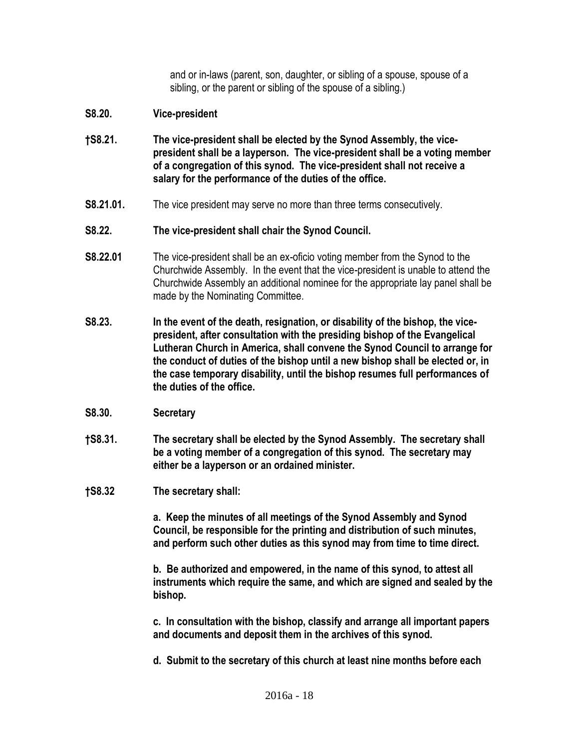and or in-laws (parent, son, daughter, or sibling of a spouse, spouse of a sibling, or the parent or sibling of the spouse of a sibling.)

**S8.20. Vice-president**

**†S8.21. The vice-president shall be elected by the Synod Assembly, the vice-president shall be a layperson. The vice-president shall be a voting member of a congregation of this synod. The vice-president shall not receive a salary for the performance of the duties of the office.**

**S8.21.01.** The vice president may serve no more than three terms consecutively.

**S8.22. The vice-president shall chair the Synod Council.**

**S8.22.01** The vice-president shall be an ex-oficio voting member from the Synod to the Churchwide Assembly. In the event that the vice-president is unable to attend the Churchwide Assembly an additional nominee for the appropriate lay panel shall be made by the Nominating Committee.

**S8.23. In the event of the death, resignation, or disability of the bishop, the vice-president, after consultation with the presiding bishop of the Evangelical Lutheran Church in America, shall convene the Synod Council to arrange for the conduct of duties of the bishop until a new bishop shall be elected or, in the case temporary disability, until the bishop resumes full performances of the duties of the office.**

**S8.30. Secretary**

**†S8.31. The secretary shall be elected by the Synod Assembly. The secretary shall be a voting member of a congregation of this synod. The secretary may either be a layperson or an ordained minister.**

**†S8.32 The secretary shall:**

**a. Keep the minutes of all meetings of the Synod Assembly and Synod Council, be responsible for the printing and distribution of such minutes, and perform such other duties as this synod may from time to time direct.**

**b. Be authorized and empowered, in the name of this synod, to attest all instruments which require the same, and which are signed and sealed by the bishop.**

**c. In consultation with the bishop, classify and arrange all important papers and documents and deposit them in the archives of this synod.**

**d. Submit to the secretary of this church at least nine months before each**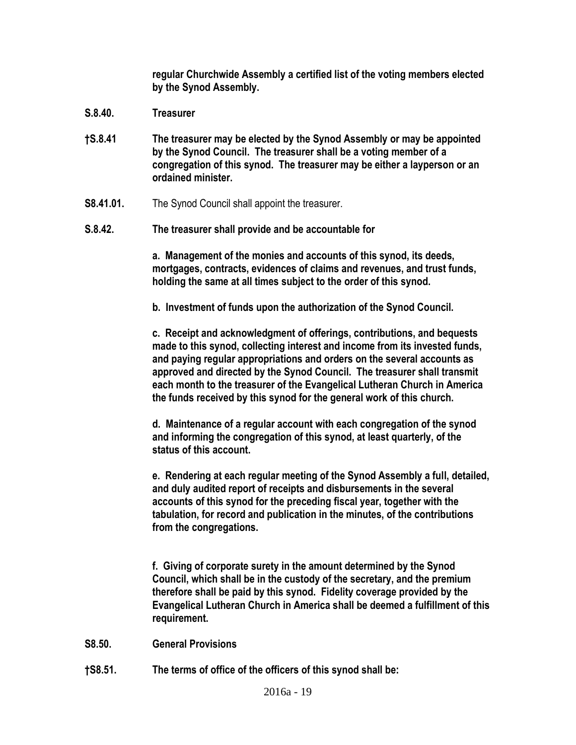**regular Churchwide Assembly a certified list of the voting members elected by the Synod Assembly.**

**S.8.40. Treasurer**

**†S.8.41 The treasurer may be elected by the Synod Assembly or may be appointed by the Synod Council. The treasurer shall be a voting member of a congregation of this synod. The treasurer may be either a layperson or an ordained minister.**

**S8.41.01.** The Synod Council shall appoint the treasurer.

**S.8.42. The treasurer shall provide and be accountable for**

**a. Management of the monies and accounts of this synod, its deeds, mortgages, contracts, evidences of claims and revenues, and trust funds, holding the same at all times subject to the order of this synod.**

**b. Investment of funds upon the authorization of the Synod Council.**

**c. Receipt and acknowledgment of offerings, contributions, and bequests made to this synod, collecting interest and income from its invested funds, and paying regular appropriations and orders on the several accounts as approved and directed by the Synod Council. The treasurer shall transmit each month to the treasurer of the Evangelical Lutheran Church in America the funds received by this synod for the general work of this church.**

**d. Maintenance of a regular account with each congregation of the synod and informing the congregation of this synod, at least quarterly, of the status of this account.**

**e. Rendering at each regular meeting of the Synod Assembly a full, detailed, and duly audited report of receipts and disbursements in the several accounts of this synod for the preceding fiscal year, together with the tabulation, for record and publication in the minutes, of the contributions from the congregations.**

**f. Giving of corporate surety in the amount determined by the Synod Council, which shall be in the custody of the secretary, and the premium therefore shall be paid by this synod. Fidelity coverage provided by the Evangelical Lutheran Church in America shall be deemed a fulfillment of this requirement.**

**S8.50. General Provisions**

**†S8.51. The terms of office of the officers of this synod shall be:**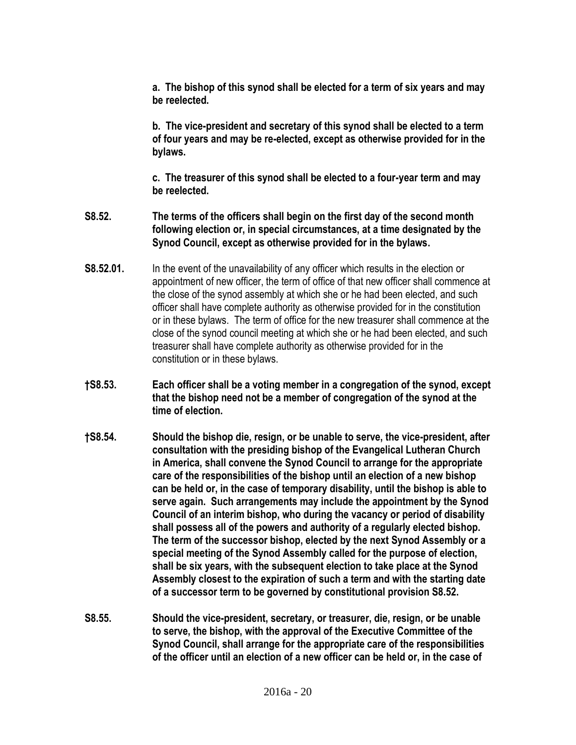**a. The bishop of this synod shall be elected for a term of six years and may be reelected.**

**b. The vice-president and secretary of this synod shall be elected to a term of four years and may be re-elected, except as otherwise provided for in the bylaws.**

**c. The treasurer of this synod shall be elected to a four-year term and may be reelected.**

**S8.52. The terms of the officers shall begin on the first day of the second month following election or, in special circumstances, at a time designated by the Synod Council, except as otherwise provided for in the bylaws.**

**S8.52.01.** In the event of the unavailability of any officer which results in the election or appointment of new officer, the term of office of that new officer shall commence at the close of the synod assembly at which she or he had been elected, and such officer shall have complete authority as otherwise provided for in the constitution or in these bylaws. The term of office for the new treasurer shall commence at the close of the synod council meeting at which she or he had been elected, and such treasurer shall have complete authority as otherwise provided for in the constitution or in these bylaws.

**†S8.53. Each officer shall be a voting member in a congregation of the synod, except that the bishop need not be a member of congregation of the synod at the time of election.**

**†S8.54. Should the bishop die, resign, or be unable to serve, the vice-president, after consultation with the presiding bishop of the Evangelical Lutheran Church in America, shall convene the Synod Council to arrange for the appropriate care of the responsibilities of the bishop until an election of a new bishop can be held or, in the case of temporary disability, until the bishop is able to serve again. Such arrangements may include the appointment by the Synod Council of an interim bishop, who during the vacancy or period of disability shall possess all of the powers and authority of a regularly elected bishop. The term of the successor bishop, elected by the next Synod Assembly or a special meeting of the Synod Assembly called for the purpose of election, shall be six years, with the subsequent election to take place at the Synod Assembly closest to the expiration of such a term and with the starting date of a successor term to be governed by constitutional provision S8.52.**

**S8.55. Should the vice-president, secretary, or treasurer, die, resign, or be unable to serve, the bishop, with the approval of the Executive Committee of the Synod Council, shall arrange for the appropriate care of the responsibilities of the officer until an election of a new officer can be held or, in the case of**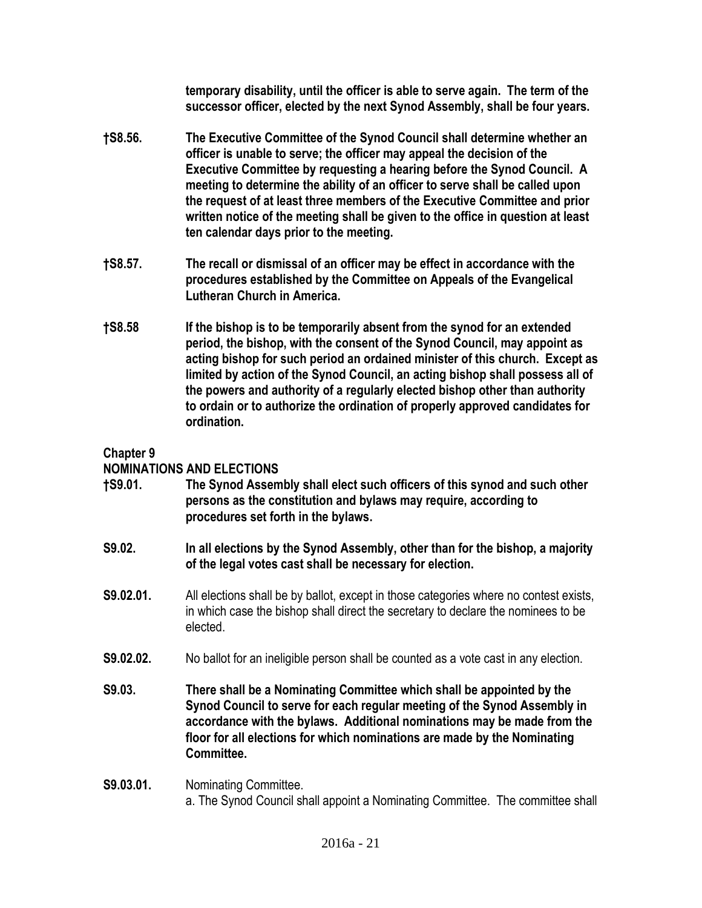**temporary disability, until the officer is able to serve again. The term of the successor officer, elected by the next Synod Assembly, shall be four years.**

**†S8.56.** **The Executive Committee of the Synod Council shall determine whether an officer is unable to serve; the officer may appeal the decision of the Executive Committee by requesting a hearing before the Synod Council. A meeting to determine the ability of an officer to serve shall be called upon the request of at least three members of the Executive Committee and prior written notice of the meeting shall be given to the office in question at least ten calendar days prior to the meeting.**

**†S8.57.** **The recall or dismissal of an officer may be effect in accordance with the procedures established by the Committee on Appeals of the Evangelical Lutheran Church in America.**

**†S8.58** **If the bishop is to be temporarily absent from the synod for an extended period, the bishop, with the consent of the Synod Council, may appoint as acting bishop for such period an ordained minister of this church. Except as limited by action of the Synod Council, an acting bishop shall possess all of the powers and authority of a regularly elected bishop other than authority to ordain or to authorize the ordination of properly approved candidates for ordination.**

## Chapter 9
## NOMINATIONS AND ELECTIONS

**†S9.01.** **The Synod Assembly shall elect such officers of this synod and such other persons as the constitution and bylaws may require, according to procedures set forth in the bylaws.**

**S9.02.** **In all elections by the Synod Assembly, other than for the bishop, a majority of the legal votes cast shall be necessary for election.**

**S9.02.01.** All elections shall be by ballot, except in those categories where no contest exists, in which case the bishop shall direct the secretary to declare the nominees to be elected.

**S9.02.02.** No ballot for an ineligible person shall be counted as a vote cast in any election.

**S9.03.** **There shall be a Nominating Committee which shall be appointed by the Synod Council to serve for each regular meeting of the Synod Assembly in accordance with the bylaws. Additional nominations may be made from the floor for all elections for which nominations are made by the Nominating Committee.**

**S9.03.01.** Nominating Committee.

a. The Synod Council shall appoint a Nominating Committee. The committee shall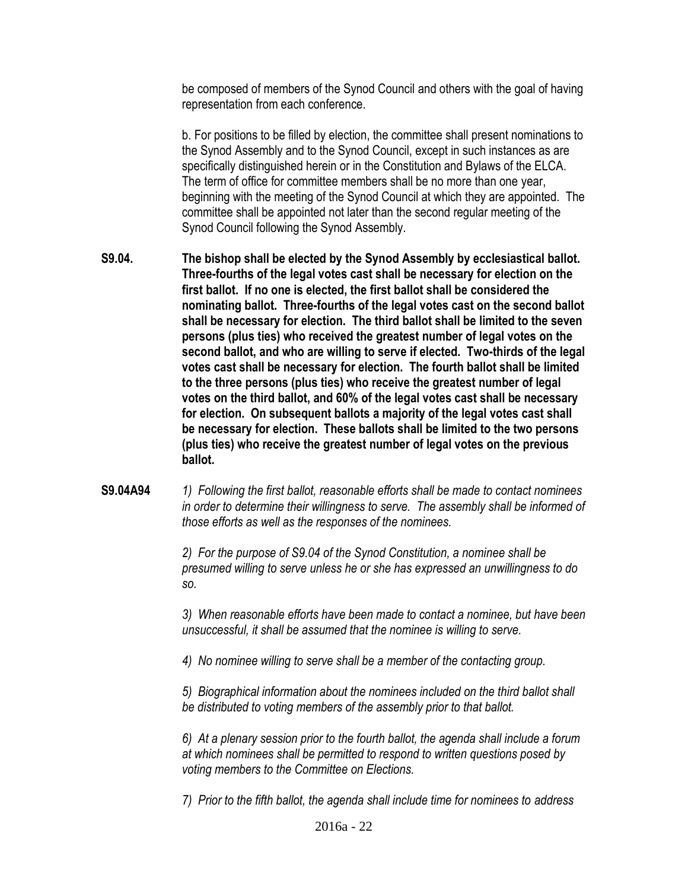be composed of members of the Synod Council and others with the goal of having representation from each conference.

b. For positions to be filled by election, the committee shall present nominations to the Synod Assembly and to the Synod Council, except in such instances as are specifically distinguished herein or in the Constitution and Bylaws of the ELCA. The term of office for committee members shall be no more than one year, beginning with the meeting of the Synod Council at which they are appointed. The committee shall be appointed not later than the second regular meeting of the Synod Council following the Synod Assembly.

**S9.04.** **The bishop shall be elected by the Synod Assembly by ecclesiastical ballot. Three-fourths of the legal votes cast shall be necessary for election on the first ballot. If no one is elected, the first ballot shall be considered the nominating ballot. Three-fourths of the legal votes cast on the second ballot shall be necessary for election. The third ballot shall be limited to the seven persons (plus ties) who received the greatest number of legal votes on the second ballot, and who are willing to serve if elected. Two-thirds of the legal votes cast shall be necessary for election. The fourth ballot shall be limited to the three persons (plus ties) who receive the greatest number of legal votes on the third ballot, and 60% of the legal votes cast shall be necessary for election. On subsequent ballots a majority of the legal votes cast shall be necessary for election. These ballots shall be limited to the two persons (plus ties) who receive the greatest number of legal votes on the previous ballot.**

**S9.04A94** *1) Following the first ballot, reasonable efforts shall be made to contact nominees in order to determine their willingness to serve. The assembly shall be informed of those efforts as well as the responses of the nominees.*

*2) For the purpose of S9.04 of the Synod Constitution, a nominee shall be presumed willing to serve unless he or she has expressed an unwillingness to do so.*

*3) When reasonable efforts have been made to contact a nominee, but have been unsuccessful, it shall be assumed that the nominee is willing to serve.*

*4) No nominee willing to serve shall be a member of the contacting group.*

*5) Biographical information about the nominees included on the third ballot shall be distributed to voting members of the assembly prior to that ballot.*

*6) At a plenary session prior to the fourth ballot, the agenda shall include a forum at which nominees shall be permitted to respond to written questions posed by voting members to the Committee on Elections.*

*7) Prior to the fifth ballot, the agenda shall include time for nominees to address*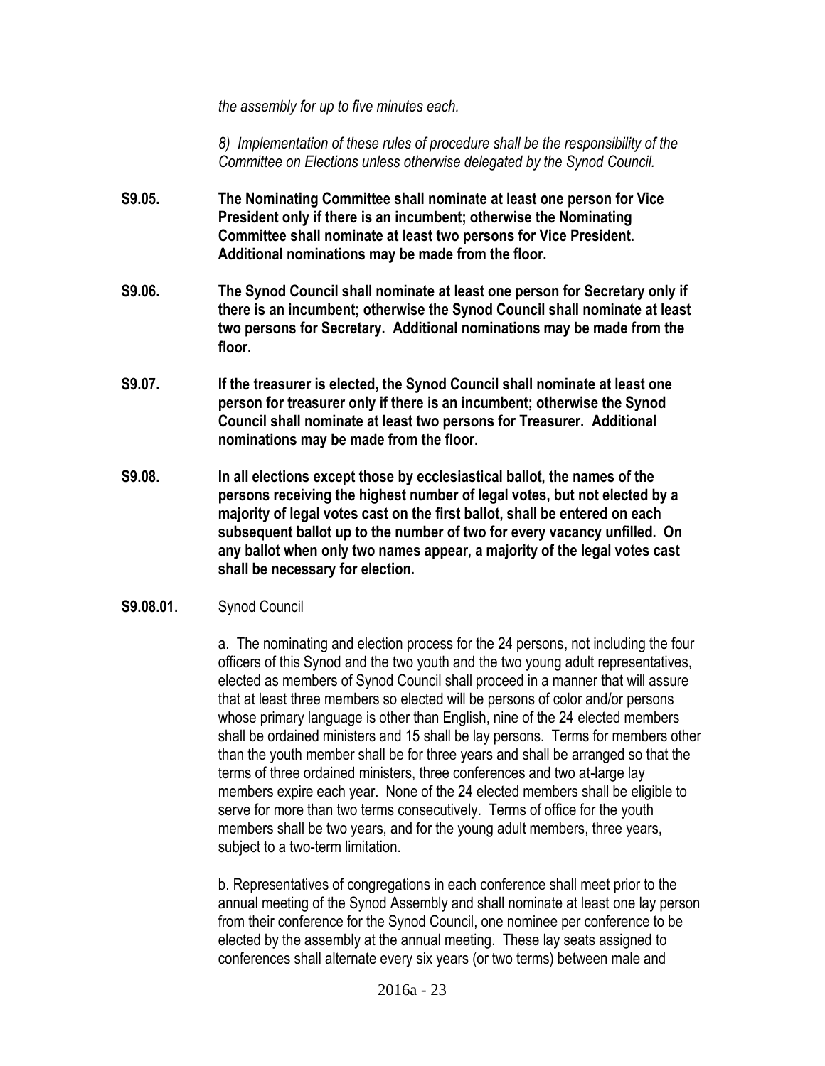*the assembly for up to five minutes each.*

*8) Implementation of these rules of procedure shall be the responsibility of the Committee on Elections unless otherwise delegated by the Synod Council.*

**S9.05. The Nominating Committee shall nominate at least one person for Vice President only if there is an incumbent; otherwise the Nominating Committee shall nominate at least two persons for Vice President. Additional nominations may be made from the floor.**

**S9.06. The Synod Council shall nominate at least one person for Secretary only if there is an incumbent; otherwise the Synod Council shall nominate at least two persons for Secretary. Additional nominations may be made from the floor.**

**S9.07. If the treasurer is elected, the Synod Council shall nominate at least one person for treasurer only if there is an incumbent; otherwise the Synod Council shall nominate at least two persons for Treasurer. Additional nominations may be made from the floor.**

**S9.08. In all elections except those by ecclesiastical ballot, the names of the persons receiving the highest number of legal votes, but not elected by a majority of legal votes cast on the first ballot, shall be entered on each subsequent ballot up to the number of two for every vacancy unfilled. On any ballot when only two names appear, a majority of the legal votes cast shall be necessary for election.**

**S9.08.01.** Synod Council

a. The nominating and election process for the 24 persons, not including the four officers of this Synod and the two youth and the two young adult representatives, elected as members of Synod Council shall proceed in a manner that will assure that at least three members so elected will be persons of color and/or persons whose primary language is other than English, nine of the 24 elected members shall be ordained ministers and 15 shall be lay persons. Terms for members other than the youth member shall be for three years and shall be arranged so that the terms of three ordained ministers, three conferences and two at-large lay members expire each year. None of the 24 elected members shall be eligible to serve for more than two terms consecutively. Terms of office for the youth members shall be two years, and for the young adult members, three years, subject to a two-term limitation.

b. Representatives of congregations in each conference shall meet prior to the annual meeting of the Synod Assembly and shall nominate at least one lay person from their conference for the Synod Council, one nominee per conference to be elected by the assembly at the annual meeting. These lay seats assigned to conferences shall alternate every six years (or two terms) between male and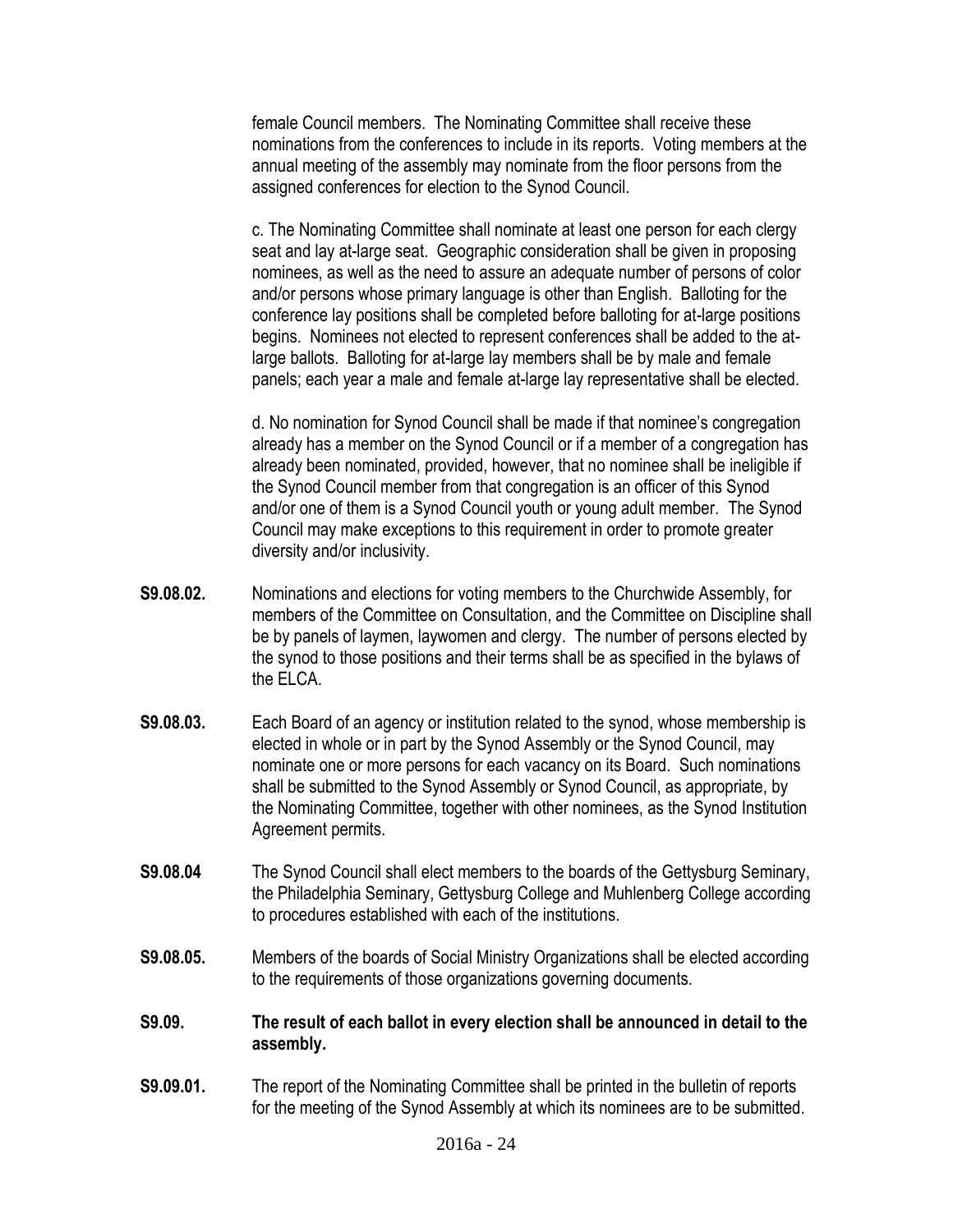female Council members. The Nominating Committee shall receive these nominations from the conferences to include in its reports. Voting members at the annual meeting of the assembly may nominate from the floor persons from the assigned conferences for election to the Synod Council.

c. The Nominating Committee shall nominate at least one person for each clergy seat and lay at-large seat. Geographic consideration shall be given in proposing nominees, as well as the need to assure an adequate number of persons of color and/or persons whose primary language is other than English. Balloting for the conference lay positions shall be completed before balloting for at-large positions begins. Nominees not elected to represent conferences shall be added to the at-large ballots. Balloting for at-large lay members shall be by male and female panels; each year a male and female at-large lay representative shall be elected.

d. No nomination for Synod Council shall be made if that nominee's congregation already has a member on the Synod Council or if a member of a congregation has already been nominated, provided, however, that no nominee shall be ineligible if the Synod Council member from that congregation is an officer of this Synod and/or one of them is a Synod Council youth or young adult member. The Synod Council may make exceptions to this requirement in order to promote greater diversity and/or inclusivity.

**S9.08.02.** Nominations and elections for voting members to the Churchwide Assembly, for members of the Committee on Consultation, and the Committee on Discipline shall be by panels of laymen, laywomen and clergy. The number of persons elected by the synod to those positions and their terms shall be as specified in the bylaws of the ELCA.

**S9.08.03.** Each Board of an agency or institution related to the synod, whose membership is elected in whole or in part by the Synod Assembly or the Synod Council, may nominate one or more persons for each vacancy on its Board. Such nominations shall be submitted to the Synod Assembly or Synod Council, as appropriate, by the Nominating Committee, together with other nominees, as the Synod Institution Agreement permits.

**S9.08.04** The Synod Council shall elect members to the boards of the Gettysburg Seminary, the Philadelphia Seminary, Gettysburg College and Muhlenberg College according to procedures established with each of the institutions.

**S9.08.05.** Members of the boards of Social Ministry Organizations shall be elected according to the requirements of those organizations governing documents.

**S9.09. The result of each ballot in every election shall be announced in detail to the assembly.**

**S9.09.01.** The report of the Nominating Committee shall be printed in the bulletin of reports for the meeting of the Synod Assembly at which its nominees are to be submitted.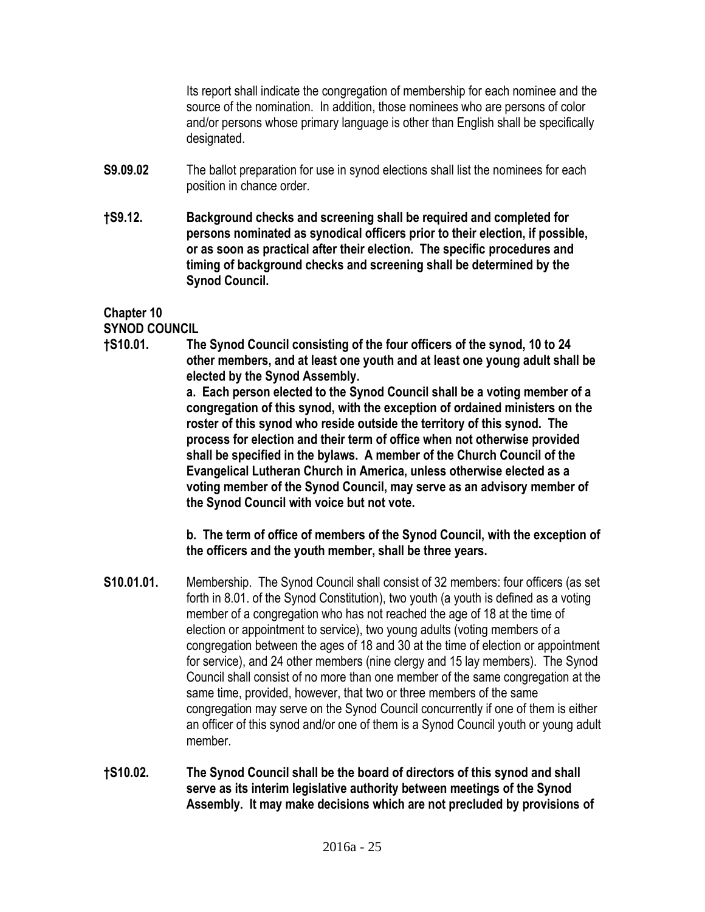Its report shall indicate the congregation of membership for each nominee and the source of the nomination. In addition, those nominees who are persons of color and/or persons whose primary language is other than English shall be specifically designated.

**S9.09.02** The ballot preparation for use in synod elections shall list the nominees for each position in chance order.

**†S9.12. Background checks and screening shall be required and completed for persons nominated as synodical officers prior to their election, if possible, or as soon as practical after their election. The specific procedures and timing of background checks and screening shall be determined by the Synod Council.**

## Chapter 10
## SYNOD COUNCIL

**†S10.01. The Synod Council consisting of the four officers of the synod, 10 to 24 other members, and at least one youth and at least one young adult shall be elected by the Synod Assembly.**

**a. Each person elected to the Synod Council shall be a voting member of a congregation of this synod, with the exception of ordained ministers on the roster of this synod who reside outside the territory of this synod. The process for election and their term of office when not otherwise provided shall be specified in the bylaws. A member of the Church Council of the Evangelical Lutheran Church in America, unless otherwise elected as a voting member of the Synod Council, may serve as an advisory member of the Synod Council with voice but not vote.**

**b. The term of office of members of the Synod Council, with the exception of the officers and the youth member, shall be three years.**

**S10.01.01.** Membership. The Synod Council shall consist of 32 members: four officers (as set forth in 8.01. of the Synod Constitution), two youth (a youth is defined as a voting member of a congregation who has not reached the age of 18 at the time of election or appointment to service), two young adults (voting members of a congregation between the ages of 18 and 30 at the time of election or appointment for service), and 24 other members (nine clergy and 15 lay members). The Synod Council shall consist of no more than one member of the same congregation at the same time, provided, however, that two or three members of the same congregation may serve on the Synod Council concurrently if one of them is either an officer of this synod and/or one of them is a Synod Council youth or young adult member.

**†S10.02. The Synod Council shall be the board of directors of this synod and shall serve as its interim legislative authority between meetings of the Synod Assembly. It may make decisions which are not precluded by provisions of**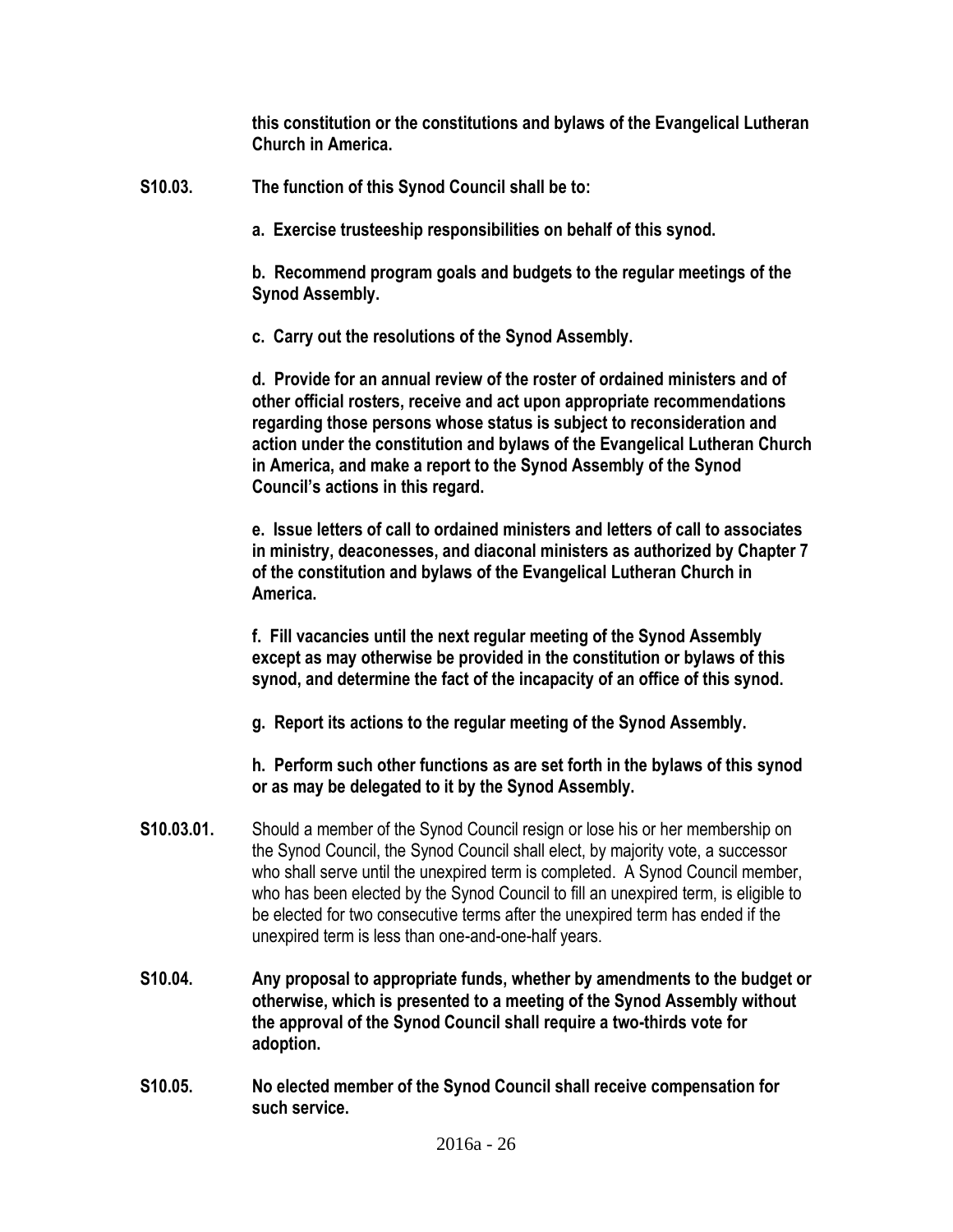**this constitution or the constitutions and bylaws of the Evangelical Lutheran Church in America.**

**S10.03. The function of this Synod Council shall be to:**

**a. Exercise trusteeship responsibilities on behalf of this synod.**

**b. Recommend program goals and budgets to the regular meetings of the Synod Assembly.**

**c. Carry out the resolutions of the Synod Assembly.**

**d. Provide for an annual review of the roster of ordained ministers and of other official rosters, receive and act upon appropriate recommendations regarding those persons whose status is subject to reconsideration and action under the constitution and bylaws of the Evangelical Lutheran Church in America, and make a report to the Synod Assembly of the Synod Council's actions in this regard.**

**e. Issue letters of call to ordained ministers and letters of call to associates in ministry, deaconesses, and diaconal ministers as authorized by Chapter 7 of the constitution and bylaws of the Evangelical Lutheran Church in America.**

**f. Fill vacancies until the next regular meeting of the Synod Assembly except as may otherwise be provided in the constitution or bylaws of this synod, and determine the fact of the incapacity of an office of this synod.**

**g. Report its actions to the regular meeting of the Synod Assembly.**

**h. Perform such other functions as are set forth in the bylaws of this synod or as may be delegated to it by the Synod Assembly.**

**S10.03.01.** Should a member of the Synod Council resign or lose his or her membership on the Synod Council, the Synod Council shall elect, by majority vote, a successor who shall serve until the unexpired term is completed. A Synod Council member, who has been elected by the Synod Council to fill an unexpired term, is eligible to be elected for two consecutive terms after the unexpired term has ended if the unexpired term is less than one-and-one-half years.

**S10.04. Any proposal to appropriate funds, whether by amendments to the budget or otherwise, which is presented to a meeting of the Synod Assembly without the approval of the Synod Council shall require a two-thirds vote for adoption.**

**S10.05. No elected member of the Synod Council shall receive compensation for such service.**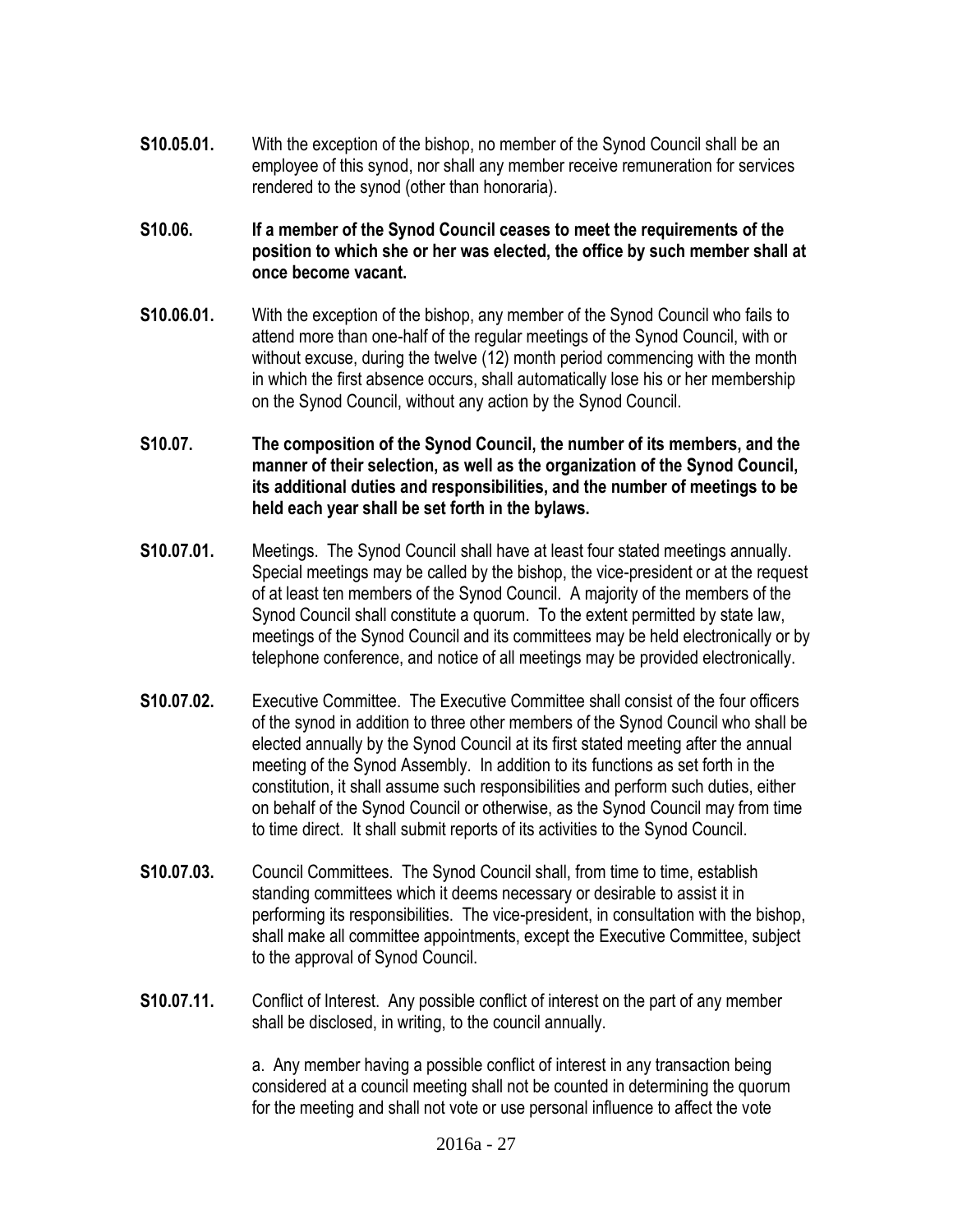**S10.05.01.** With the exception of the bishop, no member of the Synod Council shall be an employee of this synod, nor shall any member receive remuneration for services rendered to the synod (other than honoraria).

**S10.06. If a member of the Synod Council ceases to meet the requirements of the position to which she or her was elected, the office by such member shall at once become vacant.**

**S10.06.01.** With the exception of the bishop, any member of the Synod Council who fails to attend more than one-half of the regular meetings of the Synod Council, with or without excuse, during the twelve (12) month period commencing with the month in which the first absence occurs, shall automatically lose his or her membership on the Synod Council, without any action by the Synod Council.

**S10.07. The composition of the Synod Council, the number of its members, and the manner of their selection, as well as the organization of the Synod Council, its additional duties and responsibilities, and the number of meetings to be held each year shall be set forth in the bylaws.**

**S10.07.01.** Meetings. The Synod Council shall have at least four stated meetings annually. Special meetings may be called by the bishop, the vice-president or at the request of at least ten members of the Synod Council. A majority of the members of the Synod Council shall constitute a quorum. To the extent permitted by state law, meetings of the Synod Council and its committees may be held electronically or by telephone conference, and notice of all meetings may be provided electronically.

**S10.07.02.** Executive Committee. The Executive Committee shall consist of the four officers of the synod in addition to three other members of the Synod Council who shall be elected annually by the Synod Council at its first stated meeting after the annual meeting of the Synod Assembly. In addition to its functions as set forth in the constitution, it shall assume such responsibilities and perform such duties, either on behalf of the Synod Council or otherwise, as the Synod Council may from time to time direct. It shall submit reports of its activities to the Synod Council.

**S10.07.03.** Council Committees. The Synod Council shall, from time to time, establish standing committees which it deems necessary or desirable to assist it in performing its responsibilities. The vice-president, in consultation with the bishop, shall make all committee appointments, except the Executive Committee, subject to the approval of Synod Council.

**S10.07.11.** Conflict of Interest. Any possible conflict of interest on the part of any member shall be disclosed, in writing, to the council annually.

a. Any member having a possible conflict of interest in any transaction being considered at a council meeting shall not be counted in determining the quorum for the meeting and shall not vote or use personal influence to affect the vote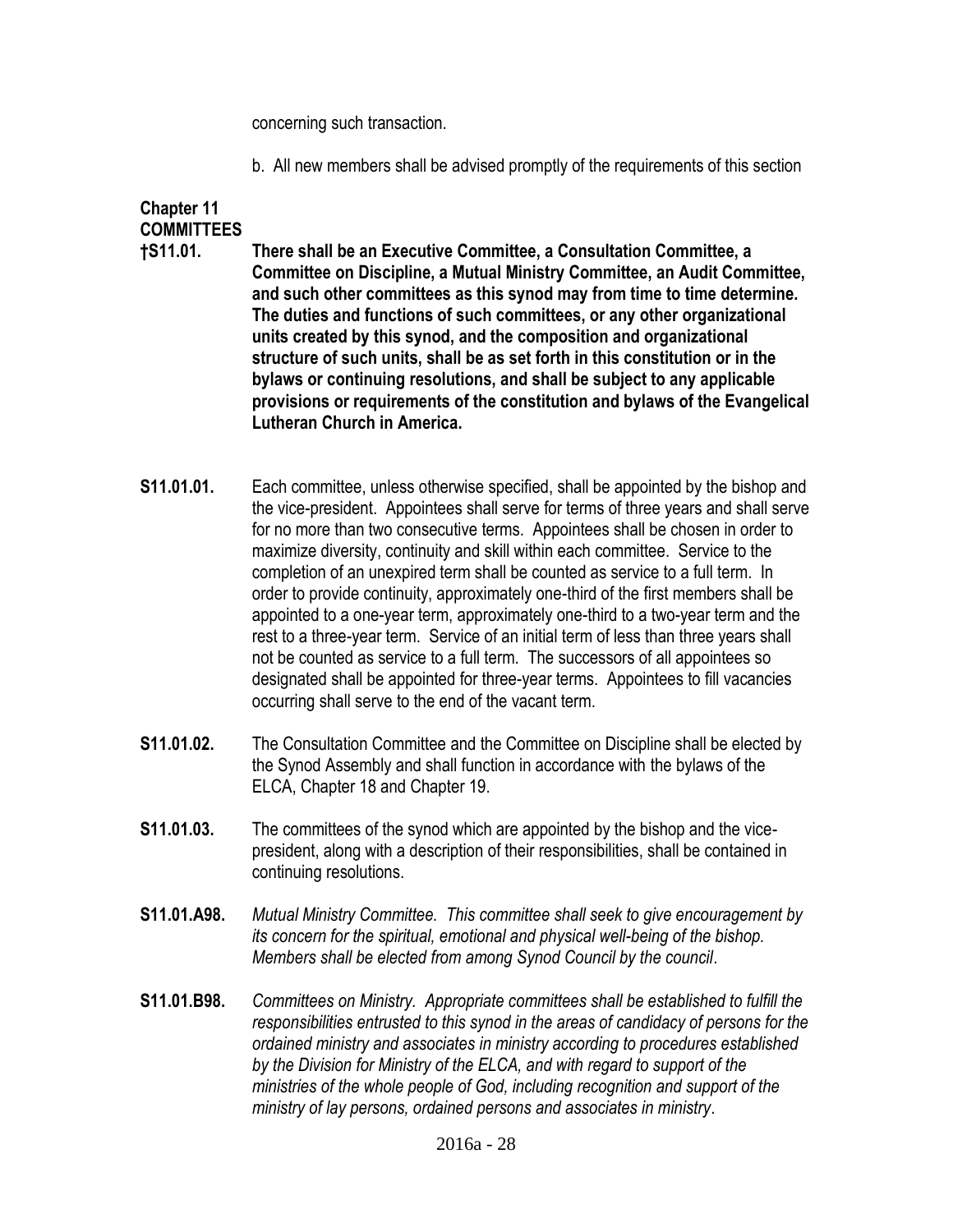concerning such transaction.

b. All new members shall be advised promptly of the requirements of this section

## Chapter 11
## COMMITTEES

**†S11.01.** **There shall be an Executive Committee, a Consultation Committee, a Committee on Discipline, a Mutual Ministry Committee, an Audit Committee, and such other committees as this synod may from time to time determine. The duties and functions of such committees, or any other organizational units created by this synod, and the composition and organizational structure of such units, shall be as set forth in this constitution or in the bylaws or continuing resolutions, and shall be subject to any applicable provisions or requirements of the constitution and bylaws of the Evangelical Lutheran Church in America.**

**S11.01.01.** Each committee, unless otherwise specified, shall be appointed by the bishop and the vice-president. Appointees shall serve for terms of three years and shall serve for no more than two consecutive terms. Appointees shall be chosen in order to maximize diversity, continuity and skill within each committee. Service to the completion of an unexpired term shall be counted as service to a full term. In order to provide continuity, approximately one-third of the first members shall be appointed to a one-year term, approximately one-third to a two-year term and the rest to a three-year term. Service of an initial term of less than three years shall not be counted as service to a full term. The successors of all appointees so designated shall be appointed for three-year terms. Appointees to fill vacancies occurring shall serve to the end of the vacant term.

**S11.01.02.** The Consultation Committee and the Committee on Discipline shall be elected by the Synod Assembly and shall function in accordance with the bylaws of the ELCA, Chapter 18 and Chapter 19.

**S11.01.03.** The committees of the synod which are appointed by the bishop and the vice-president, along with a description of their responsibilities, shall be contained in continuing resolutions.

**S11.01.A98.** *Mutual Ministry Committee. This committee shall seek to give encouragement by its concern for the spiritual, emotional and physical well-being of the bishop. Members shall be elected from among Synod Council by the council*.

**S11.01.B98.** *Committees on Ministry. Appropriate committees shall be established to fulfill the responsibilities entrusted to this synod in the areas of candidacy of persons for the ordained ministry and associates in ministry according to procedures established by the Division for Ministry of the ELCA, and with regard to support of the ministries of the whole people of God, including recognition and support of the ministry of lay persons, ordained persons and associates in ministry*.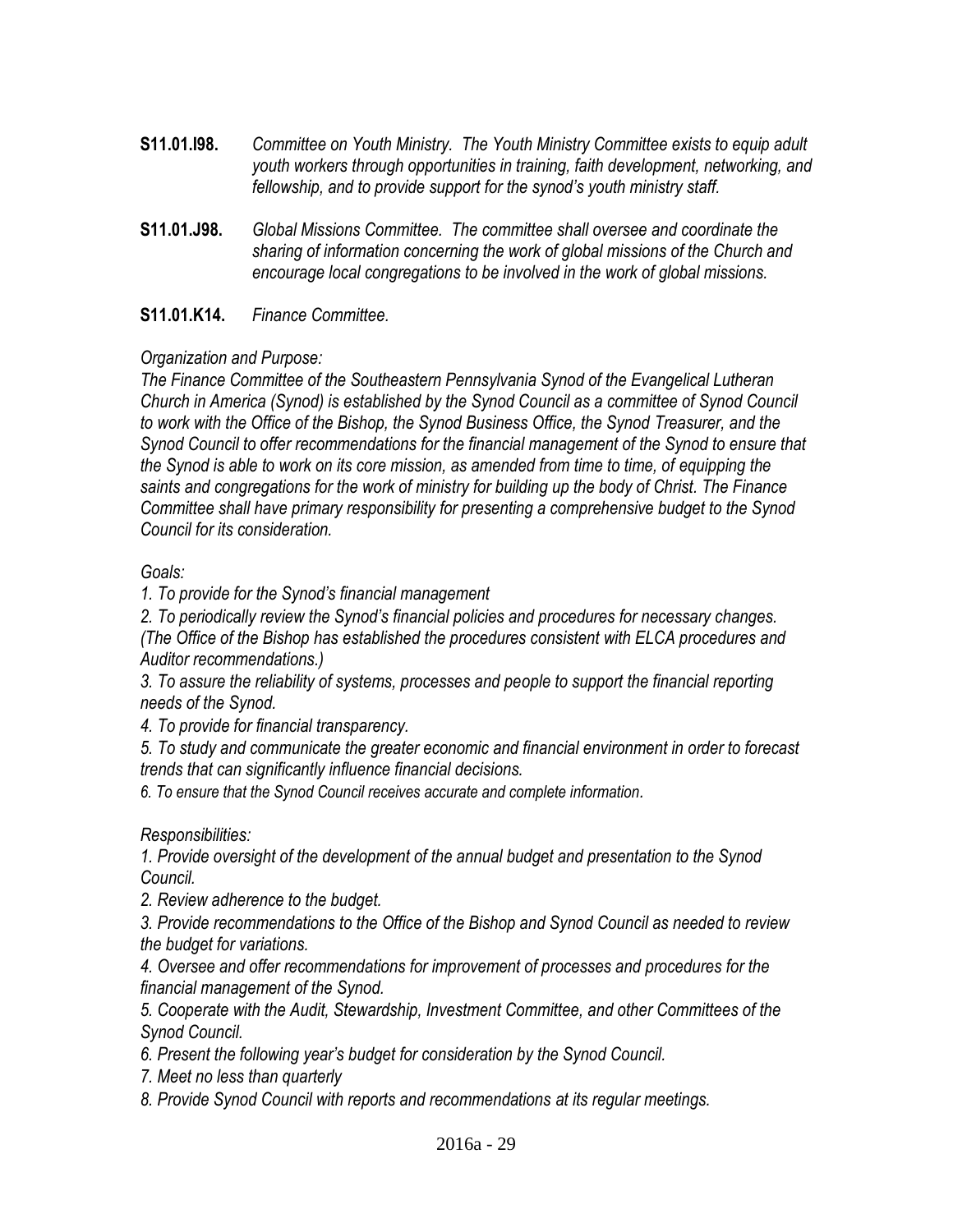**S11.01.I98.** *Committee on Youth Ministry. The Youth Ministry Committee exists to equip adult youth workers through opportunities in training, faith development, networking, and fellowship, and to provide support for the synod's youth ministry staff.*

**S11.01.J98.** *Global Missions Committee. The committee shall oversee and coordinate the sharing of information concerning the work of global missions of the Church and encourage local congregations to be involved in the work of global missions.*

**S11.01.K14.** *Finance Committee.*

*Organization and Purpose:*

*The Finance Committee of the Southeastern Pennsylvania Synod of the Evangelical Lutheran Church in America (Synod) is established by the Synod Council as a committee of Synod Council to work with the Office of the Bishop, the Synod Business Office, the Synod Treasurer, and the Synod Council to offer recommendations for the financial management of the Synod to ensure that the Synod is able to work on its core mission, as amended from time to time, of equipping the saints and congregations for the work of ministry for building up the body of Christ. The Finance Committee shall have primary responsibility for presenting a comprehensive budget to the Synod Council for its consideration.*

*Goals:*

*1. To provide for the Synod's financial management*

*2. To periodically review the Synod's financial policies and procedures for necessary changes. (The Office of the Bishop has established the procedures consistent with ELCA procedures and Auditor recommendations.)*

*3. To assure the reliability of systems, processes and people to support the financial reporting needs of the Synod.*

*4. To provide for financial transparency.*

*5. To study and communicate the greater economic and financial environment in order to forecast trends that can significantly influence financial decisions.*

*6. To ensure that the Synod Council receives accurate and complete information.*

*Responsibilities:*

*1. Provide oversight of the development of the annual budget and presentation to the Synod Council.*

*2. Review adherence to the budget.*

*3. Provide recommendations to the Office of the Bishop and Synod Council as needed to review the budget for variations.*

*4. Oversee and offer recommendations for improvement of processes and procedures for the financial management of the Synod.*

*5. Cooperate with the Audit, Stewardship, Investment Committee, and other Committees of the Synod Council.*

*6. Present the following year's budget for consideration by the Synod Council.*

*7. Meet no less than quarterly*

*8. Provide Synod Council with reports and recommendations at its regular meetings.*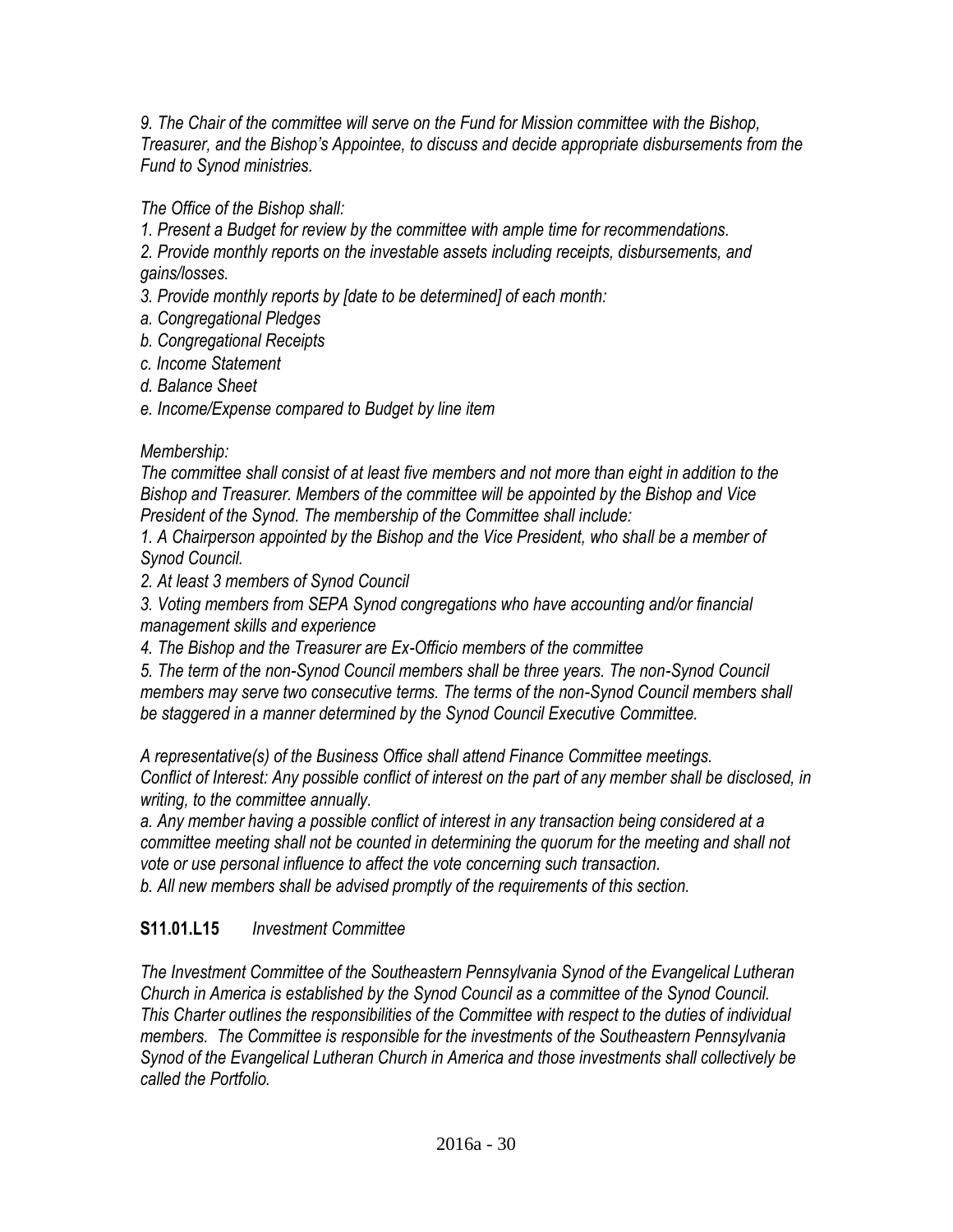*9. The Chair of the committee will serve on the Fund for Mission committee with the Bishop, Treasurer, and the Bishop's Appointee, to discuss and decide appropriate disbursements from the Fund to Synod ministries.*

*The Office of the Bishop shall:*

*1. Present a Budget for review by the committee with ample time for recommendations.*

*2. Provide monthly reports on the investable assets including receipts, disbursements, and gains/losses.*

*3. Provide monthly reports by [date to be determined] of each month:*

*a. Congregational Pledges*

*b. Congregational Receipts*

*c. Income Statement*

*d. Balance Sheet*

*e. Income/Expense compared to Budget by line item*

*Membership:*

*The committee shall consist of at least five members and not more than eight in addition to the Bishop and Treasurer. Members of the committee will be appointed by the Bishop and Vice President of the Synod. The membership of the Committee shall include:*

*1. A Chairperson appointed by the Bishop and the Vice President, who shall be a member of Synod Council.*

*2. At least 3 members of Synod Council*

*3. Voting members from SEPA Synod congregations who have accounting and/or financial management skills and experience*

*4. The Bishop and the Treasurer are Ex-Officio members of the committee*

*5. The term of the non-Synod Council members shall be three years. The non-Synod Council members may serve two consecutive terms. The terms of the non-Synod Council members shall be staggered in a manner determined by the Synod Council Executive Committee.*

*A representative(s) of the Business Office shall attend Finance Committee meetings.*

*Conflict of Interest: Any possible conflict of interest on the part of any member shall be disclosed, in writing, to the committee annually.*

*a. Any member having a possible conflict of interest in any transaction being considered at a committee meeting shall not be counted in determining the quorum for the meeting and shall not vote or use personal influence to affect the vote concerning such transaction.*

*b. All new members shall be advised promptly of the requirements of this section.*

**S11.01.L15** *Investment Committee*

*The Investment Committee of the Southeastern Pennsylvania Synod of the Evangelical Lutheran Church in America is established by the Synod Council as a committee of the Synod Council. This Charter outlines the responsibilities of the Committee with respect to the duties of individual members. The Committee is responsible for the investments of the Southeastern Pennsylvania Synod of the Evangelical Lutheran Church in America and those investments shall collectively be called the Portfolio.*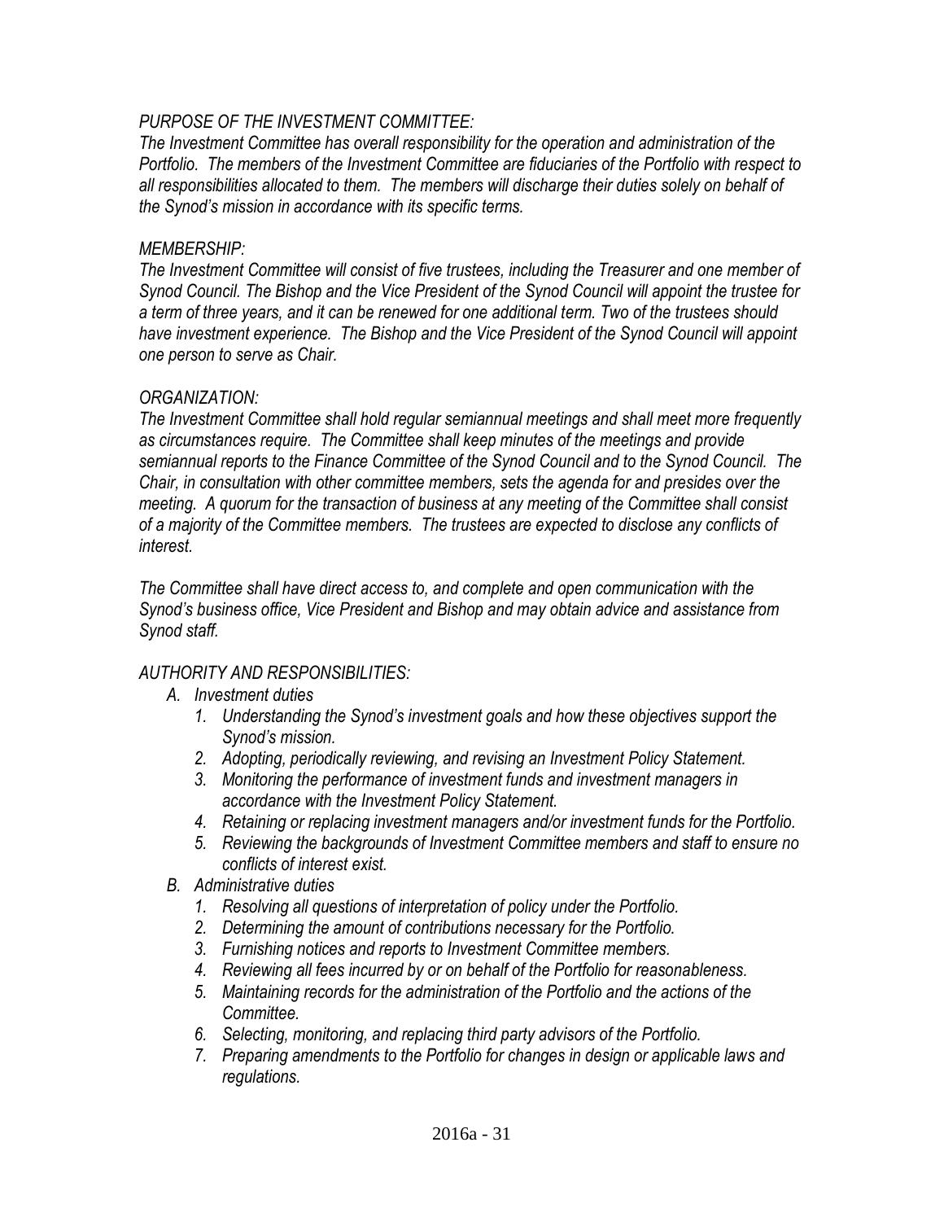*PURPOSE OF THE INVESTMENT COMMITTEE:*

*The Investment Committee has overall responsibility for the operation and administration of the Portfolio. The members of the Investment Committee are fiduciaries of the Portfolio with respect to all responsibilities allocated to them. The members will discharge their duties solely on behalf of the Synod's mission in accordance with its specific terms.*

*MEMBERSHIP:*

*The Investment Committee will consist of five trustees, including the Treasurer and one member of Synod Council. The Bishop and the Vice President of the Synod Council will appoint the trustee for a term of three years, and it can be renewed for one additional term. Two of the trustees should have investment experience. The Bishop and the Vice President of the Synod Council will appoint one person to serve as Chair.*

*ORGANIZATION:*

*The Investment Committee shall hold regular semiannual meetings and shall meet more frequently as circumstances require. The Committee shall keep minutes of the meetings and provide semiannual reports to the Finance Committee of the Synod Council and to the Synod Council. The Chair, in consultation with other committee members, sets the agenda for and presides over the meeting. A quorum for the transaction of business at any meeting of the Committee shall consist of a majority of the Committee members. The trustees are expected to disclose any conflicts of interest.*

*The Committee shall have direct access to, and complete and open communication with the Synod's business office, Vice President and Bishop and may obtain advice and assistance from Synod staff.*

*AUTHORITY AND RESPONSIBILITIES:*

- *A. Investment duties*
  1. *Understanding the Synod's investment goals and how these objectives support the Synod's mission.*
  2. *Adopting, periodically reviewing, and revising an Investment Policy Statement.*
  3. *Monitoring the performance of investment funds and investment managers in accordance with the Investment Policy Statement.*
  4. *Retaining or replacing investment managers and/or investment funds for the Portfolio.*
  5. *Reviewing the backgrounds of Investment Committee members and staff to ensure no conflicts of interest exist.*
- *B. Administrative duties*
  1. *Resolving all questions of interpretation of policy under the Portfolio.*
  2. *Determining the amount of contributions necessary for the Portfolio.*
  3. *Furnishing notices and reports to Investment Committee members.*
  4. *Reviewing all fees incurred by or on behalf of the Portfolio for reasonableness.*
  5. *Maintaining records for the administration of the Portfolio and the actions of the Committee.*
  6. *Selecting, monitoring, and replacing third party advisors of the Portfolio.*
  7. *Preparing amendments to the Portfolio for changes in design or applicable laws and regulations.*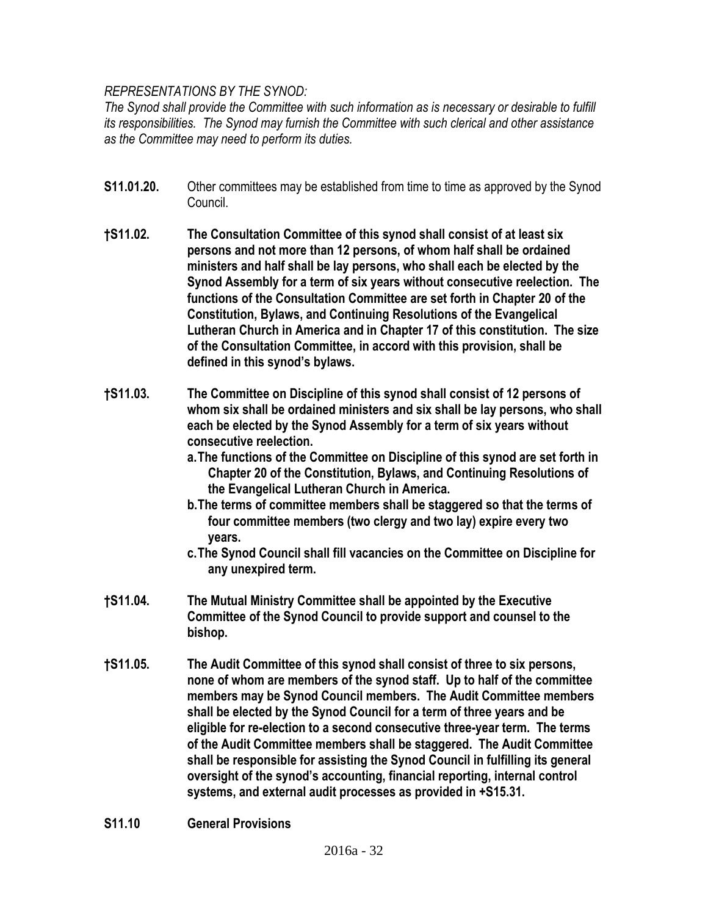*REPRESENTATIONS BY THE SYNOD:*
*The Synod shall provide the Committee with such information as is necessary or desirable to fulfill its responsibilities. The Synod may furnish the Committee with such clerical and other assistance as the Committee may need to perform its duties.*

**S11.01.20.** Other committees may be established from time to time as approved by the Synod Council.

**†S11.02. The Consultation Committee of this synod shall consist of at least six persons and not more than 12 persons, of whom half shall be ordained ministers and half shall be lay persons, who shall each be elected by the Synod Assembly for a term of six years without consecutive reelection. The functions of the Consultation Committee are set forth in Chapter 20 of the Constitution, Bylaws, and Continuing Resolutions of the Evangelical Lutheran Church in America and in Chapter 17 of this constitution. The size of the Consultation Committee, in accord with this provision, shall be defined in this synod's bylaws.**

**†S11.03. The Committee on Discipline of this synod shall consist of 12 persons of whom six shall be ordained ministers and six shall be lay persons, who shall each be elected by the Synod Assembly for a term of six years without consecutive reelection.**

**a. The functions of the Committee on Discipline of this synod are set forth in Chapter 20 of the Constitution, Bylaws, and Continuing Resolutions of the Evangelical Lutheran Church in America.**

**b. The terms of committee members shall be staggered so that the terms of four committee members (two clergy and two lay) expire every two years.**

**c. The Synod Council shall fill vacancies on the Committee on Discipline for any unexpired term.**

**†S11.04. The Mutual Ministry Committee shall be appointed by the Executive Committee of the Synod Council to provide support and counsel to the bishop.**

**†S11.05. The Audit Committee of this synod shall consist of three to six persons, none of whom are members of the synod staff. Up to half of the committee members may be Synod Council members. The Audit Committee members shall be elected by the Synod Council for a term of three years and be eligible for re-election to a second consecutive three-year term. The terms of the Audit Committee members shall be staggered. The Audit Committee shall be responsible for assisting the Synod Council in fulfilling its general oversight of the synod's accounting, financial reporting, internal control systems, and external audit processes as provided in +S15.31.**

**S11.10 General Provisions**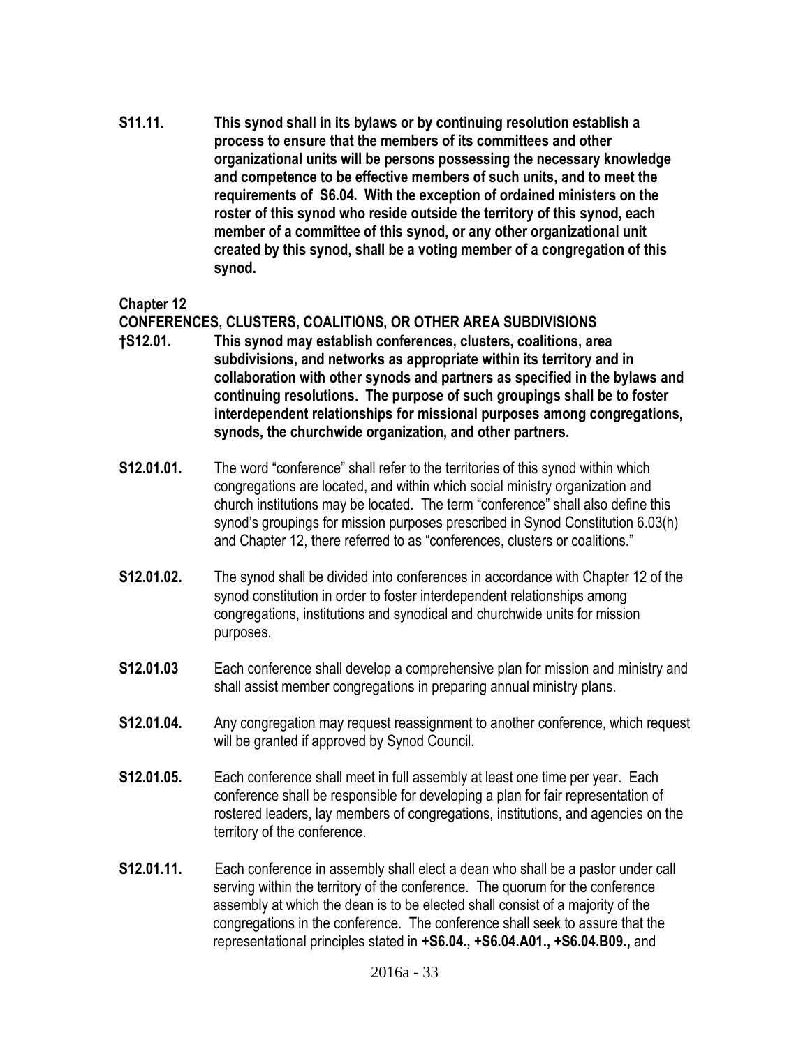**S11.11.** **This synod shall in its bylaws or by continuing resolution establish a process to ensure that the members of its committees and other organizational units will be persons possessing the necessary knowledge and competence to be effective members of such units, and to meet the requirements of S6.04. With the exception of ordained ministers on the roster of this synod who reside outside the territory of this synod, each member of a committee of this synod, or any other organizational unit created by this synod, shall be a voting member of a congregation of this synod.**

## Chapter 12
## CONFERENCES, CLUSTERS, COALITIONS, OR OTHER AREA SUBDIVISIONS

**†S12.01.** **This synod may establish conferences, clusters, coalitions, area subdivisions, and networks as appropriate within its territory and in collaboration with other synods and partners as specified in the bylaws and continuing resolutions. The purpose of such groupings shall be to foster interdependent relationships for missional purposes among congregations, synods, the churchwide organization, and other partners.**

**S12.01.01.** The word "conference" shall refer to the territories of this synod within which congregations are located, and within which social ministry organization and church institutions may be located. The term "conference" shall also define this synod's groupings for mission purposes prescribed in Synod Constitution 6.03(h) and Chapter 12, there referred to as "conferences, clusters or coalitions."

**S12.01.02.** The synod shall be divided into conferences in accordance with Chapter 12 of the synod constitution in order to foster interdependent relationships among congregations, institutions and synodical and churchwide units for mission purposes.

**S12.01.03** Each conference shall develop a comprehensive plan for mission and ministry and shall assist member congregations in preparing annual ministry plans.

**S12.01.04.** Any congregation may request reassignment to another conference, which request will be granted if approved by Synod Council.

**S12.01.05.** Each conference shall meet in full assembly at least one time per year. Each conference shall be responsible for developing a plan for fair representation of rostered leaders, lay members of congregations, institutions, and agencies on the territory of the conference.

**S12.01.11.** Each conference in assembly shall elect a dean who shall be a pastor under call serving within the territory of the conference. The quorum for the conference assembly at which the dean is to be elected shall consist of a majority of the congregations in the conference. The conference shall seek to assure that the representational principles stated in **+S6.04., +S6.04.A01., +S6.04.B09.,** and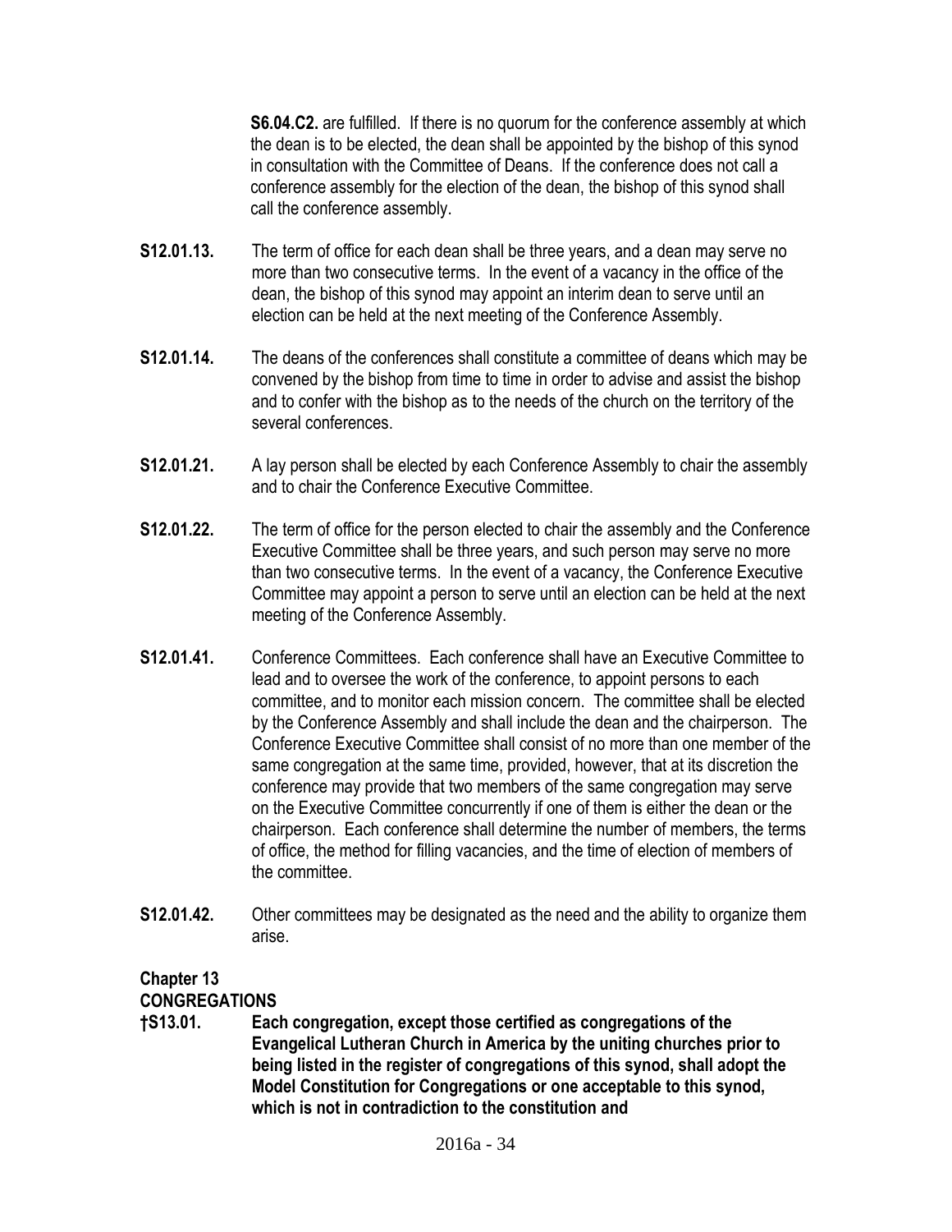**S6.04.C2.** are fulfilled. If there is no quorum for the conference assembly at which the dean is to be elected, the dean shall be appointed by the bishop of this synod in consultation with the Committee of Deans. If the conference does not call a conference assembly for the election of the dean, the bishop of this synod shall call the conference assembly.

**S12.01.13.** The term of office for each dean shall be three years, and a dean may serve no more than two consecutive terms. In the event of a vacancy in the office of the dean, the bishop of this synod may appoint an interim dean to serve until an election can be held at the next meeting of the Conference Assembly.

**S12.01.14.** The deans of the conferences shall constitute a committee of deans which may be convened by the bishop from time to time in order to advise and assist the bishop and to confer with the bishop as to the needs of the church on the territory of the several conferences.

**S12.01.21.** A lay person shall be elected by each Conference Assembly to chair the assembly and to chair the Conference Executive Committee.

**S12.01.22.** The term of office for the person elected to chair the assembly and the Conference Executive Committee shall be three years, and such person may serve no more than two consecutive terms. In the event of a vacancy, the Conference Executive Committee may appoint a person to serve until an election can be held at the next meeting of the Conference Assembly.

**S12.01.41.** Conference Committees. Each conference shall have an Executive Committee to lead and to oversee the work of the conference, to appoint persons to each committee, and to monitor each mission concern. The committee shall be elected by the Conference Assembly and shall include the dean and the chairperson. The Conference Executive Committee shall consist of no more than one member of the same congregation at the same time, provided, however, that at its discretion the conference may provide that two members of the same congregation may serve on the Executive Committee concurrently if one of them is either the dean or the chairperson. Each conference shall determine the number of members, the terms of office, the method for filling vacancies, and the time of election of members of the committee.

**S12.01.42.** Other committees may be designated as the need and the ability to organize them arise.

## Chapter 13
## CONGREGATIONS

**†S13.01. Each congregation, except those certified as congregations of the Evangelical Lutheran Church in America by the uniting churches prior to being listed in the register of congregations of this synod, shall adopt the Model Constitution for Congregations or one acceptable to this synod, which is not in contradiction to the constitution and**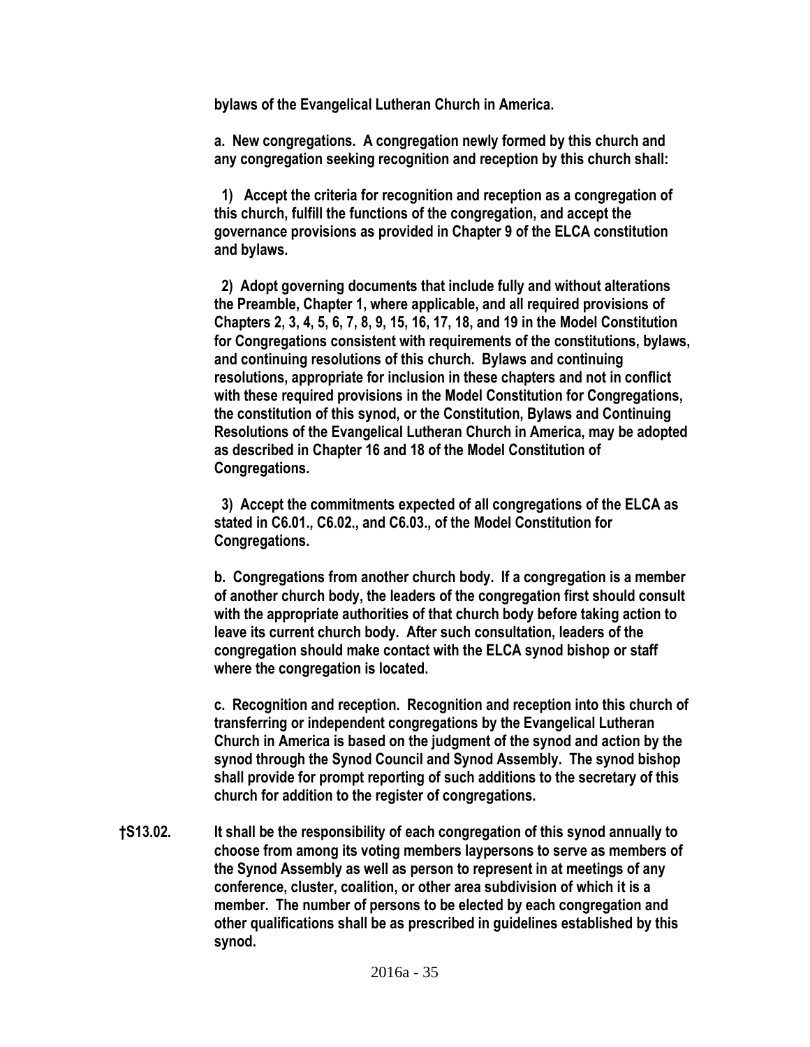**bylaws of the Evangelical Lutheran Church in America.**

**a. New congregations. A congregation newly formed by this church and any congregation seeking recognition and reception by this church shall:**

**1) Accept the criteria for recognition and reception as a congregation of this church, fulfill the functions of the congregation, and accept the governance provisions as provided in Chapter 9 of the ELCA constitution and bylaws.**

**2) Adopt governing documents that include fully and without alterations the Preamble, Chapter 1, where applicable, and all required provisions of Chapters 2, 3, 4, 5, 6, 7, 8, 9, 15, 16, 17, 18, and 19 in the Model Constitution for Congregations consistent with requirements of the constitutions, bylaws, and continuing resolutions of this church. Bylaws and continuing resolutions, appropriate for inclusion in these chapters and not in conflict with these required provisions in the Model Constitution for Congregations, the constitution of this synod, or the Constitution, Bylaws and Continuing Resolutions of the Evangelical Lutheran Church in America, may be adopted as described in Chapter 16 and 18 of the Model Constitution of Congregations.**

**3) Accept the commitments expected of all congregations of the ELCA as stated in C6.01., C6.02., and C6.03., of the Model Constitution for Congregations.**

**b. Congregations from another church body. If a congregation is a member of another church body, the leaders of the congregation first should consult with the appropriate authorities of that church body before taking action to leave its current church body. After such consultation, leaders of the congregation should make contact with the ELCA synod bishop or staff where the congregation is located.**

**c. Recognition and reception. Recognition and reception into this church of transferring or independent congregations by the Evangelical Lutheran Church in America is based on the judgment of the synod and action by the synod through the Synod Council and Synod Assembly. The synod bishop shall provide for prompt reporting of such additions to the secretary of this church for addition to the register of congregations.**

**†S13.02. It shall be the responsibility of each congregation of this synod annually to choose from among its voting members laypersons to serve as members of the Synod Assembly as well as person to represent in at meetings of any conference, cluster, coalition, or other area subdivision of which it is a member. The number of persons to be elected by each congregation and other qualifications shall be as prescribed in guidelines established by this synod.**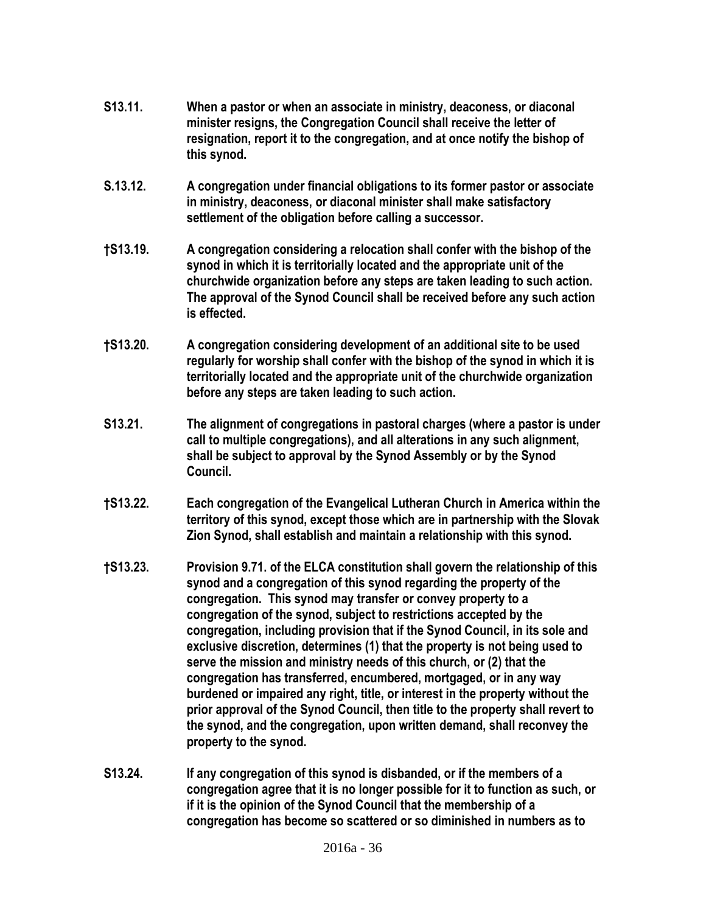**S13.11. When a pastor or when an associate in ministry, deaconess, or diaconal minister resigns, the Congregation Council shall receive the letter of resignation, report it to the congregation, and at once notify the bishop of this synod.**

**S.13.12. A congregation under financial obligations to its former pastor or associate in ministry, deaconess, or diaconal minister shall make satisfactory settlement of the obligation before calling a successor.**

**†S13.19. A congregation considering a relocation shall confer with the bishop of the synod in which it is territorially located and the appropriate unit of the churchwide organization before any steps are taken leading to such action. The approval of the Synod Council shall be received before any such action is effected.**

**†S13.20. A congregation considering development of an additional site to be used regularly for worship shall confer with the bishop of the synod in which it is territorially located and the appropriate unit of the churchwide organization before any steps are taken leading to such action.**

**S13.21. The alignment of congregations in pastoral charges (where a pastor is under call to multiple congregations), and all alterations in any such alignment, shall be subject to approval by the Synod Assembly or by the Synod Council.**

**†S13.22. Each congregation of the Evangelical Lutheran Church in America within the territory of this synod, except those which are in partnership with the Slovak Zion Synod, shall establish and maintain a relationship with this synod.**

**†S13.23. Provision 9.71. of the ELCA constitution shall govern the relationship of this synod and a congregation of this synod regarding the property of the congregation. This synod may transfer or convey property to a congregation of the synod, subject to restrictions accepted by the congregation, including provision that if the Synod Council, in its sole and exclusive discretion, determines (1) that the property is not being used to serve the mission and ministry needs of this church, or (2) that the congregation has transferred, encumbered, mortgaged, or in any way burdened or impaired any right, title, or interest in the property without the prior approval of the Synod Council, then title to the property shall revert to the synod, and the congregation, upon written demand, shall reconvey the property to the synod.**

**S13.24. If any congregation of this synod is disbanded, or if the members of a congregation agree that it is no longer possible for it to function as such, or if it is the opinion of the Synod Council that the membership of a congregation has become so scattered or so diminished in numbers as to**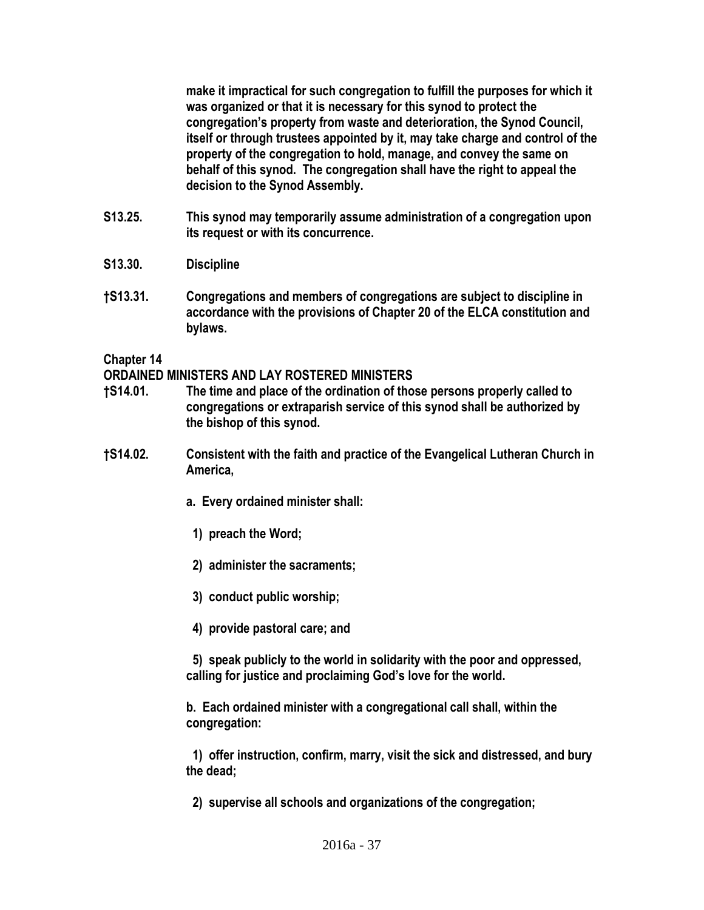**make it impractical for such congregation to fulfill the purposes for which it was organized or that it is necessary for this synod to protect the congregation's property from waste and deterioration, the Synod Council, itself or through trustees appointed by it, may take charge and control of the property of the congregation to hold, manage, and convey the same on behalf of this synod. The congregation shall have the right to appeal the decision to the Synod Assembly.**

**S13.25.** **This synod may temporarily assume administration of a congregation upon its request or with its concurrence.**

**S13.30.** **Discipline**

**†S13.31.** **Congregations and members of congregations are subject to discipline in accordance with the provisions of Chapter 20 of the ELCA constitution and bylaws.**

**Chapter 14**

**ORDAINED MINISTERS AND LAY ROSTERED MINISTERS**

**†S14.01.** **The time and place of the ordination of those persons properly called to congregations or extraparish service of this synod shall be authorized by the bishop of this synod.**

**†S14.02.** **Consistent with the faith and practice of the Evangelical Lutheran Church in America,**

**a. Every ordained minister shall:**

**1) preach the Word;**

**2) administer the sacraments;**

**3) conduct public worship;**

**4) provide pastoral care; and**

**5) speak publicly to the world in solidarity with the poor and oppressed, calling for justice and proclaiming God's love for the world.**

**b. Each ordained minister with a congregational call shall, within the congregation:**

**1) offer instruction, confirm, marry, visit the sick and distressed, and bury the dead;**

**2) supervise all schools and organizations of the congregation;**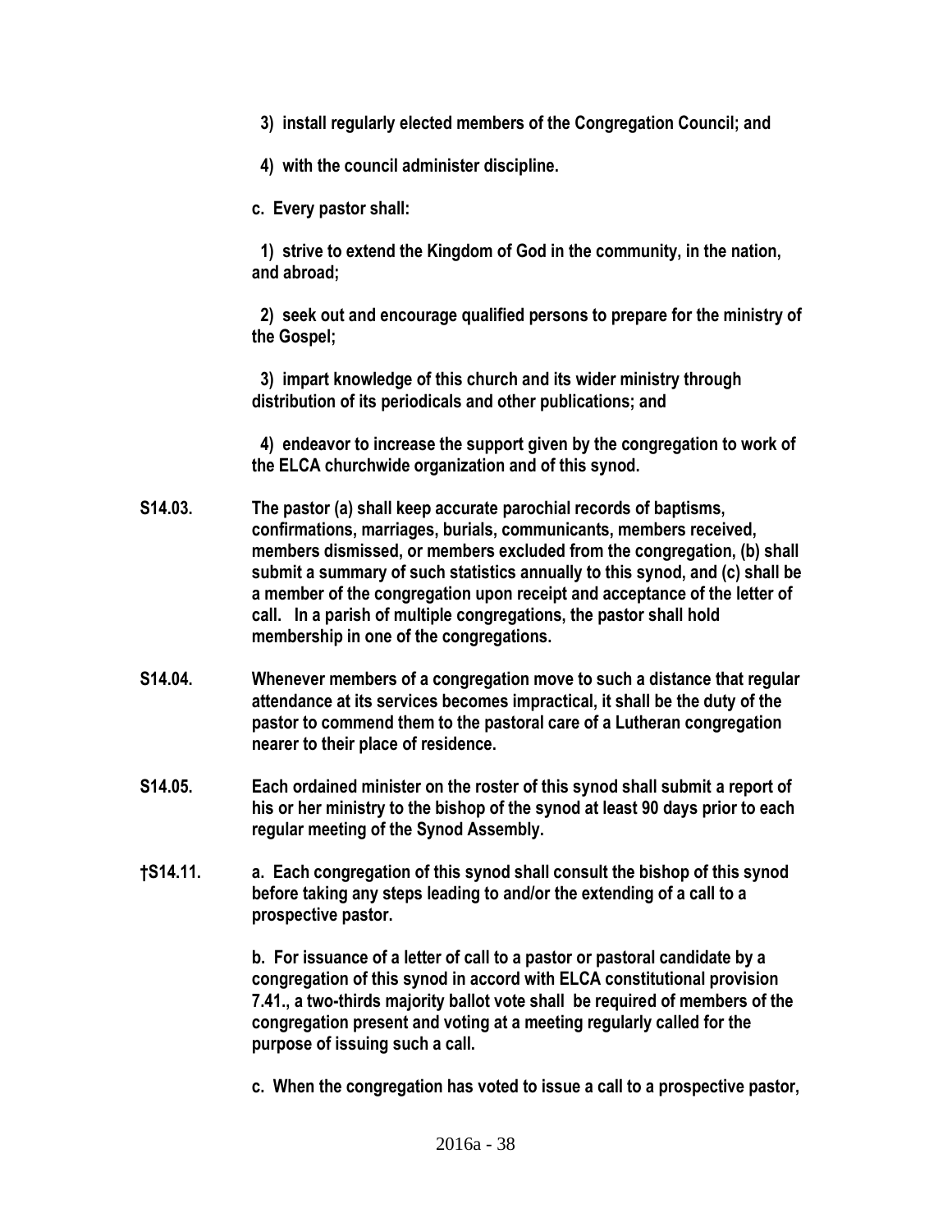3) install regularly elected members of the Congregation Council; and

4) with the council administer discipline.

c. Every pastor shall:

1) strive to extend the Kingdom of God in the community, in the nation, and abroad;

2) seek out and encourage qualified persons to prepare for the ministry of the Gospel;

3) impart knowledge of this church and its wider ministry through distribution of its periodicals and other publications; and

4) endeavor to increase the support given by the congregation to work of the ELCA churchwide organization and of this synod.

**S14.03.** The pastor (a) shall keep accurate parochial records of baptisms, confirmations, marriages, burials, communicants, members received, members dismissed, or members excluded from the congregation, (b) shall submit a summary of such statistics annually to this synod, and (c) shall be a member of the congregation upon receipt and acceptance of the letter of call. In a parish of multiple congregations, the pastor shall hold membership in one of the congregations.

**S14.04.** Whenever members of a congregation move to such a distance that regular attendance at its services becomes impractical, it shall be the duty of the pastor to commend them to the pastoral care of a Lutheran congregation nearer to their place of residence.

**S14.05.** Each ordained minister on the roster of this synod shall submit a report of his or her ministry to the bishop of the synod at least 90 days prior to each regular meeting of the Synod Assembly.

**†S14.11.** a. Each congregation of this synod shall consult the bishop of this synod before taking any steps leading to and/or the extending of a call to a prospective pastor.

b. For issuance of a letter of call to a pastor or pastoral candidate by a congregation of this synod in accord with ELCA constitutional provision 7.41., a two-thirds majority ballot vote shall be required of members of the congregation present and voting at a meeting regularly called for the purpose of issuing such a call.

c. When the congregation has voted to issue a call to a prospective pastor,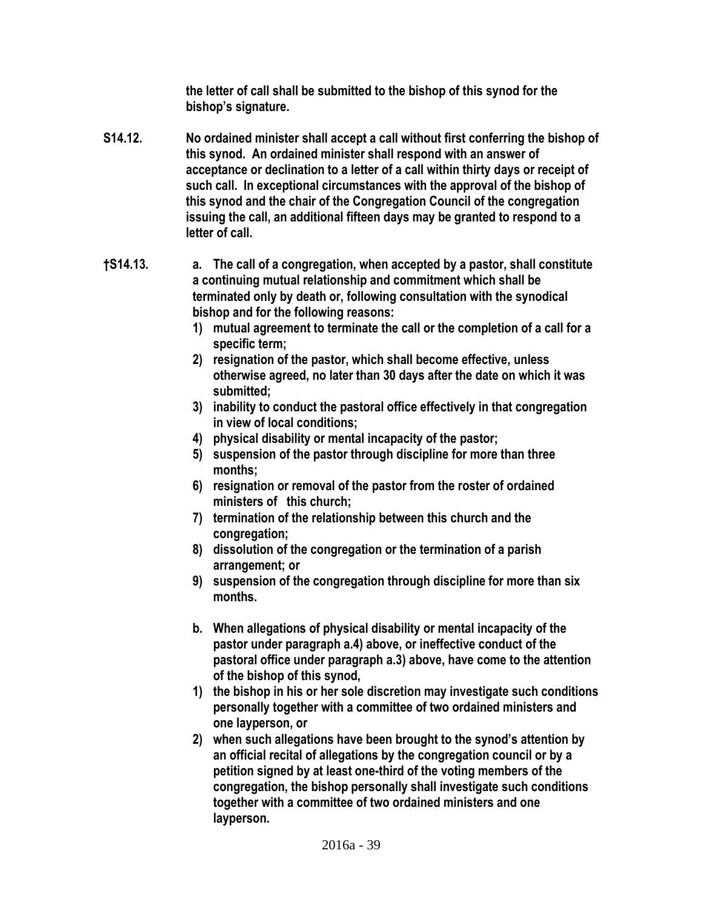**the letter of call shall be submitted to the bishop of this synod for the bishop's signature.**

**S14.12.** **No ordained minister shall accept a call without first conferring the bishop of this synod. An ordained minister shall respond with an answer of acceptance or declination to a letter of a call within thirty days or receipt of such call. In exceptional circumstances with the approval of the bishop of this synod and the chair of the Congregation Council of the congregation issuing the call, an additional fifteen days may be granted to respond to a letter of call.**

**†S14.13.** **a. The call of a congregation, when accepted by a pastor, shall constitute a continuing mutual relationship and commitment which shall be terminated only by death or, following consultation with the synodical bishop and for the following reasons:**

**1) mutual agreement to terminate the call or the completion of a call for a specific term;**

**2) resignation of the pastor, which shall become effective, unless otherwise agreed, no later than 30 days after the date on which it was submitted;**

**3) inability to conduct the pastoral office effectively in that congregation in view of local conditions;**

**4) physical disability or mental incapacity of the pastor;**

**5) suspension of the pastor through discipline for more than three months;**

**6) resignation or removal of the pastor from the roster of ordained ministers of this church;**

**7) termination of the relationship between this church and the congregation;**

**8) dissolution of the congregation or the termination of a parish arrangement; or**

**9) suspension of the congregation through discipline for more than six months.**

**b. When allegations of physical disability or mental incapacity of the pastor under paragraph a.4) above, or ineffective conduct of the pastoral office under paragraph a.3) above, have come to the attention of the bishop of this synod,**

**1) the bishop in his or her sole discretion may investigate such conditions personally together with a committee of two ordained ministers and one layperson, or**

**2) when such allegations have been brought to the synod's attention by an official recital of allegations by the congregation council or by a petition signed by at least one-third of the voting members of the congregation, the bishop personally shall investigate such conditions together with a committee of two ordained ministers and one layperson.**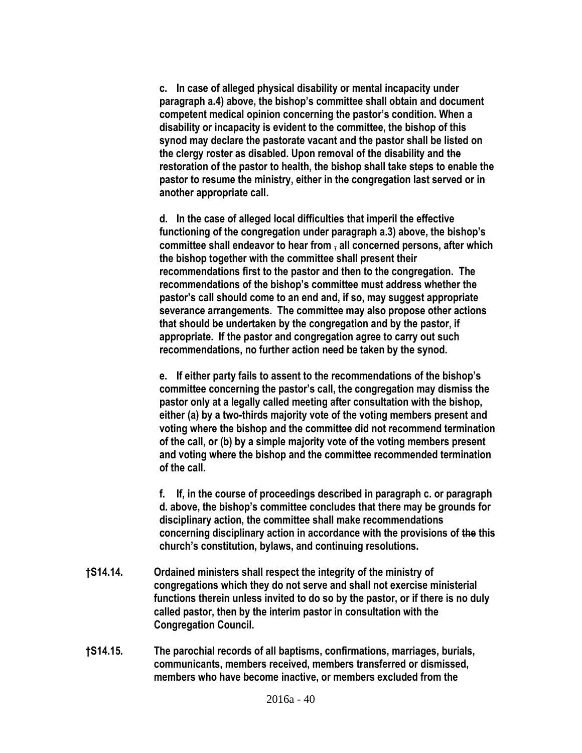**c. In case of alleged physical disability or mental incapacity under paragraph a.4) above, the bishop's committee shall obtain and document competent medical opinion concerning the pastor's condition. When a disability or incapacity is evident to the committee, the bishop of this synod may declare the pastorate vacant and the pastor shall be listed on the clergy roster as disabled. Upon removal of the disability and ~~the~~ restoration of the pastor to health, the bishop shall take steps to enable the pastor to resume the ministry, either in the congregation last served or in another appropriate call.**

**d. In the case of alleged local difficulties that imperil the effective functioning of the congregation under paragraph a.3) above, the bishop's committee shall endeavor to hear from ~~,~~ all concerned persons, after which the bishop together with the committee shall present their recommendations first to the pastor and then to the congregation. The recommendations of the bishop's committee must address whether the pastor's call should come to an end and, if so, may suggest appropriate severance arrangements. The committee may also propose other actions that should be undertaken by the congregation and by the pastor, if appropriate. If the pastor and congregation agree to carry out such recommendations, no further action need be taken by the synod.**

**e. If either party fails to assent to the recommendations of the bishop's committee concerning the pastor's call, the congregation may dismiss the pastor only at a legally called meeting after consultation with the bishop, either (a) by a two-thirds majority vote of the voting members present and voting where the bishop and the committee did not recommend termination of the call, or (b) by a simple majority vote of the voting members present and voting where the bishop and the committee recommended termination of the call.**

**f. If, in the course of proceedings described in paragraph c. or paragraph d. above, the bishop's committee concludes that there may be grounds for disciplinary action, the committee shall make recommendations concerning disciplinary action in accordance with the provisions of ~~the~~ this church's constitution, bylaws, and continuing resolutions.**

**†S14.14.** **Ordained ministers shall respect the integrity of the ministry of congregations which they do not serve and shall not exercise ministerial functions therein unless invited to do so by the pastor, or if there is no duly called pastor, then by the interim pastor in consultation with the Congregation Council.**

**†S14.15.** **The parochial records of all baptisms, confirmations, marriages, burials, communicants, members received, members transferred or dismissed, members who have become inactive, or members excluded from the**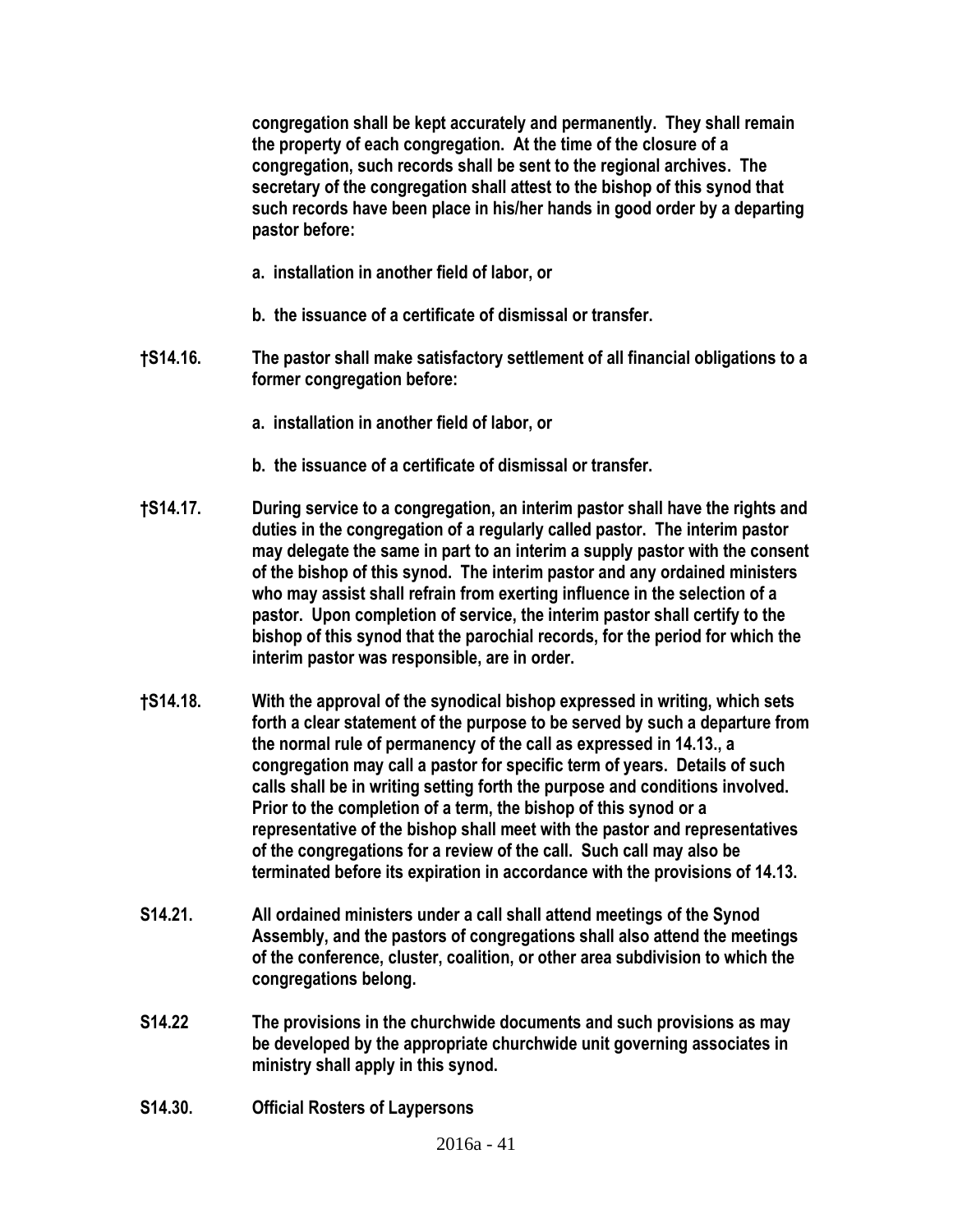**congregation shall be kept accurately and permanently. They shall remain the property of each congregation. At the time of the closure of a congregation, such records shall be sent to the regional archives. The secretary of the congregation shall attest to the bishop of this synod that such records have been place in his/her hands in good order by a departing pastor before:**

**a. installation in another field of labor, or**

**b. the issuance of a certificate of dismissal or transfer.**

**†S14.16.** **The pastor shall make satisfactory settlement of all financial obligations to a former congregation before:**

**a. installation in another field of labor, or**

**b. the issuance of a certificate of dismissal or transfer.**

**†S14.17.** **During service to a congregation, an interim pastor shall have the rights and duties in the congregation of a regularly called pastor. The interim pastor may delegate the same in part to an interim a supply pastor with the consent of the bishop of this synod. The interim pastor and any ordained ministers who may assist shall refrain from exerting influence in the selection of a pastor. Upon completion of service, the interim pastor shall certify to the bishop of this synod that the parochial records, for the period for which the interim pastor was responsible, are in order.**

**†S14.18.** **With the approval of the synodical bishop expressed in writing, which sets forth a clear statement of the purpose to be served by such a departure from the normal rule of permanency of the call as expressed in 14.13., a congregation may call a pastor for specific term of years. Details of such calls shall be in writing setting forth the purpose and conditions involved. Prior to the completion of a term, the bishop of this synod or a representative of the bishop shall meet with the pastor and representatives of the congregations for a review of the call. Such call may also be terminated before its expiration in accordance with the provisions of 14.13.**

**S14.21.** **All ordained ministers under a call shall attend meetings of the Synod Assembly, and the pastors of congregations shall also attend the meetings of the conference, cluster, coalition, or other area subdivision to which the congregations belong.**

**S14.22** **The provisions in the churchwide documents and such provisions as may be developed by the appropriate churchwide unit governing associates in ministry shall apply in this synod.**

**S14.30.** **Official Rosters of Laypersons**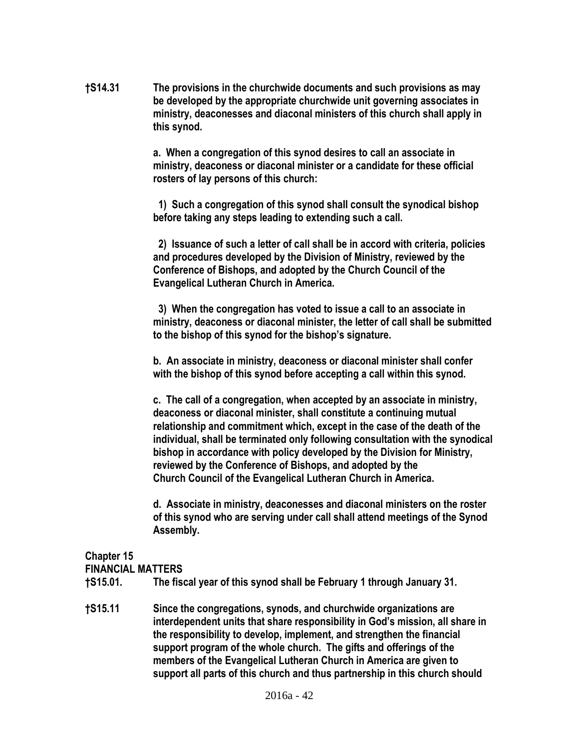**†S14.31 The provisions in the churchwide documents and such provisions as may be developed by the appropriate churchwide unit governing associates in ministry, deaconesses and diaconal ministers of this church shall apply in this synod.**

**a. When a congregation of this synod desires to call an associate in ministry, deaconess or diaconal minister or a candidate for these official rosters of lay persons of this church:**

**1) Such a congregation of this synod shall consult the synodical bishop before taking any steps leading to extending such a call.**

**2) Issuance of such a letter of call shall be in accord with criteria, policies and procedures developed by the Division of Ministry, reviewed by the Conference of Bishops, and adopted by the Church Council of the Evangelical Lutheran Church in America.**

**3) When the congregation has voted to issue a call to an associate in ministry, deaconess or diaconal minister, the letter of call shall be submitted to the bishop of this synod for the bishop's signature.**

**b. An associate in ministry, deaconess or diaconal minister shall confer with the bishop of this synod before accepting a call within this synod.**

**c. The call of a congregation, when accepted by an associate in ministry, deaconess or diaconal minister, shall constitute a continuing mutual relationship and commitment which, except in the case of the death of the individual, shall be terminated only following consultation with the synodical bishop in accordance with policy developed by the Division for Ministry, reviewed by the Conference of Bishops, and adopted by the Church Council of the Evangelical Lutheran Church in America.**

**d. Associate in ministry, deaconesses and diaconal ministers on the roster of this synod who are serving under call shall attend meetings of the Synod Assembly.**

## Chapter 15
## FINANCIAL MATTERS

**†S15.01. The fiscal year of this synod shall be February 1 through January 31.**

**†S15.11 Since the congregations, synods, and churchwide organizations are interdependent units that share responsibility in God's mission, all share in the responsibility to develop, implement, and strengthen the financial support program of the whole church. The gifts and offerings of the members of the Evangelical Lutheran Church in America are given to support all parts of this church and thus partnership in this church should**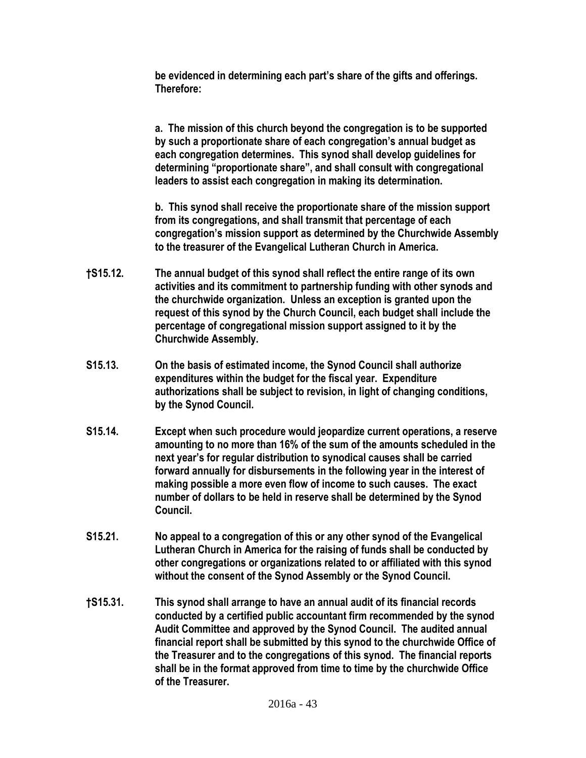**be evidenced in determining each part's share of the gifts and offerings. Therefore:**

**a. The mission of this church beyond the congregation is to be supported by such a proportionate share of each congregation's annual budget as each congregation determines. This synod shall develop guidelines for determining "proportionate share", and shall consult with congregational leaders to assist each congregation in making its determination.**

**b. This synod shall receive the proportionate share of the mission support from its congregations, and shall transmit that percentage of each congregation's mission support as determined by the Churchwide Assembly to the treasurer of the Evangelical Lutheran Church in America.**

**†S15.12.** **The annual budget of this synod shall reflect the entire range of its own activities and its commitment to partnership funding with other synods and the churchwide organization. Unless an exception is granted upon the request of this synod by the Church Council, each budget shall include the percentage of congregational mission support assigned to it by the Churchwide Assembly.**

**S15.13.** **On the basis of estimated income, the Synod Council shall authorize expenditures within the budget for the fiscal year. Expenditure authorizations shall be subject to revision, in light of changing conditions, by the Synod Council.**

**S15.14.** **Except when such procedure would jeopardize current operations, a reserve amounting to no more than 16% of the sum of the amounts scheduled in the next year's for regular distribution to synodical causes shall be carried forward annually for disbursements in the following year in the interest of making possible a more even flow of income to such causes. The exact number of dollars to be held in reserve shall be determined by the Synod Council.**

**S15.21.** **No appeal to a congregation of this or any other synod of the Evangelical Lutheran Church in America for the raising of funds shall be conducted by other congregations or organizations related to or affiliated with this synod without the consent of the Synod Assembly or the Synod Council.**

**†S15.31.** **This synod shall arrange to have an annual audit of its financial records conducted by a certified public accountant firm recommended by the synod Audit Committee and approved by the Synod Council. The audited annual financial report shall be submitted by this synod to the churchwide Office of the Treasurer and to the congregations of this synod. The financial reports shall be in the format approved from time to time by the churchwide Office of the Treasurer.**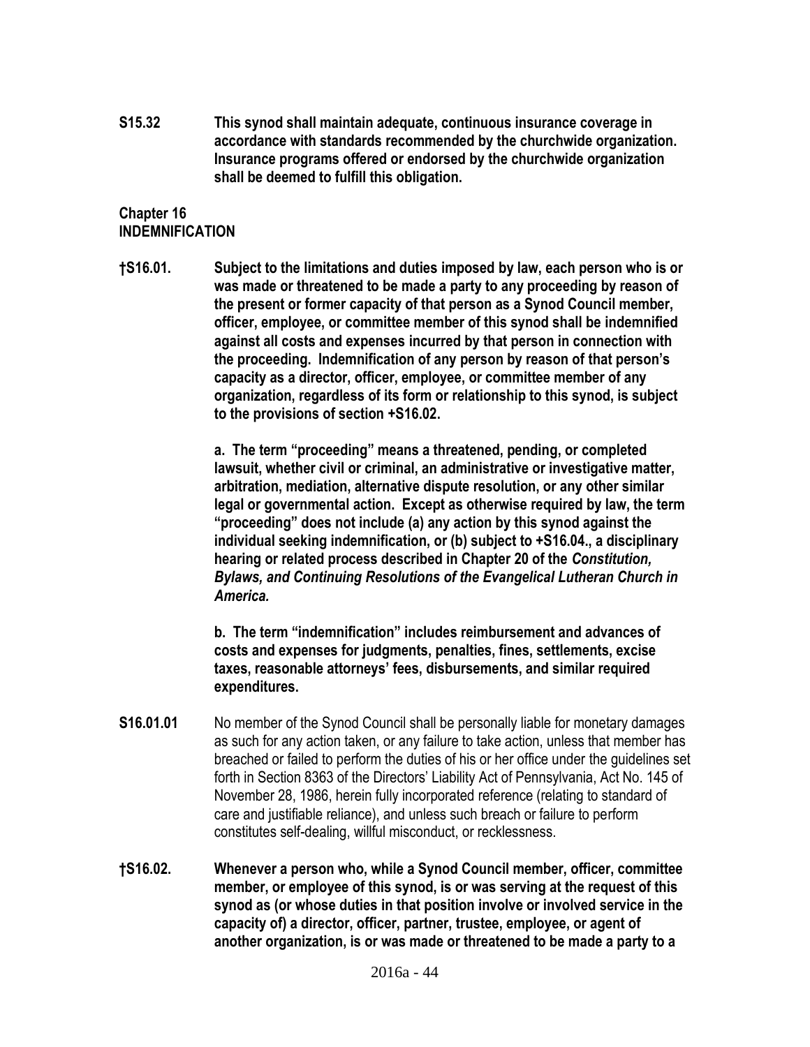**S15.32 This synod shall maintain adequate, continuous insurance coverage in accordance with standards recommended by the churchwide organization. Insurance programs offered or endorsed by the churchwide organization shall be deemed to fulfill this obligation.**

## Chapter 16
## INDEMNIFICATION

**†S16.01. Subject to the limitations and duties imposed by law, each person who is or was made or threatened to be made a party to any proceeding by reason of the present or former capacity of that person as a Synod Council member, officer, employee, or committee member of this synod shall be indemnified against all costs and expenses incurred by that person in connection with the proceeding. Indemnification of any person by reason of that person's capacity as a director, officer, employee, or committee member of any organization, regardless of its form or relationship to this synod, is subject to the provisions of section +S16.02.**

**a. The term "proceeding" means a threatened, pending, or completed lawsuit, whether civil or criminal, an administrative or investigative matter, arbitration, mediation, alternative dispute resolution, or any other similar legal or governmental action. Except as otherwise required by law, the term "proceeding" does not include (a) any action by this synod against the individual seeking indemnification, or (b) subject to +S16.04., a disciplinary hearing or related process described in Chapter 20 of the *Constitution, Bylaws, and Continuing Resolutions of the Evangelical Lutheran Church in America.***

**b. The term "indemnification" includes reimbursement and advances of costs and expenses for judgments, penalties, fines, settlements, excise taxes, reasonable attorneys' fees, disbursements, and similar required expenditures.**

**S16.01.01** No member of the Synod Council shall be personally liable for monetary damages as such for any action taken, or any failure to take action, unless that member has breached or failed to perform the duties of his or her office under the guidelines set forth in Section 8363 of the Directors' Liability Act of Pennsylvania, Act No. 145 of November 28, 1986, herein fully incorporated reference (relating to standard of care and justifiable reliance), and unless such breach or failure to perform constitutes self-dealing, willful misconduct, or recklessness.

**†S16.02. Whenever a person who, while a Synod Council member, officer, committee member, or employee of this synod, is or was serving at the request of this synod as (or whose duties in that position involve or involved service in the capacity of) a director, officer, partner, trustee, employee, or agent of another organization, is or was made or threatened to be made a party to a**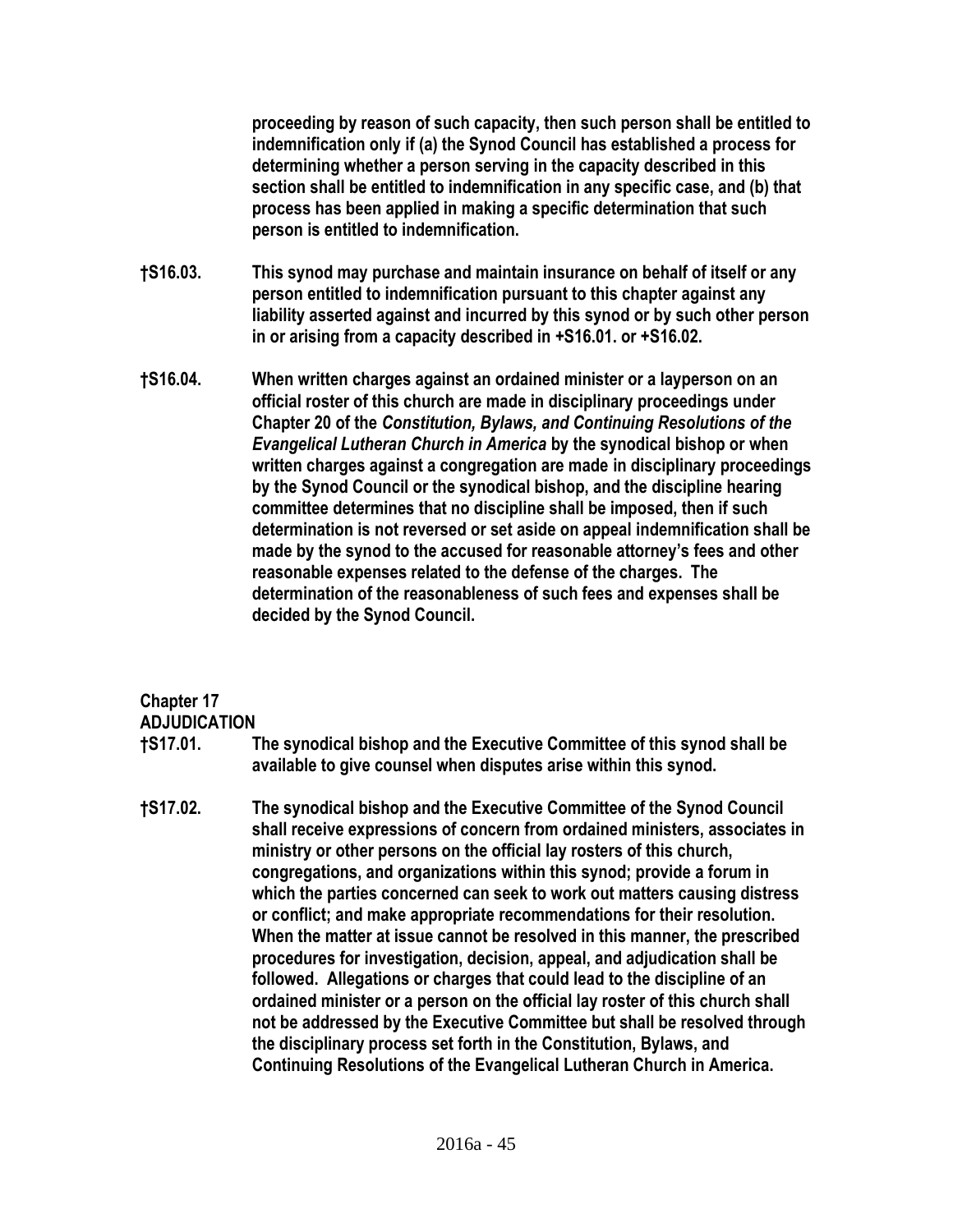**proceeding by reason of such capacity, then such person shall be entitled to indemnification only if (a) the Synod Council has established a process for determining whether a person serving in the capacity described in this section shall be entitled to indemnification in any specific case, and (b) that process has been applied in making a specific determination that such person is entitled to indemnification.**

**†S16.03.** **This synod may purchase and maintain insurance on behalf of itself or any person entitled to indemnification pursuant to this chapter against any liability asserted against and incurred by this synod or by such other person in or arising from a capacity described in +S16.01. or +S16.02.**

**†S16.04.** **When written charges against an ordained minister or a layperson on an official roster of this church are made in disciplinary proceedings under Chapter 20 of the *Constitution, Bylaws, and Continuing Resolutions of the Evangelical Lutheran Church in America* by the synodical bishop or when written charges against a congregation are made in disciplinary proceedings by the Synod Council or the synodical bishop, and the discipline hearing committee determines that no discipline shall be imposed, then if such determination is not reversed or set aside on appeal indemnification shall be made by the synod to the accused for reasonable attorney's fees and other reasonable expenses related to the defense of the charges. The determination of the reasonableness of such fees and expenses shall be decided by the Synod Council.**

## Chapter 17
## ADJUDICATION

**†S17.01.** **The synodical bishop and the Executive Committee of this synod shall be available to give counsel when disputes arise within this synod.**

**†S17.02.** **The synodical bishop and the Executive Committee of the Synod Council shall receive expressions of concern from ordained ministers, associates in ministry or other persons on the official lay rosters of this church, congregations, and organizations within this synod; provide a forum in which the parties concerned can seek to work out matters causing distress or conflict; and make appropriate recommendations for their resolution. When the matter at issue cannot be resolved in this manner, the prescribed procedures for investigation, decision, appeal, and adjudication shall be followed. Allegations or charges that could lead to the discipline of an ordained minister or a person on the official lay roster of this church shall not be addressed by the Executive Committee but shall be resolved through the disciplinary process set forth in the Constitution, Bylaws, and Continuing Resolutions of the Evangelical Lutheran Church in America.**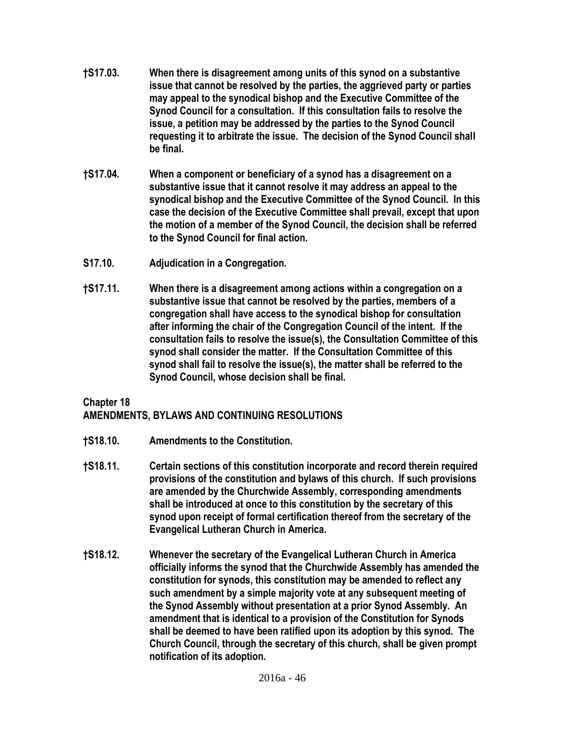**†S17.03.** **When there is disagreement among units of this synod on a substantive issue that cannot be resolved by the parties, the aggrieved party or parties may appeal to the synodical bishop and the Executive Committee of the Synod Council for a consultation. If this consultation fails to resolve the issue, a petition may be addressed by the parties to the Synod Council requesting it to arbitrate the issue. The decision of the Synod Council shall be final.**

**†S17.04.** **When a component or beneficiary of a synod has a disagreement on a substantive issue that it cannot resolve it may address an appeal to the synodical bishop and the Executive Committee of the Synod Council. In this case the decision of the Executive Committee shall prevail, except that upon the motion of a member of the Synod Council, the decision shall be referred to the Synod Council for final action.**

**S17.10.** **Adjudication in a Congregation.**

**†S17.11.** **When there is a disagreement among actions within a congregation on a substantive issue that cannot be resolved by the parties, members of a congregation shall have access to the synodical bishop for consultation after informing the chair of the Congregation Council of the intent. If the consultation fails to resolve the issue(s), the Consultation Committee of this synod shall consider the matter. If the Consultation Committee of this synod shall fail to resolve the issue(s), the matter shall be referred to the Synod Council, whose decision shall be final.**

## Chapter 18
## AMENDMENTS, BYLAWS AND CONTINUING RESOLUTIONS

**†S18.10.** **Amendments to the Constitution.**

**†S18.11.** **Certain sections of this constitution incorporate and record therein required provisions of the constitution and bylaws of this church. If such provisions are amended by the Churchwide Assembly, corresponding amendments shall be introduced at once to this constitution by the secretary of this synod upon receipt of formal certification thereof from the secretary of the Evangelical Lutheran Church in America.**

**†S18.12.** **Whenever the secretary of the Evangelical Lutheran Church in America officially informs the synod that the Churchwide Assembly has amended the constitution for synods, this constitution may be amended to reflect any such amendment by a simple majority vote at any subsequent meeting of the Synod Assembly without presentation at a prior Synod Assembly. An amendment that is identical to a provision of the Constitution for Synods shall be deemed to have been ratified upon its adoption by this synod. The Church Council, through the secretary of this church, shall be given prompt notification of its adoption.**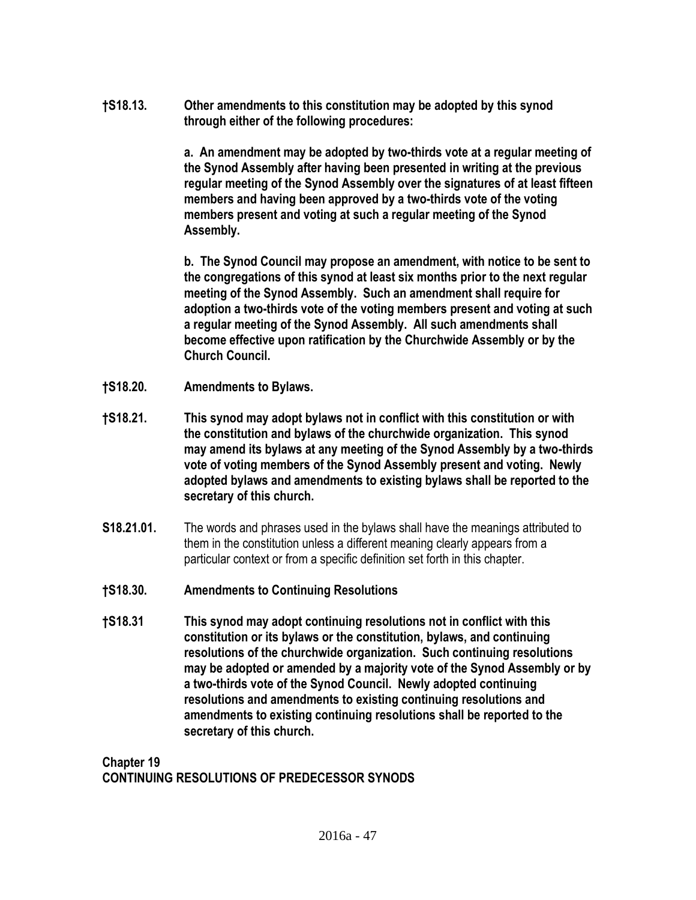**†S18.13.** **Other amendments to this constitution may be adopted by this synod through either of the following procedures:**

**a. An amendment may be adopted by two-thirds vote at a regular meeting of the Synod Assembly after having been presented in writing at the previous regular meeting of the Synod Assembly over the signatures of at least fifteen members and having been approved by a two-thirds vote of the voting members present and voting at such a regular meeting of the Synod Assembly.**

**b. The Synod Council may propose an amendment, with notice to be sent to the congregations of this synod at least six months prior to the next regular meeting of the Synod Assembly. Such an amendment shall require for adoption a two-thirds vote of the voting members present and voting at such a regular meeting of the Synod Assembly. All such amendments shall become effective upon ratification by the Churchwide Assembly or by the Church Council.**

**†S18.20.** **Amendments to Bylaws.**

**†S18.21.** **This synod may adopt bylaws not in conflict with this constitution or with the constitution and bylaws of the churchwide organization. This synod may amend its bylaws at any meeting of the Synod Assembly by a two-thirds vote of voting members of the Synod Assembly present and voting. Newly adopted bylaws and amendments to existing bylaws shall be reported to the secretary of this church.**

**S18.21.01.** The words and phrases used in the bylaws shall have the meanings attributed to them in the constitution unless a different meaning clearly appears from a particular context or from a specific definition set forth in this chapter.

**†S18.30.** **Amendments to Continuing Resolutions**

**†S18.31** **This synod may adopt continuing resolutions not in conflict with this constitution or its bylaws or the constitution, bylaws, and continuing resolutions of the churchwide organization. Such continuing resolutions may be adopted or amended by a majority vote of the Synod Assembly or by a two-thirds vote of the Synod Council. Newly adopted continuing resolutions and amendments to existing continuing resolutions and amendments to existing continuing resolutions shall be reported to the secretary of this church.**

## Chapter 19
## CONTINUING RESOLUTIONS OF PREDECESSOR SYNODS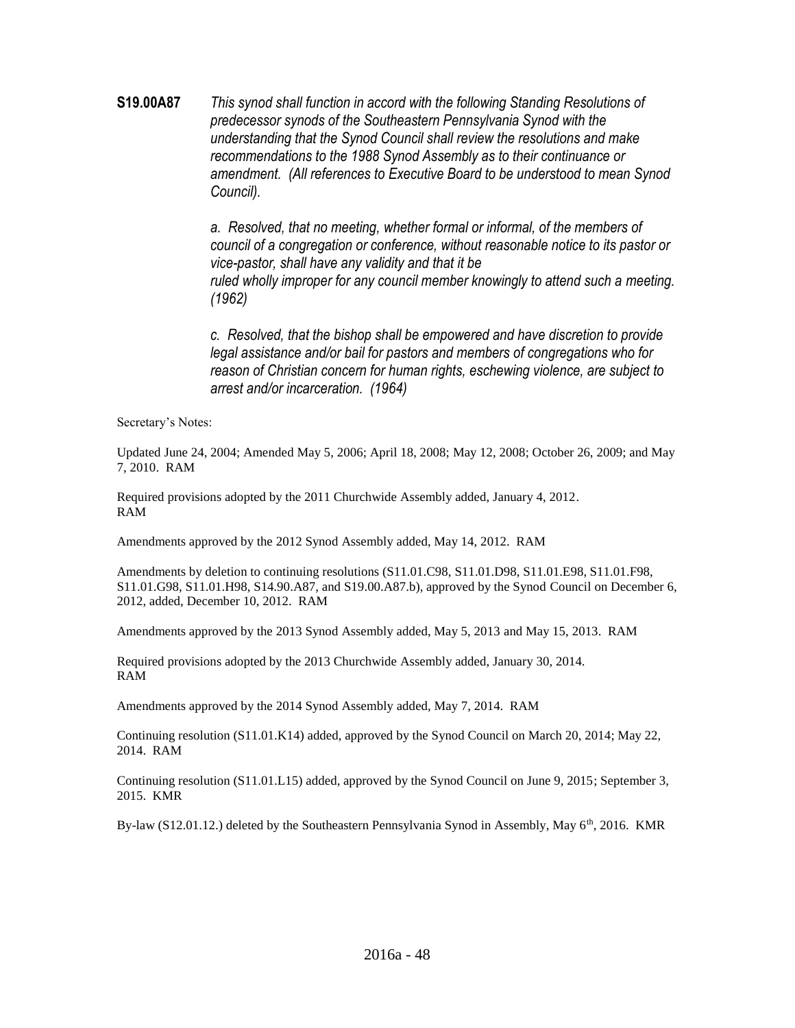**S19.00A87** *This synod shall function in accord with the following Standing Resolutions of predecessor synods of the Southeastern Pennsylvania Synod with the understanding that the Synod Council shall review the resolutions and make recommendations to the 1988 Synod Assembly as to their continuance or amendment. (All references to Executive Board to be understood to mean Synod Council).*

*a. Resolved, that no meeting, whether formal or informal, of the members of council of a congregation or conference, without reasonable notice to its pastor or vice-pastor, shall have any validity and that it be ruled wholly improper for any council member knowingly to attend such a meeting. (1962)*

*c. Resolved, that the bishop shall be empowered and have discretion to provide legal assistance and/or bail for pastors and members of congregations who for reason of Christian concern for human rights, eschewing violence, are subject to arrest and/or incarceration. (1964)*

Secretary's Notes:

Updated June 24, 2004; Amended May 5, 2006; April 18, 2008; May 12, 2008; October 26, 2009; and May 7, 2010. RAM

Required provisions adopted by the 2011 Churchwide Assembly added, January 4, 2012. RAM

Amendments approved by the 2012 Synod Assembly added, May 14, 2012. RAM

Amendments by deletion to continuing resolutions (S11.01.C98, S11.01.D98, S11.01.E98, S11.01.F98, S11.01.G98, S11.01.H98, S14.90.A87, and S19.00.A87.b), approved by the Synod Council on December 6, 2012, added, December 10, 2012. RAM

Amendments approved by the 2013 Synod Assembly added, May 5, 2013 and May 15, 2013. RAM

Required provisions adopted by the 2013 Churchwide Assembly added, January 30, 2014. RAM

Amendments approved by the 2014 Synod Assembly added, May 7, 2014. RAM

Continuing resolution (S11.01.K14) added, approved by the Synod Council on March 20, 2014; May 22, 2014. RAM

Continuing resolution (S11.01.L15) added, approved by the Synod Council on June 9, 2015; September 3, 2015. KMR

By-law (S12.01.12.) deleted by the Southeastern Pennsylvania Synod in Assembly, May 6th, 2016. KMR